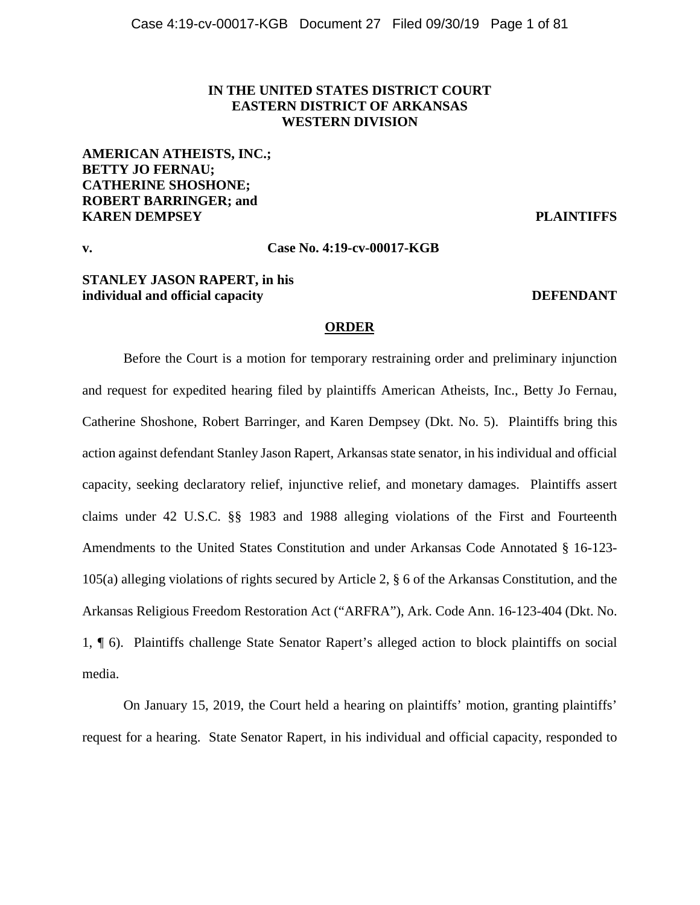**IN THE UNITED STATES DISTRICT COURT**
**EASTERN DISTRICT OF ARKANSAS**
**WESTERN DIVISION**

**AMERICAN ATHEISTS, INC.;**
**BETTY JO FERNAU;**
**CATHERINE SHOSHONE;**
**ROBERT BARRINGER; and**
**KAREN DEMPSEY** **PLAINTIFFS**

**v.** **Case No. 4:19-cv-00017-KGB**

**STANLEY JASON RAPERT, in his**
**individual and official capacity** **DEFENDANT**

**ORDER**

Before the Court is a motion for temporary restraining order and preliminary injunction and request for expedited hearing filed by plaintiffs American Atheists, Inc., Betty Jo Fernau, Catherine Shoshone, Robert Barringer, and Karen Dempsey (Dkt. No. 5). Plaintiffs bring this action against defendant Stanley Jason Rapert, Arkansas state senator, in his individual and official capacity, seeking declaratory relief, injunctive relief, and monetary damages. Plaintiffs assert claims under 42 U.S.C. §§ 1983 and 1988 alleging violations of the First and Fourteenth Amendments to the United States Constitution and under Arkansas Code Annotated § 16-123-105(a) alleging violations of rights secured by Article 2, § 6 of the Arkansas Constitution, and the Arkansas Religious Freedom Restoration Act ("ARFRA"), Ark. Code Ann. 16-123-404 (Dkt. No. 1, ¶ 6). Plaintiffs challenge State Senator Rapert's alleged action to block plaintiffs on social media.

On January 15, 2019, the Court held a hearing on plaintiffs' motion, granting plaintiffs' request for a hearing. State Senator Rapert, in his individual and official capacity, responded to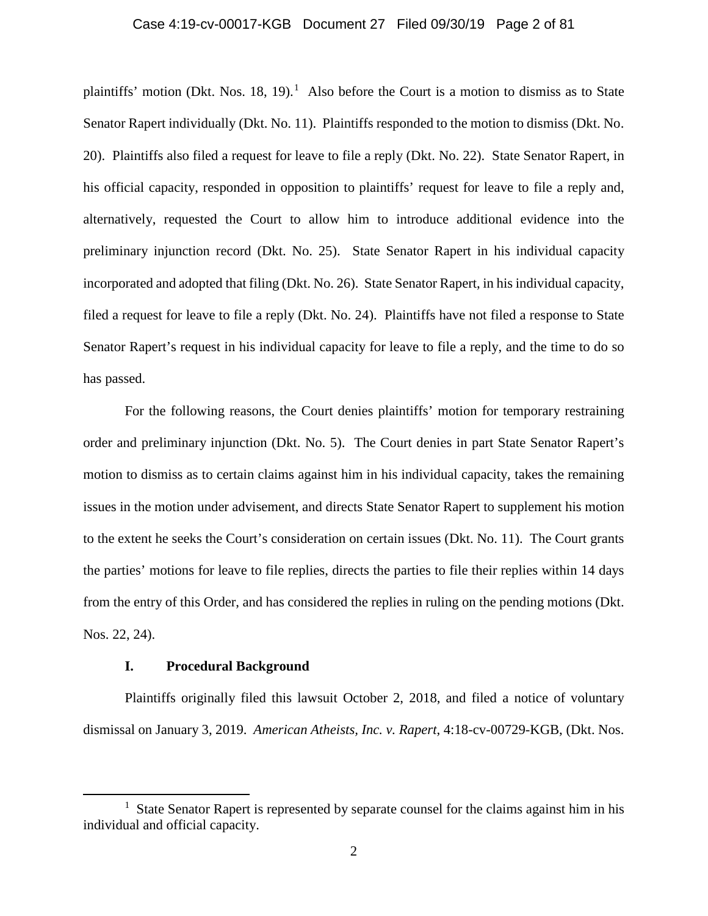plaintiffs' motion (Dkt. Nos. 18, 19).[1] Also before the Court is a motion to dismiss as to State Senator Rapert individually (Dkt. No. 11). Plaintiffs responded to the motion to dismiss (Dkt. No. 20). Plaintiffs also filed a request for leave to file a reply (Dkt. No. 22). State Senator Rapert, in his official capacity, responded in opposition to plaintiffs' request for leave to file a reply and, alternatively, requested the Court to allow him to introduce additional evidence into the preliminary injunction record (Dkt. No. 25). State Senator Rapert in his individual capacity incorporated and adopted that filing (Dkt. No. 26). State Senator Rapert, in his individual capacity, filed a request for leave to file a reply (Dkt. No. 24). Plaintiffs have not filed a response to State Senator Rapert's request in his individual capacity for leave to file a reply, and the time to do so has passed.

For the following reasons, the Court denies plaintiffs' motion for temporary restraining order and preliminary injunction (Dkt. No. 5). The Court denies in part State Senator Rapert's motion to dismiss as to certain claims against him in his individual capacity, takes the remaining issues in the motion under advisement, and directs State Senator Rapert to supplement his motion to the extent he seeks the Court's consideration on certain issues (Dkt. No. 11). The Court grants the parties' motions for leave to file replies, directs the parties to file their replies within 14 days from the entry of this Order, and has considered the replies in ruling on the pending motions (Dkt. Nos. 22, 24).

## I. Procedural Background

Plaintiffs originally filed this lawsuit October 2, 2018, and filed a notice of voluntary dismissal on January 3, 2019. *American Atheists, Inc. v. Rapert*, 4:18-cv-00729-KGB, (Dkt. Nos.

---

[1] State Senator Rapert is represented by separate counsel for the claims against him in his individual and official capacity.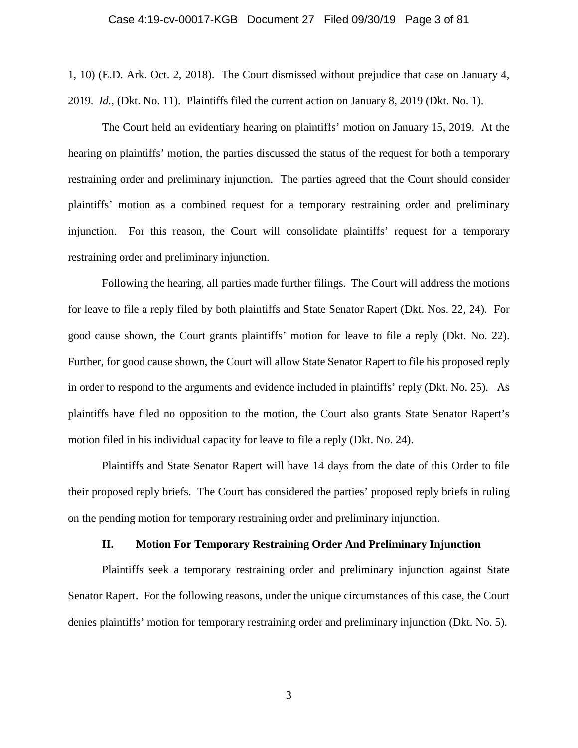1, 10) (E.D. Ark. Oct. 2, 2018). The Court dismissed without prejudice that case on January 4, 2019. *Id.*, (Dkt. No. 11). Plaintiffs filed the current action on January 8, 2019 (Dkt. No. 1).

The Court held an evidentiary hearing on plaintiffs' motion on January 15, 2019. At the hearing on plaintiffs' motion, the parties discussed the status of the request for both a temporary restraining order and preliminary injunction. The parties agreed that the Court should consider plaintiffs' motion as a combined request for a temporary restraining order and preliminary injunction. For this reason, the Court will consolidate plaintiffs' request for a temporary restraining order and preliminary injunction.

Following the hearing, all parties made further filings. The Court will address the motions for leave to file a reply filed by both plaintiffs and State Senator Rapert (Dkt. Nos. 22, 24). For good cause shown, the Court grants plaintiffs' motion for leave to file a reply (Dkt. No. 22). Further, for good cause shown, the Court will allow State Senator Rapert to file his proposed reply in order to respond to the arguments and evidence included in plaintiffs' reply (Dkt. No. 25). As plaintiffs have filed no opposition to the motion, the Court also grants State Senator Rapert's motion filed in his individual capacity for leave to file a reply (Dkt. No. 24).

Plaintiffs and State Senator Rapert will have 14 days from the date of this Order to file their proposed reply briefs. The Court has considered the parties' proposed reply briefs in ruling on the pending motion for temporary restraining order and preliminary injunction.

## II. Motion For Temporary Restraining Order And Preliminary Injunction

Plaintiffs seek a temporary restraining order and preliminary injunction against State Senator Rapert. For the following reasons, under the unique circumstances of this case, the Court denies plaintiffs' motion for temporary restraining order and preliminary injunction (Dkt. No. 5).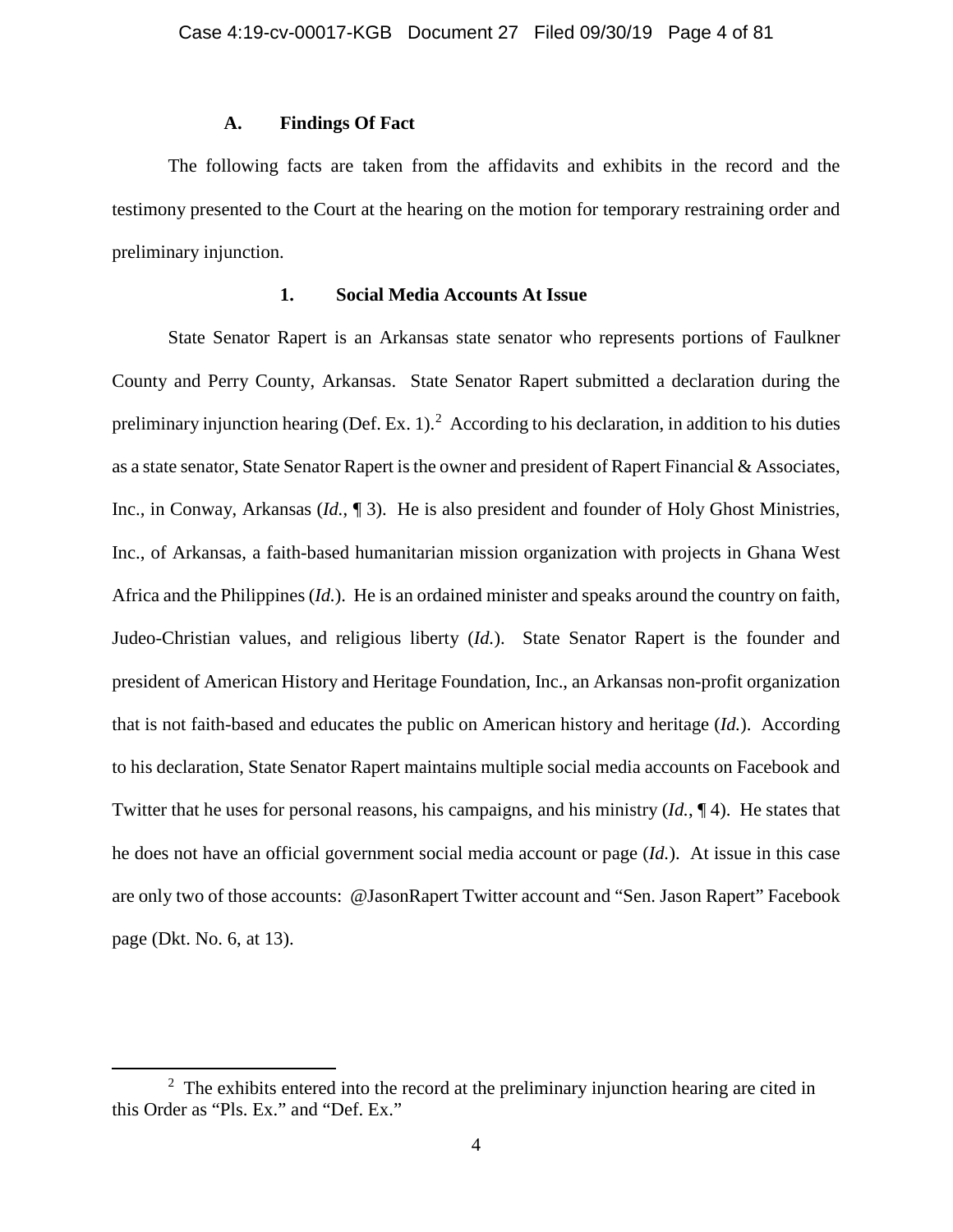### A. Findings Of Fact

The following facts are taken from the affidavits and exhibits in the record and the testimony presented to the Court at the hearing on the motion for temporary restraining order and preliminary injunction.

#### 1. Social Media Accounts At Issue

State Senator Rapert is an Arkansas state senator who represents portions of Faulkner County and Perry County, Arkansas. State Senator Rapert submitted a declaration during the preliminary injunction hearing (Def. Ex. 1).[2] According to his declaration, in addition to his duties as a state senator, State Senator Rapert is the owner and president of Rapert Financial & Associates, Inc., in Conway, Arkansas (*Id.*, ¶ 3). He is also president and founder of Holy Ghost Ministries, Inc., of Arkansas, a faith-based humanitarian mission organization with projects in Ghana West Africa and the Philippines (*Id.*). He is an ordained minister and speaks around the country on faith, Judeo-Christian values, and religious liberty (*Id.*). State Senator Rapert is the founder and president of American History and Heritage Foundation, Inc., an Arkansas non-profit organization that is not faith-based and educates the public on American history and heritage (*Id.*). According to his declaration, State Senator Rapert maintains multiple social media accounts on Facebook and Twitter that he uses for personal reasons, his campaigns, and his ministry (*Id.*, ¶ 4). He states that he does not have an official government social media account or page (*Id.*). At issue in this case are only two of those accounts: @JasonRapert Twitter account and "Sen. Jason Rapert" Facebook page (Dkt. No. 6, at 13).

[2] The exhibits entered into the record at the preliminary injunction hearing are cited in this Order as "Pls. Ex." and "Def. Ex."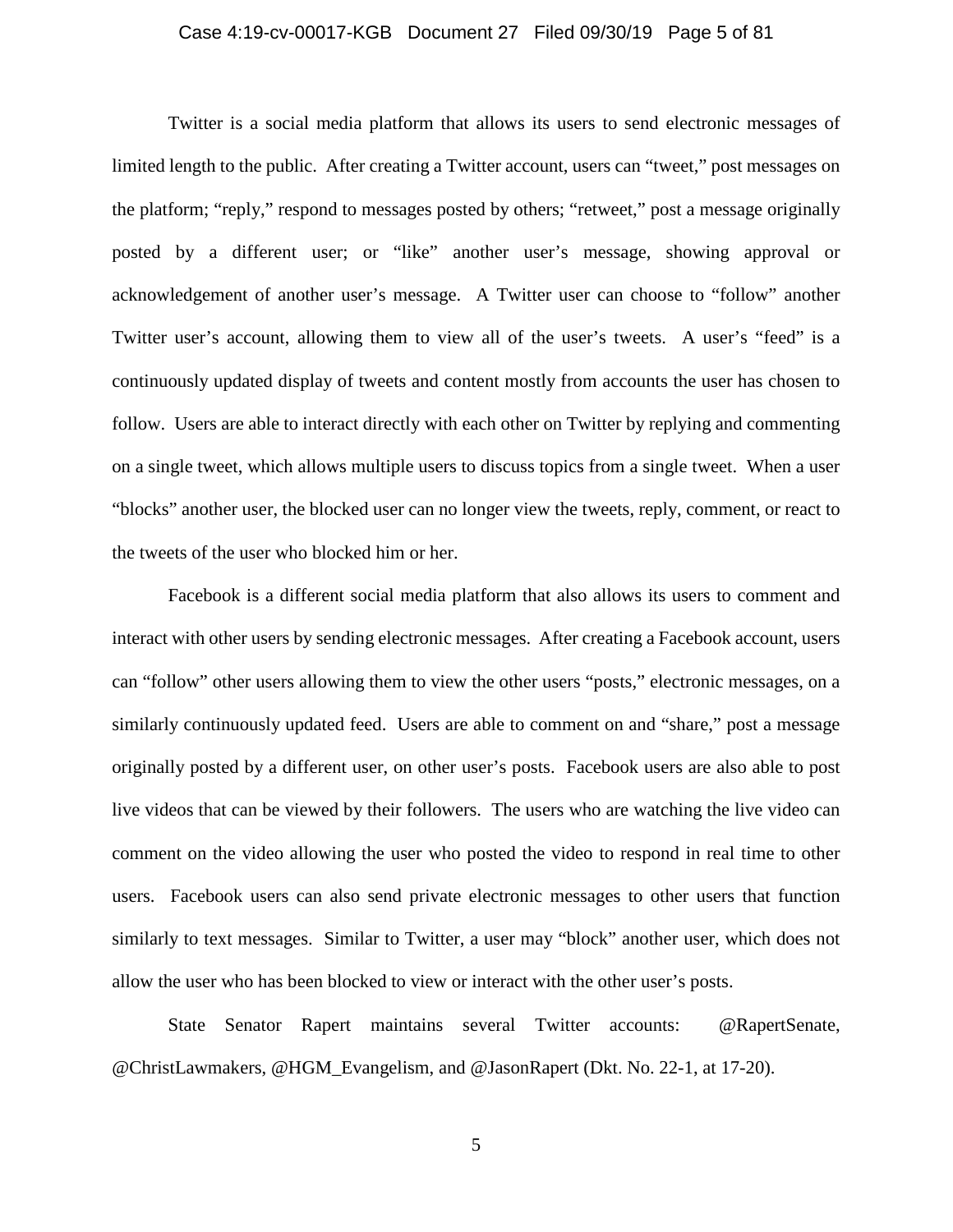Twitter is a social media platform that allows its users to send electronic messages of limited length to the public. After creating a Twitter account, users can "tweet," post messages on the platform; "reply," respond to messages posted by others; "retweet," post a message originally posted by a different user; or "like" another user's message, showing approval or acknowledgement of another user's message. A Twitter user can choose to "follow" another Twitter user's account, allowing them to view all of the user's tweets. A user's "feed" is a continuously updated display of tweets and content mostly from accounts the user has chosen to follow. Users are able to interact directly with each other on Twitter by replying and commenting on a single tweet, which allows multiple users to discuss topics from a single tweet. When a user "blocks" another user, the blocked user can no longer view the tweets, reply, comment, or react to the tweets of the user who blocked him or her.

Facebook is a different social media platform that also allows its users to comment and interact with other users by sending electronic messages. After creating a Facebook account, users can "follow" other users allowing them to view the other users "posts," electronic messages, on a similarly continuously updated feed. Users are able to comment on and "share," post a message originally posted by a different user, on other user's posts. Facebook users are also able to post live videos that can be viewed by their followers. The users who are watching the live video can comment on the video allowing the user who posted the video to respond in real time to other users. Facebook users can also send private electronic messages to other users that function similarly to text messages. Similar to Twitter, a user may "block" another user, which does not allow the user who has been blocked to view or interact with the other user's posts.

State Senator Rapert maintains several Twitter accounts: @RapertSenate, @ChristLawmakers, @HGM_Evangelism, and @JasonRapert (Dkt. No. 22-1, at 17-20).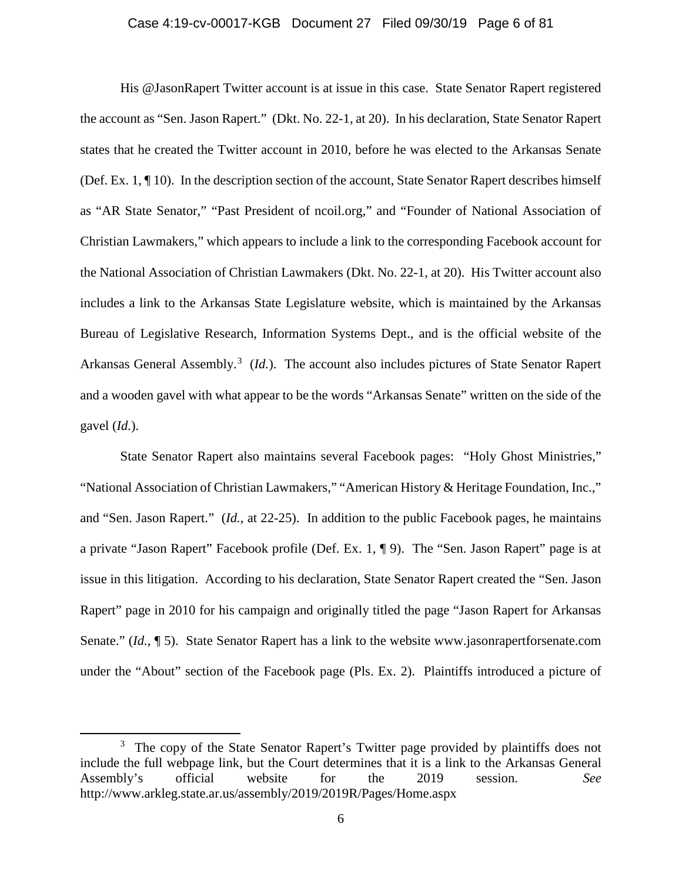His @JasonRapert Twitter account is at issue in this case. State Senator Rapert registered the account as "Sen. Jason Rapert." (Dkt. No. 22-1, at 20). In his declaration, State Senator Rapert states that he created the Twitter account in 2010, before he was elected to the Arkansas Senate (Def. Ex. 1, ¶ 10). In the description section of the account, State Senator Rapert describes himself as "AR State Senator," "Past President of ncoil.org," and "Founder of National Association of Christian Lawmakers," which appears to include a link to the corresponding Facebook account for the National Association of Christian Lawmakers (Dkt. No. 22-1, at 20). His Twitter account also includes a link to the Arkansas State Legislature website, which is maintained by the Arkansas Bureau of Legislative Research, Information Systems Dept., and is the official website of the Arkansas General Assembly.[3] (*Id.*). The account also includes pictures of State Senator Rapert and a wooden gavel with what appear to be the words "Arkansas Senate" written on the side of the gavel (*Id.*).

State Senator Rapert also maintains several Facebook pages: "Holy Ghost Ministries," "National Association of Christian Lawmakers," "American History & Heritage Foundation, Inc.," and "Sen. Jason Rapert." (*Id.*, at 22-25). In addition to the public Facebook pages, he maintains a private "Jason Rapert" Facebook profile (Def. Ex. 1, ¶ 9). The "Sen. Jason Rapert" page is at issue in this litigation. According to his declaration, State Senator Rapert created the "Sen. Jason Rapert" page in 2010 for his campaign and originally titled the page "Jason Rapert for Arkansas Senate." (*Id.*, ¶ 5). State Senator Rapert has a link to the website www.jasonrapertforsenate.com under the "About" section of the Facebook page (Pls. Ex. 2). Plaintiffs introduced a picture of

---

[3] The copy of the State Senator Rapert's Twitter page provided by plaintiffs does not include the full webpage link, but the Court determines that it is a link to the Arkansas General Assembly's official website for the 2019 session. *See* http://www.arkleg.state.ar.us/assembly/2019/2019R/Pages/Home.aspx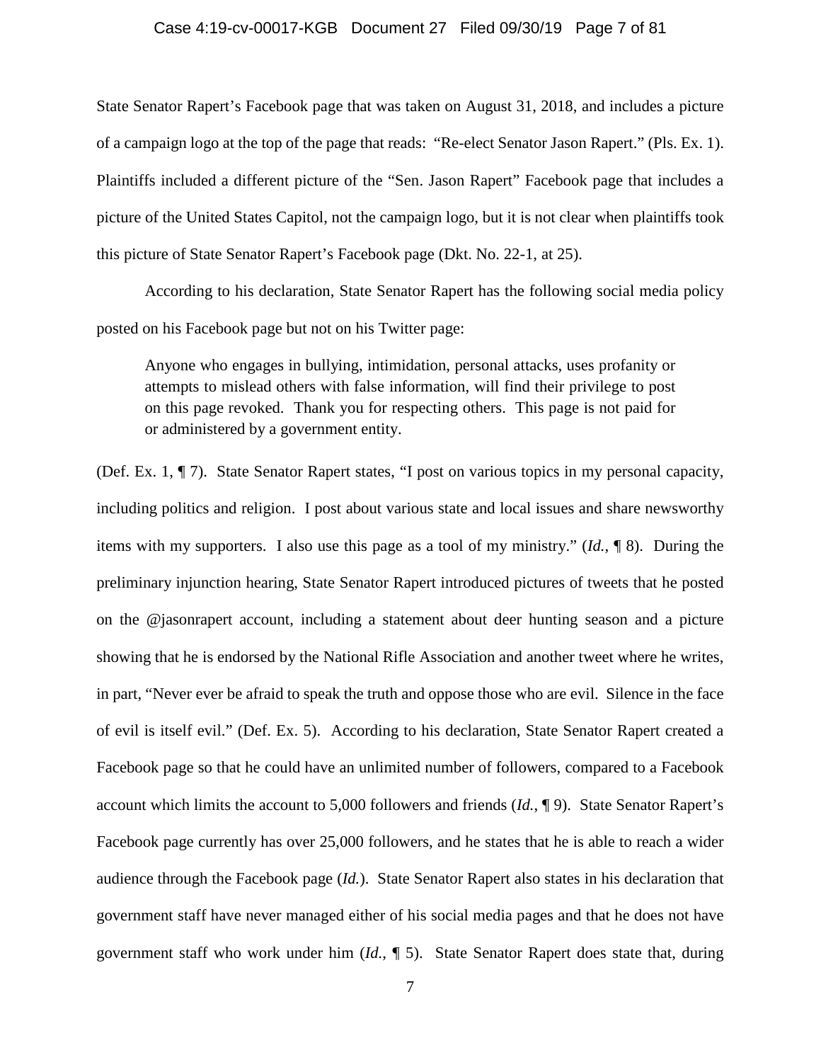State Senator Rapert's Facebook page that was taken on August 31, 2018, and includes a picture of a campaign logo at the top of the page that reads: "Re-elect Senator Jason Rapert." (Pls. Ex. 1). Plaintiffs included a different picture of the "Sen. Jason Rapert" Facebook page that includes a picture of the United States Capitol, not the campaign logo, but it is not clear when plaintiffs took this picture of State Senator Rapert's Facebook page (Dkt. No. 22-1, at 25).

According to his declaration, State Senator Rapert has the following social media policy posted on his Facebook page but not on his Twitter page:

> Anyone who engages in bullying, intimidation, personal attacks, uses profanity or attempts to mislead others with false information, will find their privilege to post on this page revoked. Thank you for respecting others. This page is not paid for or administered by a government entity.

(Def. Ex. 1, ¶ 7). State Senator Rapert states, "I post on various topics in my personal capacity, including politics and religion. I post about various state and local issues and share newsworthy items with my supporters. I also use this page as a tool of my ministry." (*Id.*, ¶ 8). During the preliminary injunction hearing, State Senator Rapert introduced pictures of tweets that he posted on the @jasonrapert account, including a statement about deer hunting season and a picture showing that he is endorsed by the National Rifle Association and another tweet where he writes, in part, "Never ever be afraid to speak the truth and oppose those who are evil. Silence in the face of evil is itself evil." (Def. Ex. 5). According to his declaration, State Senator Rapert created a Facebook page so that he could have an unlimited number of followers, compared to a Facebook account which limits the account to 5,000 followers and friends (*Id.*, ¶ 9). State Senator Rapert's Facebook page currently has over 25,000 followers, and he states that he is able to reach a wider audience through the Facebook page (*Id.*). State Senator Rapert also states in his declaration that government staff have never managed either of his social media pages and that he does not have government staff who work under him (*Id.*, ¶ 5). State Senator Rapert does state that, during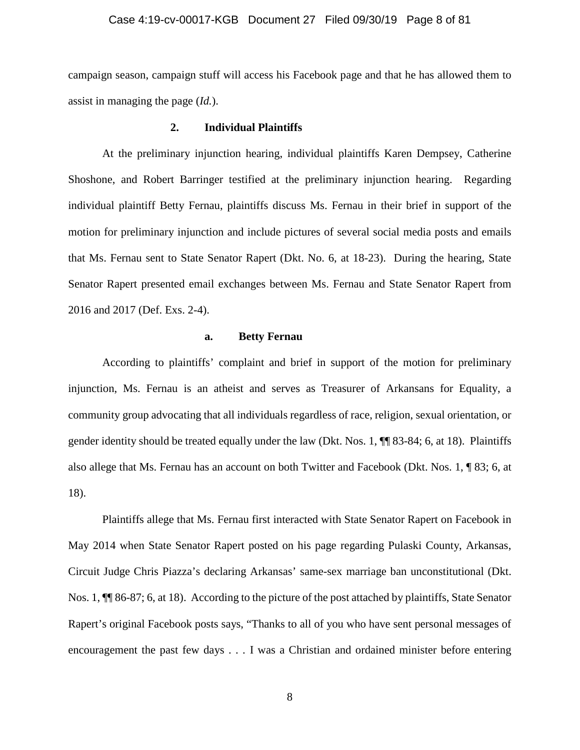campaign season, campaign stuff will access his Facebook page and that he has allowed them to assist in managing the page (*Id.*).

### 2. Individual Plaintiffs

At the preliminary injunction hearing, individual plaintiffs Karen Dempsey, Catherine Shoshone, and Robert Barringer testified at the preliminary injunction hearing. Regarding individual plaintiff Betty Fernau, plaintiffs discuss Ms. Fernau in their brief in support of the motion for preliminary injunction and include pictures of several social media posts and emails that Ms. Fernau sent to State Senator Rapert (Dkt. No. 6, at 18-23). During the hearing, State Senator Rapert presented email exchanges between Ms. Fernau and State Senator Rapert from 2016 and 2017 (Def. Exs. 2-4).

#### a. Betty Fernau

According to plaintiffs' complaint and brief in support of the motion for preliminary injunction, Ms. Fernau is an atheist and serves as Treasurer of Arkansans for Equality, a community group advocating that all individuals regardless of race, religion, sexual orientation, or gender identity should be treated equally under the law (Dkt. Nos. 1, ¶¶ 83-84; 6, at 18). Plaintiffs also allege that Ms. Fernau has an account on both Twitter and Facebook (Dkt. Nos. 1, ¶ 83; 6, at 18).

Plaintiffs allege that Ms. Fernau first interacted with State Senator Rapert on Facebook in May 2014 when State Senator Rapert posted on his page regarding Pulaski County, Arkansas, Circuit Judge Chris Piazza's declaring Arkansas' same-sex marriage ban unconstitutional (Dkt. Nos. 1, ¶¶ 86-87; 6, at 18). According to the picture of the post attached by plaintiffs, State Senator Rapert's original Facebook posts says, "Thanks to all of you who have sent personal messages of encouragement the past few days . . . I was a Christian and ordained minister before entering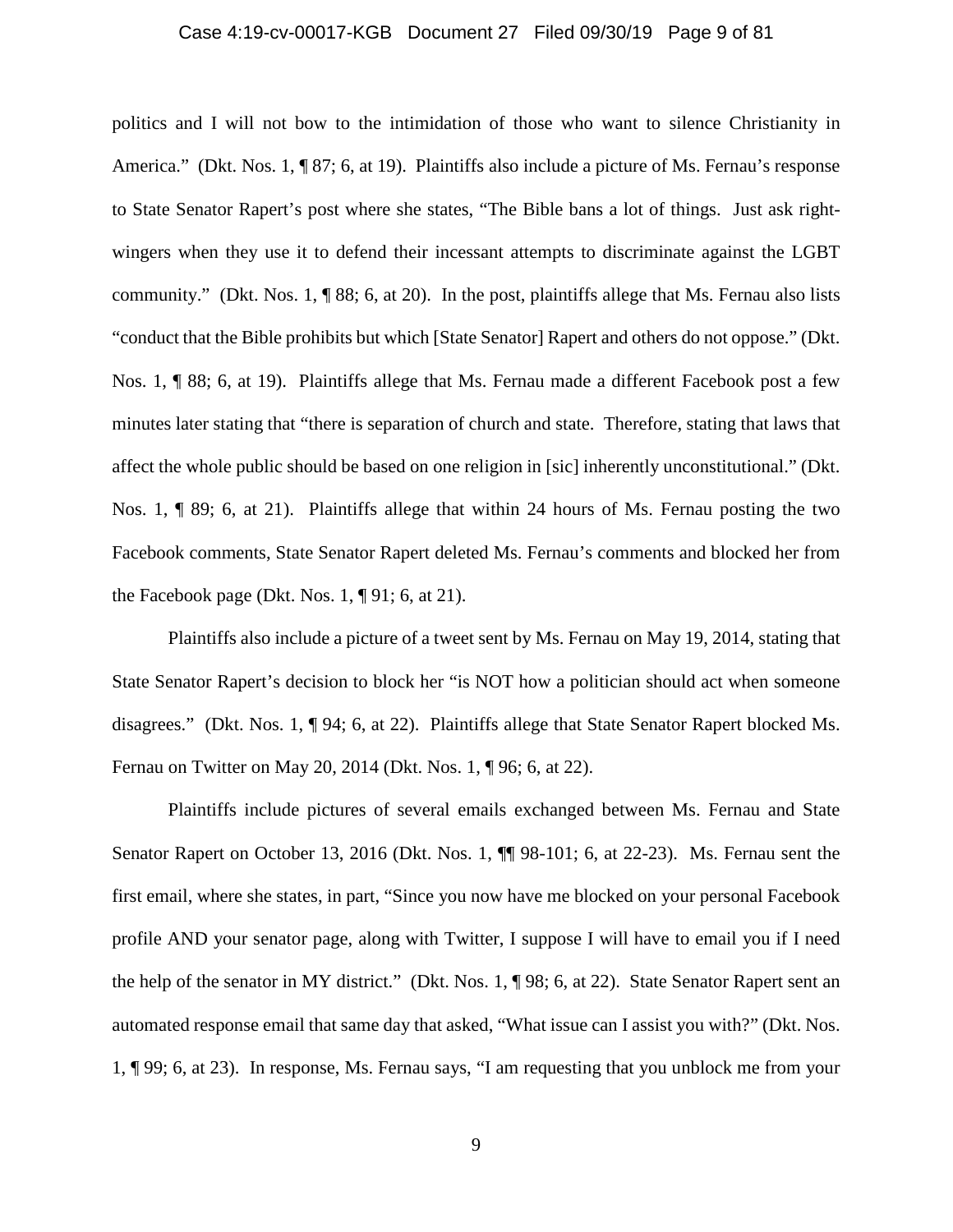politics and I will not bow to the intimidation of those who want to silence Christianity in America." (Dkt. Nos. 1, ¶ 87; 6, at 19). Plaintiffs also include a picture of Ms. Fernau's response to State Senator Rapert's post where she states, "The Bible bans a lot of things. Just ask right-wingers when they use it to defend their incessant attempts to discriminate against the LGBT community." (Dkt. Nos. 1, ¶ 88; 6, at 20). In the post, plaintiffs allege that Ms. Fernau also lists "conduct that the Bible prohibits but which [State Senator] Rapert and others do not oppose." (Dkt. Nos. 1, ¶ 88; 6, at 19). Plaintiffs allege that Ms. Fernau made a different Facebook post a few minutes later stating that "there is separation of church and state. Therefore, stating that laws that affect the whole public should be based on one religion in [sic] inherently unconstitutional." (Dkt. Nos. 1, ¶ 89; 6, at 21). Plaintiffs allege that within 24 hours of Ms. Fernau posting the two Facebook comments, State Senator Rapert deleted Ms. Fernau's comments and blocked her from the Facebook page (Dkt. Nos. 1, ¶ 91; 6, at 21).

Plaintiffs also include a picture of a tweet sent by Ms. Fernau on May 19, 2014, stating that State Senator Rapert's decision to block her "is NOT how a politician should act when someone disagrees." (Dkt. Nos. 1, ¶ 94; 6, at 22). Plaintiffs allege that State Senator Rapert blocked Ms. Fernau on Twitter on May 20, 2014 (Dkt. Nos. 1, ¶ 96; 6, at 22).

Plaintiffs include pictures of several emails exchanged between Ms. Fernau and State Senator Rapert on October 13, 2016 (Dkt. Nos. 1, ¶¶ 98-101; 6, at 22-23). Ms. Fernau sent the first email, where she states, in part, "Since you now have me blocked on your personal Facebook profile AND your senator page, along with Twitter, I suppose I will have to email you if I need the help of the senator in MY district." (Dkt. Nos. 1, ¶ 98; 6, at 22). State Senator Rapert sent an automated response email that same day that asked, "What issue can I assist you with?" (Dkt. Nos. 1, ¶ 99; 6, at 23). In response, Ms. Fernau says, "I am requesting that you unblock me from your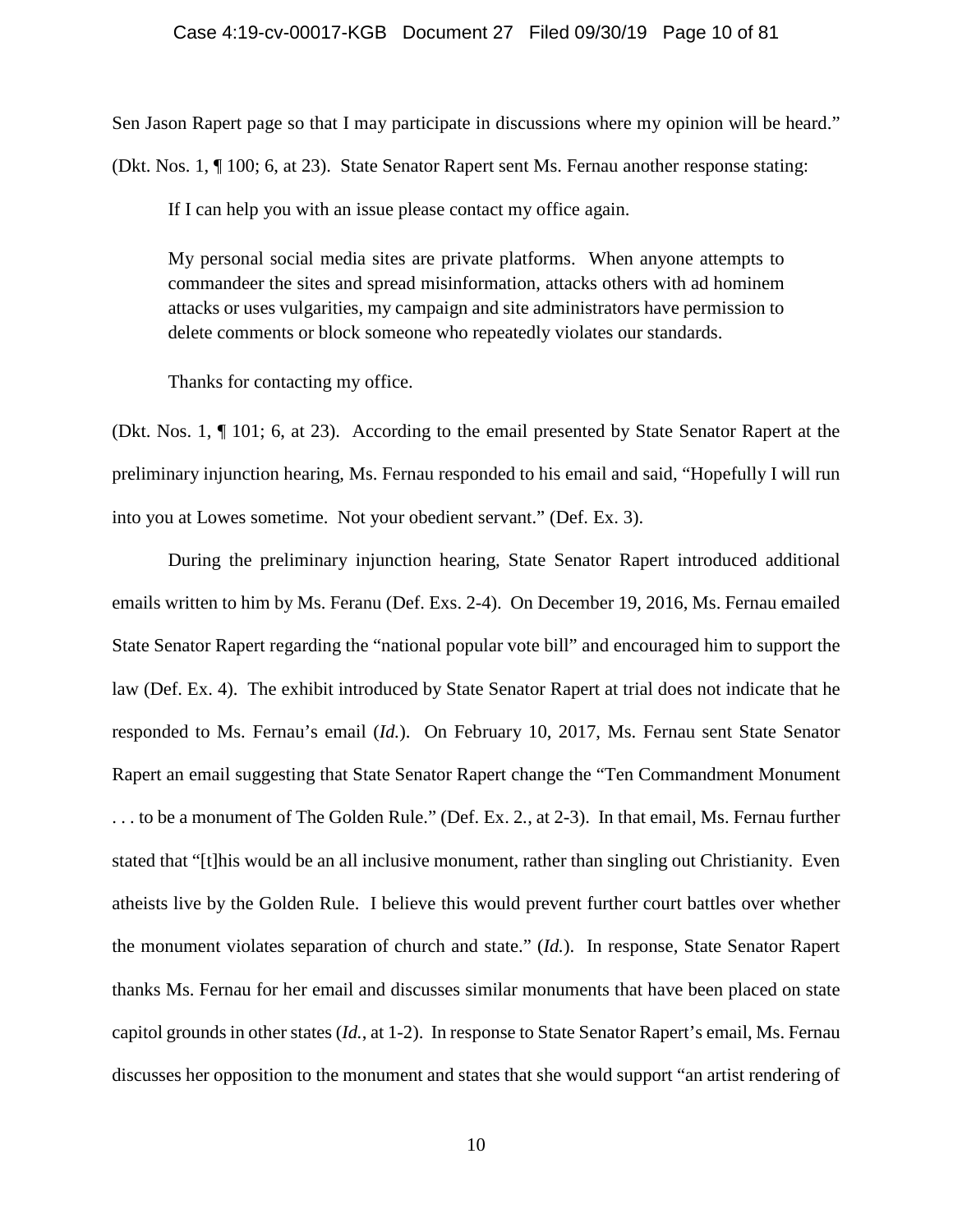Sen Jason Rapert page so that I may participate in discussions where my opinion will be heard." (Dkt. Nos. 1, ¶ 100; 6, at 23). State Senator Rapert sent Ms. Fernau another response stating:

> If I can help you with an issue please contact my office again.
>
> My personal social media sites are private platforms. When anyone attempts to commandeer the sites and spread misinformation, attacks others with ad hominem attacks or uses vulgarities, my campaign and site administrators have permission to delete comments or block someone who repeatedly violates our standards.
>
> Thanks for contacting my office.

(Dkt. Nos. 1, ¶ 101; 6, at 23). According to the email presented by State Senator Rapert at the preliminary injunction hearing, Ms. Fernau responded to his email and said, "Hopefully I will run into you at Lowes sometime. Not your obedient servant." (Def. Ex. 3).

During the preliminary injunction hearing, State Senator Rapert introduced additional emails written to him by Ms. Feranu (Def. Exs. 2-4). On December 19, 2016, Ms. Fernau emailed State Senator Rapert regarding the "national popular vote bill" and encouraged him to support the law (Def. Ex. 4). The exhibit introduced by State Senator Rapert at trial does not indicate that he responded to Ms. Fernau's email (*Id.*). On February 10, 2017, Ms. Fernau sent State Senator Rapert an email suggesting that State Senator Rapert change the "Ten Commandment Monument . . . to be a monument of The Golden Rule." (Def. Ex. 2., at 2-3). In that email, Ms. Fernau further stated that "[t]his would be an all inclusive monument, rather than singling out Christianity. Even atheists live by the Golden Rule. I believe this would prevent further court battles over whether the monument violates separation of church and state." (*Id.*). In response, State Senator Rapert thanks Ms. Fernau for her email and discusses similar monuments that have been placed on state capitol grounds in other states (*Id.*, at 1-2). In response to State Senator Rapert's email, Ms. Fernau discusses her opposition to the monument and states that she would support "an artist rendering of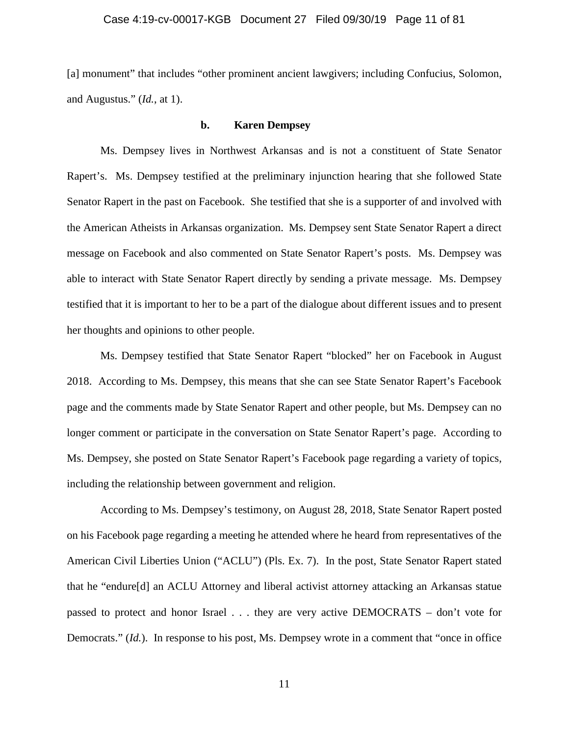[a] monument" that includes "other prominent ancient lawgivers; including Confucius, Solomon, and Augustus." (*Id.*, at 1).

**b. Karen Dempsey**

Ms. Dempsey lives in Northwest Arkansas and is not a constituent of State Senator Rapert's. Ms. Dempsey testified at the preliminary injunction hearing that she followed State Senator Rapert in the past on Facebook. She testified that she is a supporter of and involved with the American Atheists in Arkansas organization. Ms. Dempsey sent State Senator Rapert a direct message on Facebook and also commented on State Senator Rapert's posts. Ms. Dempsey was able to interact with State Senator Rapert directly by sending a private message. Ms. Dempsey testified that it is important to her to be a part of the dialogue about different issues and to present her thoughts and opinions to other people.

Ms. Dempsey testified that State Senator Rapert "blocked" her on Facebook in August 2018. According to Ms. Dempsey, this means that she can see State Senator Rapert's Facebook page and the comments made by State Senator Rapert and other people, but Ms. Dempsey can no longer comment or participate in the conversation on State Senator Rapert's page. According to Ms. Dempsey, she posted on State Senator Rapert's Facebook page regarding a variety of topics, including the relationship between government and religion.

According to Ms. Dempsey's testimony, on August 28, 2018, State Senator Rapert posted on his Facebook page regarding a meeting he attended where he heard from representatives of the American Civil Liberties Union ("ACLU") (Pls. Ex. 7). In the post, State Senator Rapert stated that he "endure[d] an ACLU Attorney and liberal activist attorney attacking an Arkansas statue passed to protect and honor Israel . . . they are very active DEMOCRATS – don't vote for Democrats." (*Id.*). In response to his post, Ms. Dempsey wrote in a comment that "once in office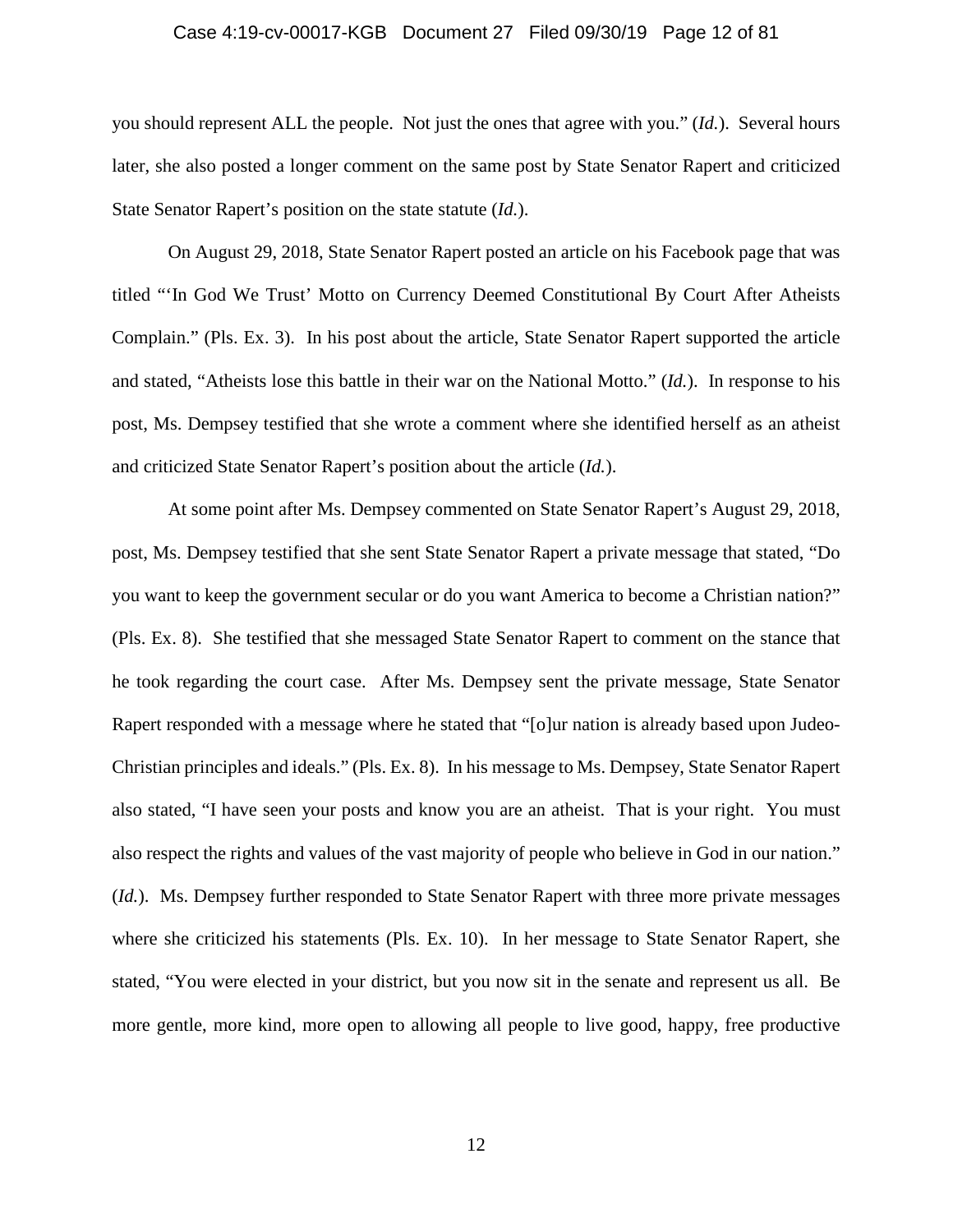you should represent ALL the people. Not just the ones that agree with you." (*Id.*). Several hours later, she also posted a longer comment on the same post by State Senator Rapert and criticized State Senator Rapert's position on the state statute (*Id.*).

On August 29, 2018, State Senator Rapert posted an article on his Facebook page that was titled "'In God We Trust' Motto on Currency Deemed Constitutional By Court After Atheists Complain." (Pls. Ex. 3). In his post about the article, State Senator Rapert supported the article and stated, "Atheists lose this battle in their war on the National Motto." (*Id.*). In response to his post, Ms. Dempsey testified that she wrote a comment where she identified herself as an atheist and criticized State Senator Rapert's position about the article (*Id.*).

At some point after Ms. Dempsey commented on State Senator Rapert's August 29, 2018, post, Ms. Dempsey testified that she sent State Senator Rapert a private message that stated, "Do you want to keep the government secular or do you want America to become a Christian nation?" (Pls. Ex. 8). She testified that she messaged State Senator Rapert to comment on the stance that he took regarding the court case. After Ms. Dempsey sent the private message, State Senator Rapert responded with a message where he stated that "[o]ur nation is already based upon Judeo-Christian principles and ideals." (Pls. Ex. 8). In his message to Ms. Dempsey, State Senator Rapert also stated, "I have seen your posts and know you are an atheist. That is your right. You must also respect the rights and values of the vast majority of people who believe in God in our nation." (*Id.*). Ms. Dempsey further responded to State Senator Rapert with three more private messages where she criticized his statements (Pls. Ex. 10). In her message to State Senator Rapert, she stated, "You were elected in your district, but you now sit in the senate and represent us all. Be more gentle, more kind, more open to allowing all people to live good, happy, free productive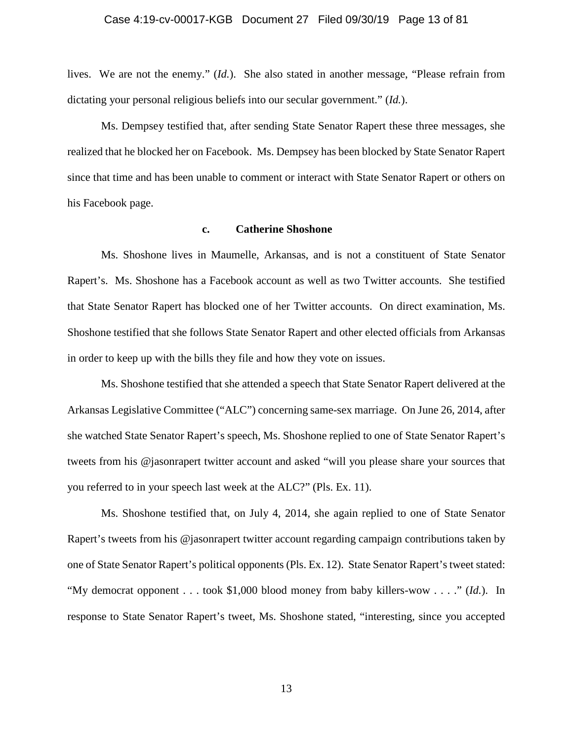lives. We are not the enemy." (*Id.*). She also stated in another message, "Please refrain from dictating your personal religious beliefs into our secular government." (*Id.*).

Ms. Dempsey testified that, after sending State Senator Rapert these three messages, she realized that he blocked her on Facebook. Ms. Dempsey has been blocked by State Senator Rapert since that time and has been unable to comment or interact with State Senator Rapert or others on his Facebook page.

#### c. Catherine Shoshone

Ms. Shoshone lives in Maumelle, Arkansas, and is not a constituent of State Senator Rapert's. Ms. Shoshone has a Facebook account as well as two Twitter accounts. She testified that State Senator Rapert has blocked one of her Twitter accounts. On direct examination, Ms. Shoshone testified that she follows State Senator Rapert and other elected officials from Arkansas in order to keep up with the bills they file and how they vote on issues.

Ms. Shoshone testified that she attended a speech that State Senator Rapert delivered at the Arkansas Legislative Committee ("ALC") concerning same-sex marriage. On June 26, 2014, after she watched State Senator Rapert's speech, Ms. Shoshone replied to one of State Senator Rapert's tweets from his @jasonrapert twitter account and asked "will you please share your sources that you referred to in your speech last week at the ALC?" (Pls. Ex. 11).

Ms. Shoshone testified that, on July 4, 2014, she again replied to one of State Senator Rapert's tweets from his @jasonrapert twitter account regarding campaign contributions taken by one of State Senator Rapert's political opponents (Pls. Ex. 12). State Senator Rapert's tweet stated: "My democrat opponent . . . took $1,000 blood money from baby killers-wow . . . ." (*Id.*). In response to State Senator Rapert's tweet, Ms. Shoshone stated, "interesting, since you accepted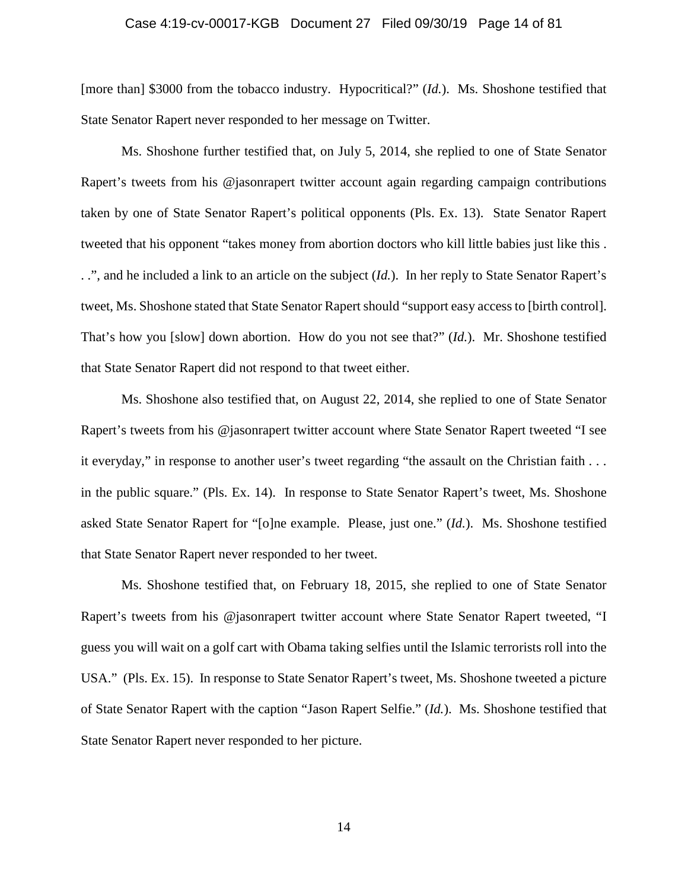[more than] $3000 from the tobacco industry. Hypocritical?" (*Id.*). Ms. Shoshone testified that State Senator Rapert never responded to her message on Twitter.

Ms. Shoshone further testified that, on July 5, 2014, she replied to one of State Senator Rapert's tweets from his @jasonrapert twitter account again regarding campaign contributions taken by one of State Senator Rapert's political opponents (Pls. Ex. 13). State Senator Rapert tweeted that his opponent "takes money from abortion doctors who kill little babies just like this . . .", and he included a link to an article on the subject (*Id.*). In her reply to State Senator Rapert's tweet, Ms. Shoshone stated that State Senator Rapert should "support easy access to [birth control]. That's how you [slow] down abortion. How do you not see that?" (*Id.*). Mr. Shoshone testified that State Senator Rapert did not respond to that tweet either.

Ms. Shoshone also testified that, on August 22, 2014, she replied to one of State Senator Rapert's tweets from his @jasonrapert twitter account where State Senator Rapert tweeted "I see it everyday," in response to another user's tweet regarding "the assault on the Christian faith . . . in the public square." (Pls. Ex. 14). In response to State Senator Rapert's tweet, Ms. Shoshone asked State Senator Rapert for "[o]ne example. Please, just one." (*Id.*). Ms. Shoshone testified that State Senator Rapert never responded to her tweet.

Ms. Shoshone testified that, on February 18, 2015, she replied to one of State Senator Rapert's tweets from his @jasonrapert twitter account where State Senator Rapert tweeted, "I guess you will wait on a golf cart with Obama taking selfies until the Islamic terrorists roll into the USA." (Pls. Ex. 15). In response to State Senator Rapert's tweet, Ms. Shoshone tweeted a picture of State Senator Rapert with the caption "Jason Rapert Selfie." (*Id.*). Ms. Shoshone testified that State Senator Rapert never responded to her picture.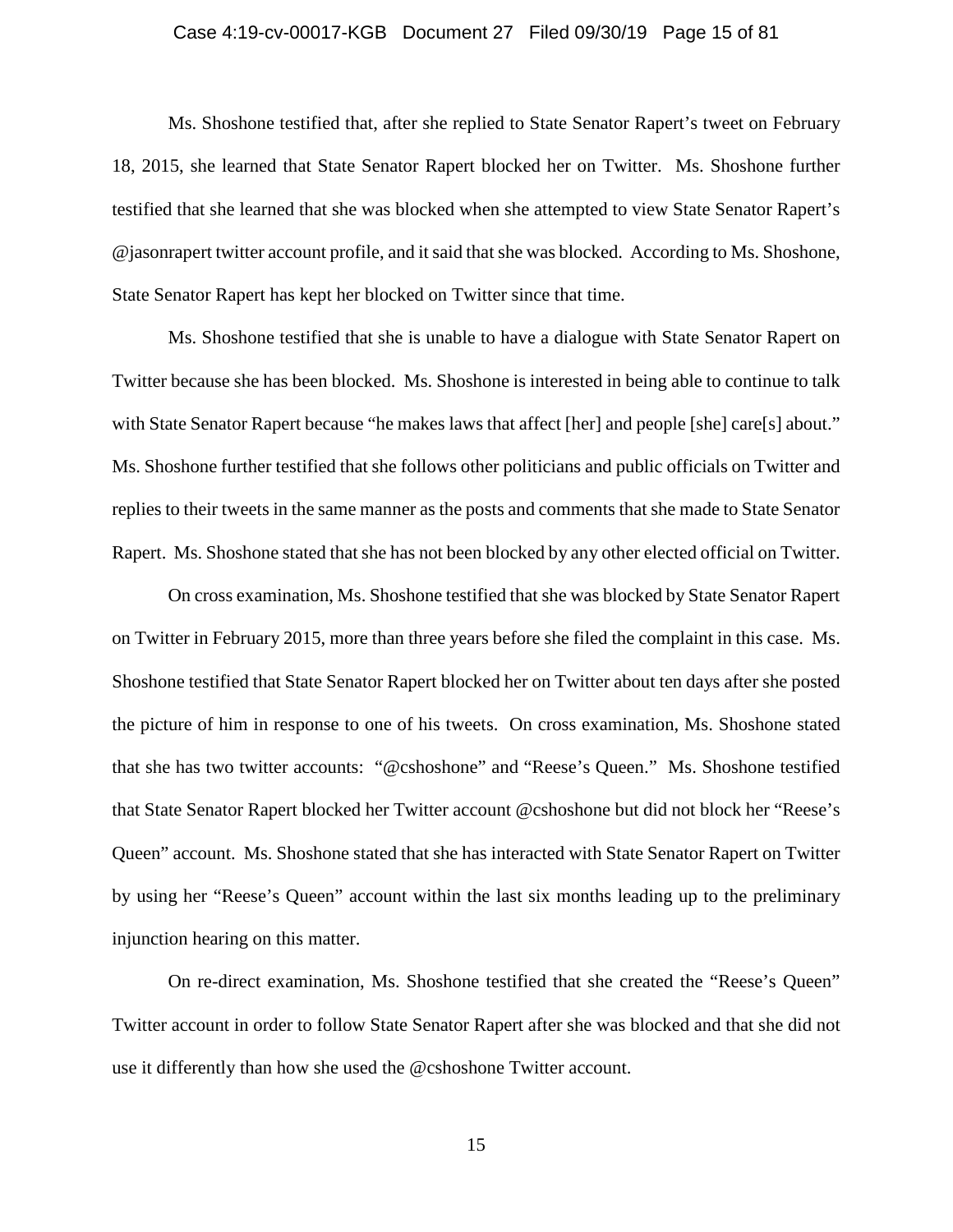Ms. Shoshone testified that, after she replied to State Senator Rapert's tweet on February 18, 2015, she learned that State Senator Rapert blocked her on Twitter. Ms. Shoshone further testified that she learned that she was blocked when she attempted to view State Senator Rapert's @jasonrapert twitter account profile, and it said that she was blocked. According to Ms. Shoshone, State Senator Rapert has kept her blocked on Twitter since that time.

Ms. Shoshone testified that she is unable to have a dialogue with State Senator Rapert on Twitter because she has been blocked. Ms. Shoshone is interested in being able to continue to talk with State Senator Rapert because "he makes laws that affect [her] and people [she] care[s] about." Ms. Shoshone further testified that she follows other politicians and public officials on Twitter and replies to their tweets in the same manner as the posts and comments that she made to State Senator Rapert. Ms. Shoshone stated that she has not been blocked by any other elected official on Twitter.

On cross examination, Ms. Shoshone testified that she was blocked by State Senator Rapert on Twitter in February 2015, more than three years before she filed the complaint in this case. Ms. Shoshone testified that State Senator Rapert blocked her on Twitter about ten days after she posted the picture of him in response to one of his tweets. On cross examination, Ms. Shoshone stated that she has two twitter accounts: "@cshoshone" and "Reese's Queen." Ms. Shoshone testified that State Senator Rapert blocked her Twitter account @cshoshone but did not block her "Reese's Queen" account. Ms. Shoshone stated that she has interacted with State Senator Rapert on Twitter by using her "Reese's Queen" account within the last six months leading up to the preliminary injunction hearing on this matter.

On re-direct examination, Ms. Shoshone testified that she created the "Reese's Queen" Twitter account in order to follow State Senator Rapert after she was blocked and that she did not use it differently than how she used the @cshoshone Twitter account.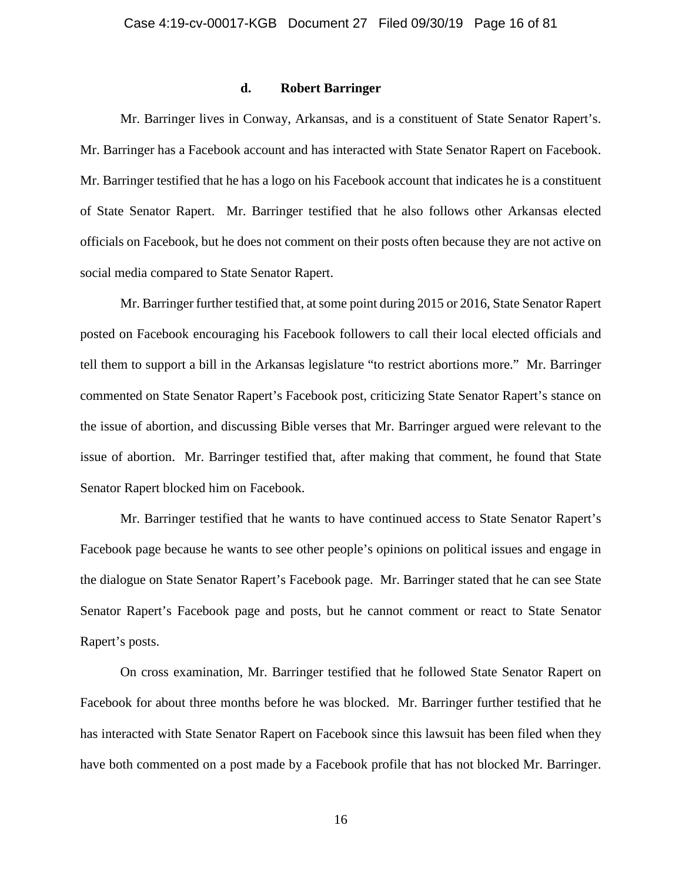#### d. Robert Barringer

Mr. Barringer lives in Conway, Arkansas, and is a constituent of State Senator Rapert's. Mr. Barringer has a Facebook account and has interacted with State Senator Rapert on Facebook. Mr. Barringer testified that he has a logo on his Facebook account that indicates he is a constituent of State Senator Rapert. Mr. Barringer testified that he also follows other Arkansas elected officials on Facebook, but he does not comment on their posts often because they are not active on social media compared to State Senator Rapert.

Mr. Barringer further testified that, at some point during 2015 or 2016, State Senator Rapert posted on Facebook encouraging his Facebook followers to call their local elected officials and tell them to support a bill in the Arkansas legislature "to restrict abortions more." Mr. Barringer commented on State Senator Rapert's Facebook post, criticizing State Senator Rapert's stance on the issue of abortion, and discussing Bible verses that Mr. Barringer argued were relevant to the issue of abortion. Mr. Barringer testified that, after making that comment, he found that State Senator Rapert blocked him on Facebook.

Mr. Barringer testified that he wants to have continued access to State Senator Rapert's Facebook page because he wants to see other people's opinions on political issues and engage in the dialogue on State Senator Rapert's Facebook page. Mr. Barringer stated that he can see State Senator Rapert's Facebook page and posts, but he cannot comment or react to State Senator Rapert's posts.

On cross examination, Mr. Barringer testified that he followed State Senator Rapert on Facebook for about three months before he was blocked. Mr. Barringer further testified that he has interacted with State Senator Rapert on Facebook since this lawsuit has been filed when they have both commented on a post made by a Facebook profile that has not blocked Mr. Barringer.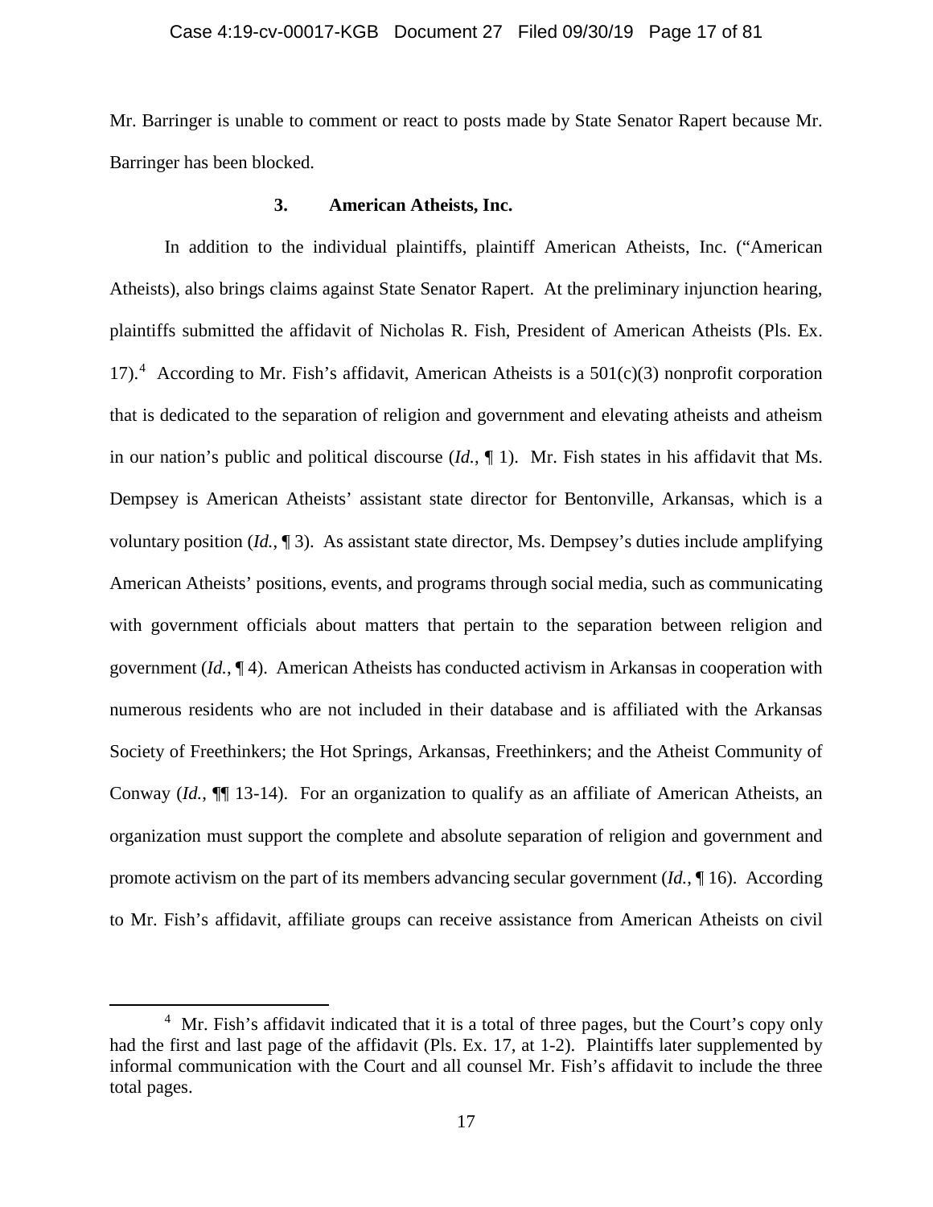Mr. Barringer is unable to comment or react to posts made by State Senator Rapert because Mr. Barringer has been blocked.

### 3. American Atheists, Inc.

In addition to the individual plaintiffs, plaintiff American Atheists, Inc. ("American Atheists), also brings claims against State Senator Rapert. At the preliminary injunction hearing, plaintiffs submitted the affidavit of Nicholas R. Fish, President of American Atheists (Pls. Ex. 17).[4] According to Mr. Fish's affidavit, American Atheists is a 501(c)(3) nonprofit corporation that is dedicated to the separation of religion and government and elevating atheists and atheism in our nation's public and political discourse (*Id.*, ¶ 1). Mr. Fish states in his affidavit that Ms. Dempsey is American Atheists' assistant state director for Bentonville, Arkansas, which is a voluntary position (*Id.*, ¶ 3). As assistant state director, Ms. Dempsey's duties include amplifying American Atheists' positions, events, and programs through social media, such as communicating with government officials about matters that pertain to the separation between religion and government (*Id.*, ¶ 4). American Atheists has conducted activism in Arkansas in cooperation with numerous residents who are not included in their database and is affiliated with the Arkansas Society of Freethinkers; the Hot Springs, Arkansas, Freethinkers; and the Atheist Community of Conway (*Id.*, ¶¶ 13-14). For an organization to qualify as an affiliate of American Atheists, an organization must support the complete and absolute separation of religion and government and promote activism on the part of its members advancing secular government (*Id.*, ¶ 16). According to Mr. Fish's affidavit, affiliate groups can receive assistance from American Atheists on civil

[4] Mr. Fish's affidavit indicated that it is a total of three pages, but the Court's copy only had the first and last page of the affidavit (Pls. Ex. 17, at 1-2). Plaintiffs later supplemented by informal communication with the Court and all counsel Mr. Fish's affidavit to include the three total pages.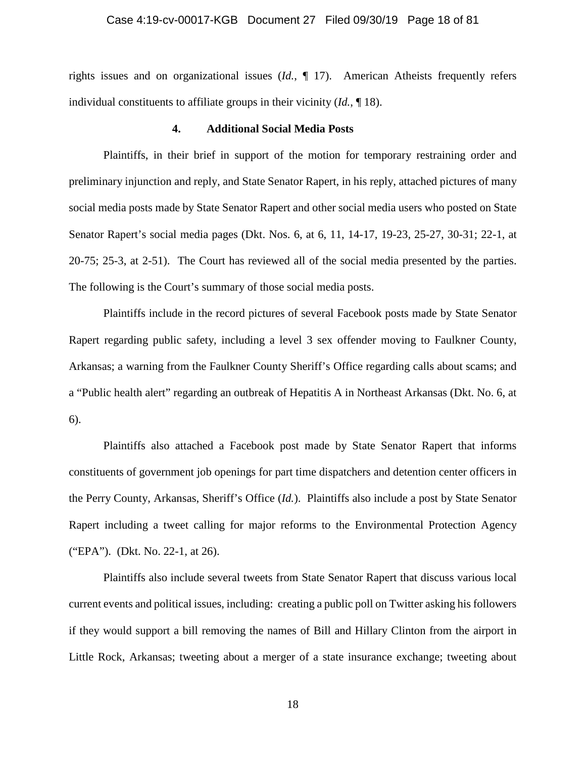rights issues and on organizational issues (*Id.*, ¶ 17). American Atheists frequently refers individual constituents to affiliate groups in their vicinity (*Id.*, ¶ 18).

### 4. Additional Social Media Posts

Plaintiffs, in their brief in support of the motion for temporary restraining order and preliminary injunction and reply, and State Senator Rapert, in his reply, attached pictures of many social media posts made by State Senator Rapert and other social media users who posted on State Senator Rapert's social media pages (Dkt. Nos. 6, at 6, 11, 14-17, 19-23, 25-27, 30-31; 22-1, at 20-75; 25-3, at 2-51). The Court has reviewed all of the social media presented by the parties. The following is the Court's summary of those social media posts.

Plaintiffs include in the record pictures of several Facebook posts made by State Senator Rapert regarding public safety, including a level 3 sex offender moving to Faulkner County, Arkansas; a warning from the Faulkner County Sheriff's Office regarding calls about scams; and a "Public health alert" regarding an outbreak of Hepatitis A in Northeast Arkansas (Dkt. No. 6, at 6).

Plaintiffs also attached a Facebook post made by State Senator Rapert that informs constituents of government job openings for part time dispatchers and detention center officers in the Perry County, Arkansas, Sheriff's Office (*Id.*). Plaintiffs also include a post by State Senator Rapert including a tweet calling for major reforms to the Environmental Protection Agency ("EPA"). (Dkt. No. 22-1, at 26).

Plaintiffs also include several tweets from State Senator Rapert that discuss various local current events and political issues, including: creating a public poll on Twitter asking his followers if they would support a bill removing the names of Bill and Hillary Clinton from the airport in Little Rock, Arkansas; tweeting about a merger of a state insurance exchange; tweeting about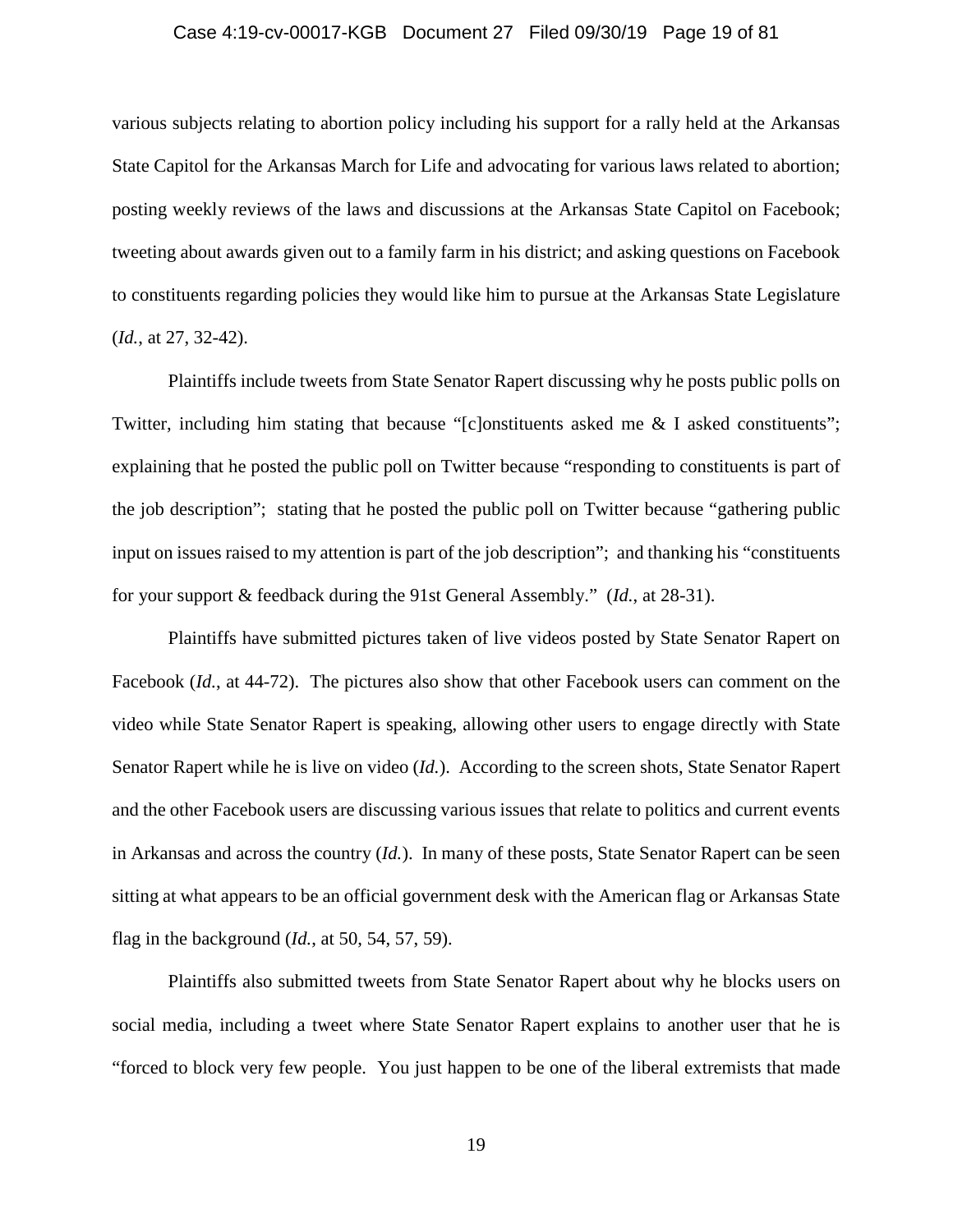various subjects relating to abortion policy including his support for a rally held at the Arkansas State Capitol for the Arkansas March for Life and advocating for various laws related to abortion; posting weekly reviews of the laws and discussions at the Arkansas State Capitol on Facebook; tweeting about awards given out to a family farm in his district; and asking questions on Facebook to constituents regarding policies they would like him to pursue at the Arkansas State Legislature (*Id.*, at 27, 32-42).

Plaintiffs include tweets from State Senator Rapert discussing why he posts public polls on Twitter, including him stating that because "[c]onstituents asked me & I asked constituents"; explaining that he posted the public poll on Twitter because "responding to constituents is part of the job description"; stating that he posted the public poll on Twitter because "gathering public input on issues raised to my attention is part of the job description"; and thanking his "constituents for your support & feedback during the 91st General Assembly." (*Id.*, at 28-31).

Plaintiffs have submitted pictures taken of live videos posted by State Senator Rapert on Facebook (*Id.*, at 44-72). The pictures also show that other Facebook users can comment on the video while State Senator Rapert is speaking, allowing other users to engage directly with State Senator Rapert while he is live on video (*Id.*). According to the screen shots, State Senator Rapert and the other Facebook users are discussing various issues that relate to politics and current events in Arkansas and across the country (*Id.*). In many of these posts, State Senator Rapert can be seen sitting at what appears to be an official government desk with the American flag or Arkansas State flag in the background (*Id.*, at 50, 54, 57, 59).

Plaintiffs also submitted tweets from State Senator Rapert about why he blocks users on social media, including a tweet where State Senator Rapert explains to another user that he is "forced to block very few people. You just happen to be one of the liberal extremists that made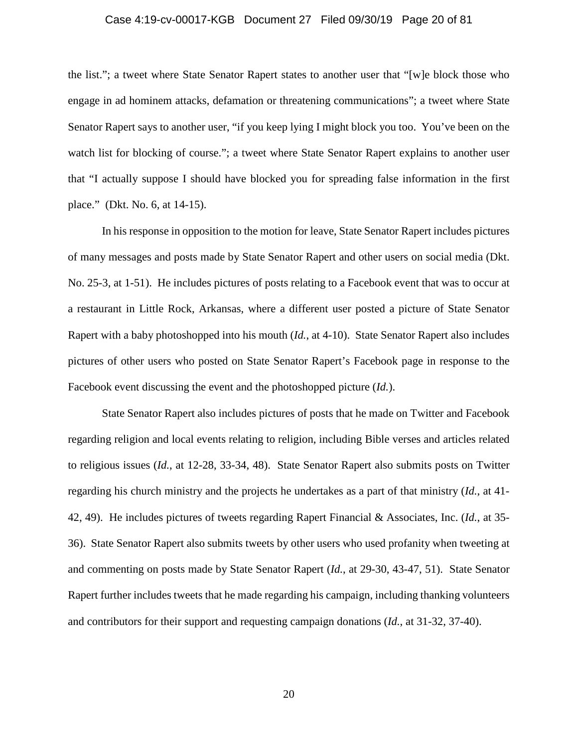the list."; a tweet where State Senator Rapert states to another user that "[w]e block those who engage in ad hominem attacks, defamation or threatening communications"; a tweet where State Senator Rapert says to another user, "if you keep lying I might block you too. You've been on the watch list for blocking of course."; a tweet where State Senator Rapert explains to another user that "I actually suppose I should have blocked you for spreading false information in the first place." (Dkt. No. 6, at 14-15).

In his response in opposition to the motion for leave, State Senator Rapert includes pictures of many messages and posts made by State Senator Rapert and other users on social media (Dkt. No. 25-3, at 1-51). He includes pictures of posts relating to a Facebook event that was to occur at a restaurant in Little Rock, Arkansas, where a different user posted a picture of State Senator Rapert with a baby photoshopped into his mouth (*Id.*, at 4-10). State Senator Rapert also includes pictures of other users who posted on State Senator Rapert's Facebook page in response to the Facebook event discussing the event and the photoshopped picture (*Id.*).

State Senator Rapert also includes pictures of posts that he made on Twitter and Facebook regarding religion and local events relating to religion, including Bible verses and articles related to religious issues (*Id.*, at 12-28, 33-34, 48). State Senator Rapert also submits posts on Twitter regarding his church ministry and the projects he undertakes as a part of that ministry (*Id.*, at 41-42, 49). He includes pictures of tweets regarding Rapert Financial & Associates, Inc. (*Id.*, at 35-36). State Senator Rapert also submits tweets by other users who used profanity when tweeting at and commenting on posts made by State Senator Rapert (*Id.*, at 29-30, 43-47, 51). State Senator Rapert further includes tweets that he made regarding his campaign, including thanking volunteers and contributors for their support and requesting campaign donations (*Id.*, at 31-32, 37-40).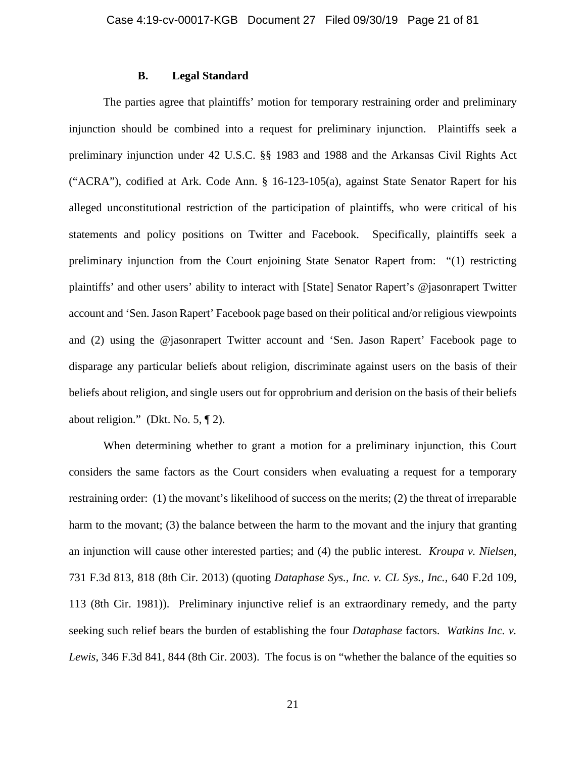### B. Legal Standard

The parties agree that plaintiffs' motion for temporary restraining order and preliminary injunction should be combined into a request for preliminary injunction. Plaintiffs seek a preliminary injunction under 42 U.S.C. §§ 1983 and 1988 and the Arkansas Civil Rights Act ("ACRA"), codified at Ark. Code Ann. § 16-123-105(a), against State Senator Rapert for his alleged unconstitutional restriction of the participation of plaintiffs, who were critical of his statements and policy positions on Twitter and Facebook. Specifically, plaintiffs seek a preliminary injunction from the Court enjoining State Senator Rapert from: "(1) restricting plaintiffs' and other users' ability to interact with [State] Senator Rapert's @jasonrapert Twitter account and 'Sen. Jason Rapert' Facebook page based on their political and/or religious viewpoints and (2) using the @jasonrapert Twitter account and 'Sen. Jason Rapert' Facebook page to disparage any particular beliefs about religion, discriminate against users on the basis of their beliefs about religion, and single users out for opprobrium and derision on the basis of their beliefs about religion." (Dkt. No. 5, ¶ 2).

When determining whether to grant a motion for a preliminary injunction, this Court considers the same factors as the Court considers when evaluating a request for a temporary restraining order: (1) the movant's likelihood of success on the merits; (2) the threat of irreparable harm to the movant; (3) the balance between the harm to the movant and the injury that granting an injunction will cause other interested parties; and (4) the public interest. *Kroupa v. Nielsen*, 731 F.3d 813, 818 (8th Cir. 2013) (quoting *Dataphase Sys., Inc. v. CL Sys., Inc.*, 640 F.2d 109, 113 (8th Cir. 1981)). Preliminary injunctive relief is an extraordinary remedy, and the party seeking such relief bears the burden of establishing the four *Dataphase* factors. *Watkins Inc. v. Lewis*, 346 F.3d 841, 844 (8th Cir. 2003). The focus is on "whether the balance of the equities so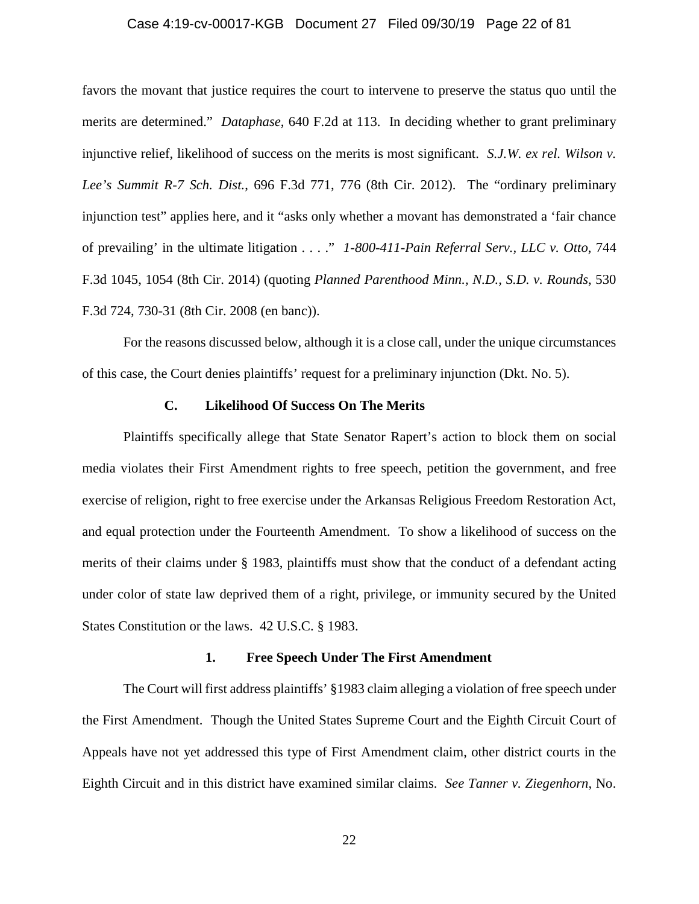favors the movant that justice requires the court to intervene to preserve the status quo until the merits are determined." *Dataphase*, 640 F.2d at 113. In deciding whether to grant preliminary injunctive relief, likelihood of success on the merits is most significant. *S.J.W. ex rel. Wilson v. Lee's Summit R-7 Sch. Dist.*, 696 F.3d 771, 776 (8th Cir. 2012). The "ordinary preliminary injunction test" applies here, and it "asks only whether a movant has demonstrated a 'fair chance of prevailing' in the ultimate litigation . . . ." *1-800-411-Pain Referral Serv., LLC v. Otto*, 744 F.3d 1045, 1054 (8th Cir. 2014) (quoting *Planned Parenthood Minn., N.D., S.D. v. Rounds*, 530 F.3d 724, 730-31 (8th Cir. 2008 (en banc)).

For the reasons discussed below, although it is a close call, under the unique circumstances of this case, the Court denies plaintiffs' request for a preliminary injunction (Dkt. No. 5).

### C. Likelihood Of Success On The Merits

Plaintiffs specifically allege that State Senator Rapert's action to block them on social media violates their First Amendment rights to free speech, petition the government, and free exercise of religion, right to free exercise under the Arkansas Religious Freedom Restoration Act, and equal protection under the Fourteenth Amendment. To show a likelihood of success on the merits of their claims under § 1983, plaintiffs must show that the conduct of a defendant acting under color of state law deprived them of a right, privilege, or immunity secured by the United States Constitution or the laws. 42 U.S.C. § 1983.

#### 1. Free Speech Under The First Amendment

The Court will first address plaintiffs' §1983 claim alleging a violation of free speech under the First Amendment. Though the United States Supreme Court and the Eighth Circuit Court of Appeals have not yet addressed this type of First Amendment claim, other district courts in the Eighth Circuit and in this district have examined similar claims. *See Tanner v. Ziegenhorn*, No.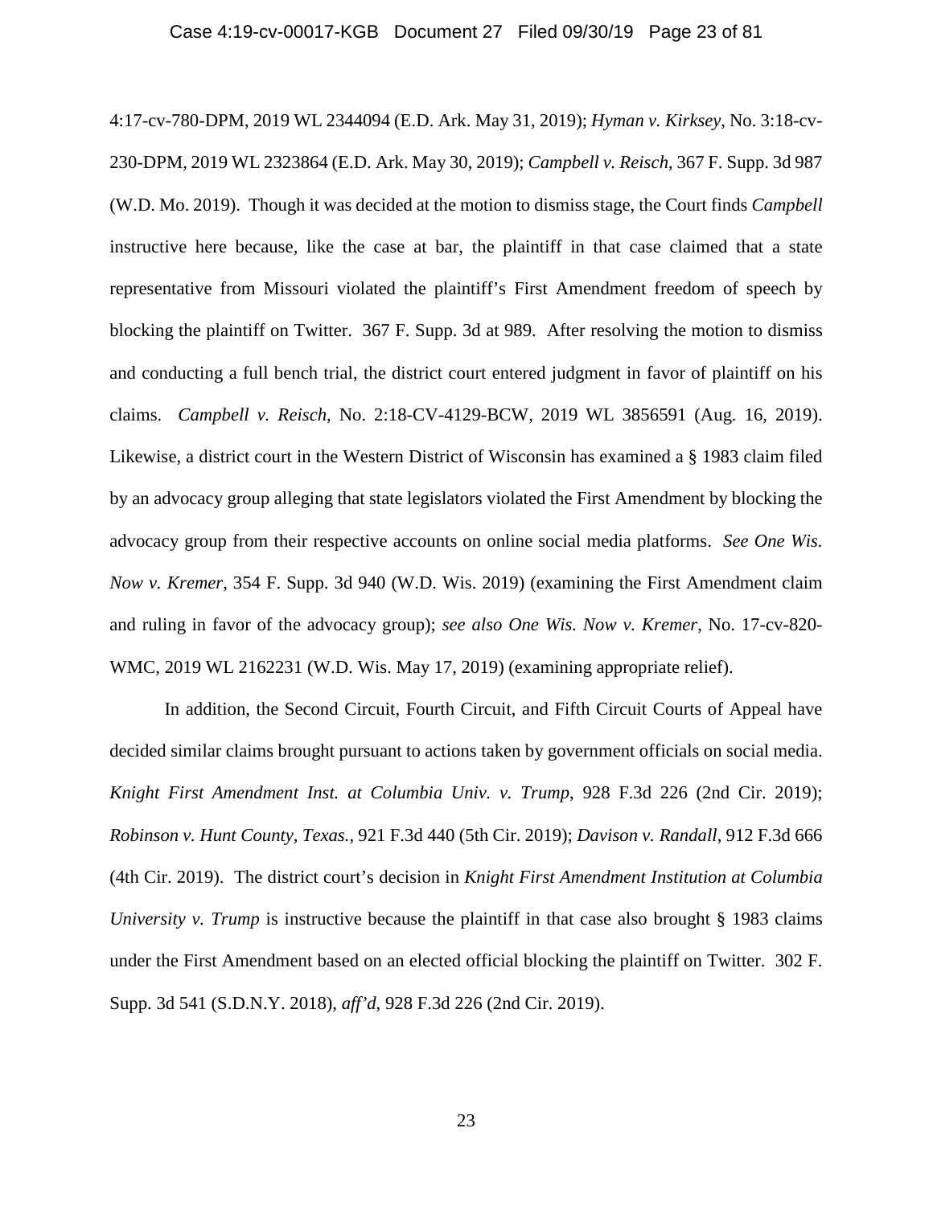4:17-cv-780-DPM, 2019 WL 2344094 (E.D. Ark. May 31, 2019); *Hyman v. Kirksey*, No. 3:18-cv-230-DPM, 2019 WL 2323864 (E.D. Ark. May 30, 2019); *Campbell v. Reisch*, 367 F. Supp. 3d 987 (W.D. Mo. 2019). Though it was decided at the motion to dismiss stage, the Court finds *Campbell* instructive here because, like the case at bar, the plaintiff in that case claimed that a state representative from Missouri violated the plaintiff's First Amendment freedom of speech by blocking the plaintiff on Twitter. 367 F. Supp. 3d at 989. After resolving the motion to dismiss and conducting a full bench trial, the district court entered judgment in favor of plaintiff on his claims. *Campbell v. Reisch*, No. 2:18-CV-4129-BCW, 2019 WL 3856591 (Aug. 16, 2019). Likewise, a district court in the Western District of Wisconsin has examined a § 1983 claim filed by an advocacy group alleging that state legislators violated the First Amendment by blocking the advocacy group from their respective accounts on online social media platforms. *See One Wis. Now v. Kremer*, 354 F. Supp. 3d 940 (W.D. Wis. 2019) (examining the First Amendment claim and ruling in favor of the advocacy group); *see also One Wis. Now v. Kremer*, No. 17-cv-820-WMC, 2019 WL 2162231 (W.D. Wis. May 17, 2019) (examining appropriate relief).

In addition, the Second Circuit, Fourth Circuit, and Fifth Circuit Courts of Appeal have decided similar claims brought pursuant to actions taken by government officials on social media. *Knight First Amendment Inst. at Columbia Univ. v. Trump*, 928 F.3d 226 (2nd Cir. 2019); *Robinson v. Hunt County, Texas.*, 921 F.3d 440 (5th Cir. 2019); *Davison v. Randall*, 912 F.3d 666 (4th Cir. 2019). The district court's decision in *Knight First Amendment Institution at Columbia University v. Trump* is instructive because the plaintiff in that case also brought § 1983 claims under the First Amendment based on an elected official blocking the plaintiff on Twitter. 302 F. Supp. 3d 541 (S.D.N.Y. 2018), *aff'd*, 928 F.3d 226 (2nd Cir. 2019).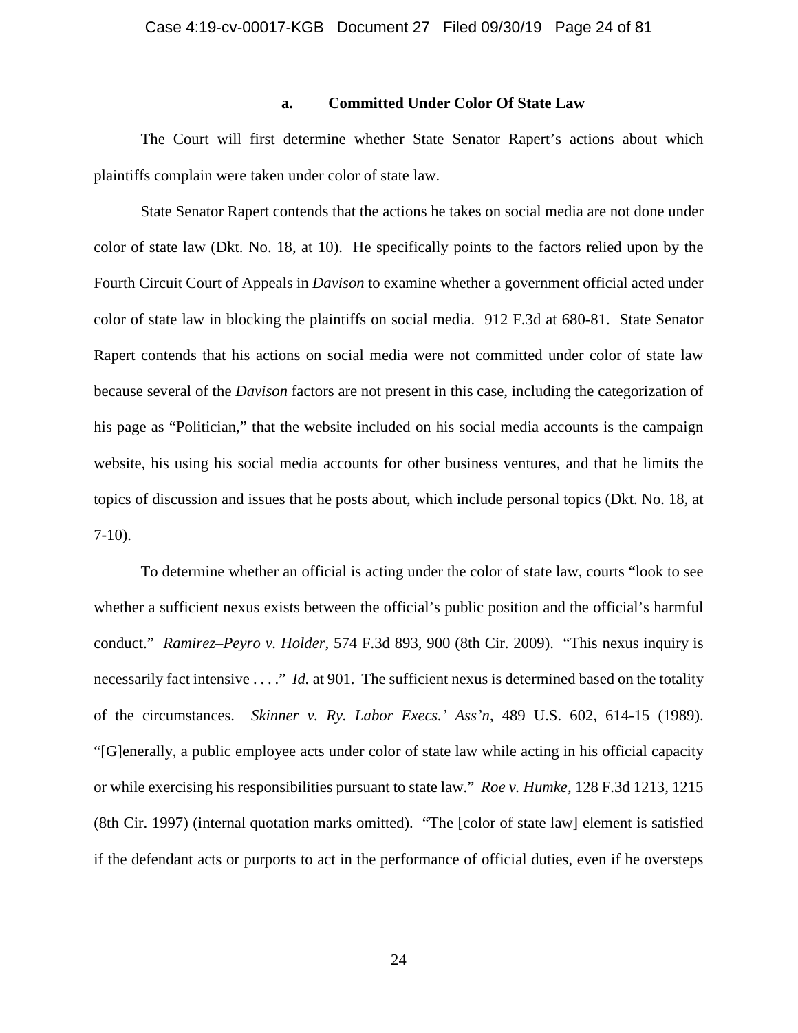### a. Committed Under Color Of State Law

The Court will first determine whether State Senator Rapert's actions about which plaintiffs complain were taken under color of state law.

State Senator Rapert contends that the actions he takes on social media are not done under color of state law (Dkt. No. 18, at 10). He specifically points to the factors relied upon by the Fourth Circuit Court of Appeals in *Davison* to examine whether a government official acted under color of state law in blocking the plaintiffs on social media. 912 F.3d at 680-81. State Senator Rapert contends that his actions on social media were not committed under color of state law because several of the *Davison* factors are not present in this case, including the categorization of his page as "Politician," that the website included on his social media accounts is the campaign website, his using his social media accounts for other business ventures, and that he limits the topics of discussion and issues that he posts about, which include personal topics (Dkt. No. 18, at 7-10).

To determine whether an official is acting under the color of state law, courts "look to see whether a sufficient nexus exists between the official's public position and the official's harmful conduct." *Ramirez–Peyro v. Holder*, 574 F.3d 893, 900 (8th Cir. 2009). "This nexus inquiry is necessarily fact intensive . . . ." *Id.* at 901. The sufficient nexus is determined based on the totality of the circumstances. *Skinner v. Ry. Labor Execs.' Ass'n*, 489 U.S. 602, 614-15 (1989). "[G]enerally, a public employee acts under color of state law while acting in his official capacity or while exercising his responsibilities pursuant to state law." *Roe v. Humke*, 128 F.3d 1213, 1215 (8th Cir. 1997) (internal quotation marks omitted). "The [color of state law] element is satisfied if the defendant acts or purports to act in the performance of official duties, even if he oversteps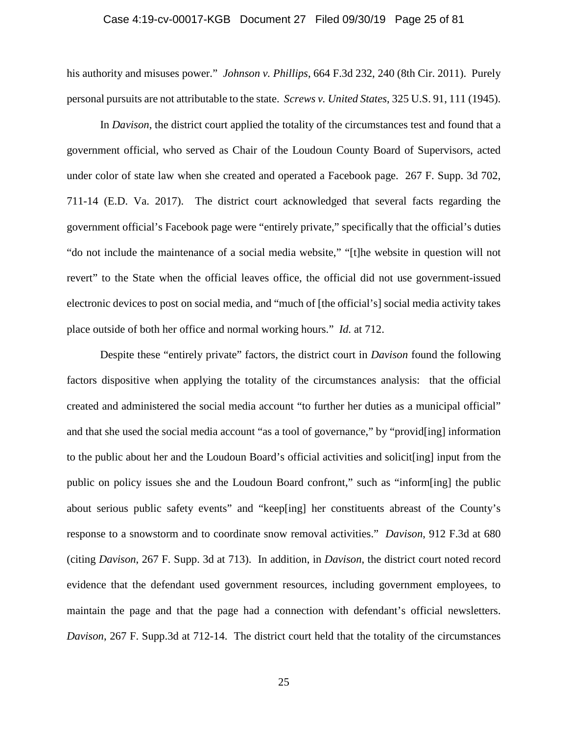his authority and misuses power." *Johnson v. Phillips*, 664 F.3d 232, 240 (8th Cir. 2011). Purely personal pursuits are not attributable to the state. *Screws v. United States*, 325 U.S. 91, 111 (1945).

In *Davison*, the district court applied the totality of the circumstances test and found that a government official, who served as Chair of the Loudoun County Board of Supervisors, acted under color of state law when she created and operated a Facebook page. 267 F. Supp. 3d 702, 711-14 (E.D. Va. 2017). The district court acknowledged that several facts regarding the government official's Facebook page were "entirely private," specifically that the official's duties "do not include the maintenance of a social media website," "[t]he website in question will not revert" to the State when the official leaves office, the official did not use government-issued electronic devices to post on social media, and "much of [the official's] social media activity takes place outside of both her office and normal working hours." *Id.* at 712.

Despite these "entirely private" factors, the district court in *Davison* found the following factors dispositive when applying the totality of the circumstances analysis: that the official created and administered the social media account "to further her duties as a municipal official" and that she used the social media account "as a tool of governance," by "provid[ing] information to the public about her and the Loudoun Board's official activities and solicit[ing] input from the public on policy issues she and the Loudoun Board confront," such as "inform[ing] the public about serious public safety events" and "keep[ing] her constituents abreast of the County's response to a snowstorm and to coordinate snow removal activities." *Davison*, 912 F.3d at 680 (citing *Davison*, 267 F. Supp. 3d at 713). In addition, in *Davison*, the district court noted record evidence that the defendant used government resources, including government employees, to maintain the page and that the page had a connection with defendant's official newsletters. *Davison*, 267 F. Supp.3d at 712-14. The district court held that the totality of the circumstances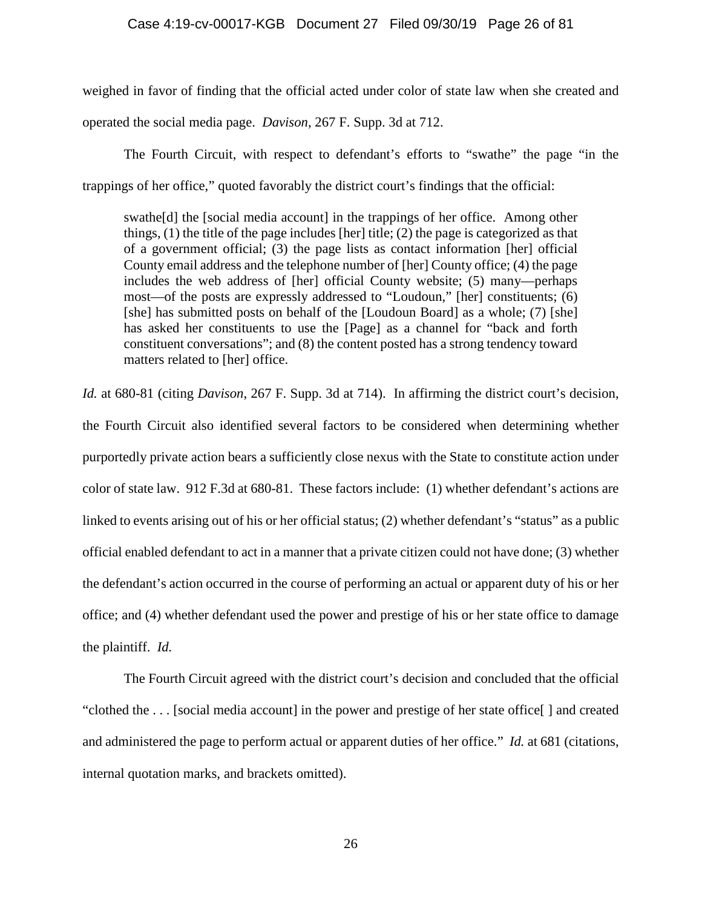weighed in favor of finding that the official acted under color of state law when she created and operated the social media page. *Davison*, 267 F. Supp. 3d at 712.

The Fourth Circuit, with respect to defendant's efforts to "swathe" the page "in the trappings of her office," quoted favorably the district court's findings that the official:

> swathe[d] the [social media account] in the trappings of her office. Among other things, (1) the title of the page includes [her] title; (2) the page is categorized as that of a government official; (3) the page lists as contact information [her] official County email address and the telephone number of [her] County office; (4) the page includes the web address of [her] official County website; (5) many—perhaps most—of the posts are expressly addressed to "Loudoun," [her] constituents; (6) [she] has submitted posts on behalf of the [Loudoun Board] as a whole; (7) [she] has asked her constituents to use the [Page] as a channel for "back and forth constituent conversations"; and (8) the content posted has a strong tendency toward matters related to [her] office.

*Id.* at 680-81 (citing *Davison*, 267 F. Supp. 3d at 714). In affirming the district court's decision, the Fourth Circuit also identified several factors to be considered when determining whether purportedly private action bears a sufficiently close nexus with the State to constitute action under color of state law. 912 F.3d at 680-81. These factors include: (1) whether defendant's actions are linked to events arising out of his or her official status; (2) whether defendant's "status" as a public official enabled defendant to act in a manner that a private citizen could not have done; (3) whether the defendant's action occurred in the course of performing an actual or apparent duty of his or her office; and (4) whether defendant used the power and prestige of his or her state office to damage the plaintiff. *Id.*

The Fourth Circuit agreed with the district court's decision and concluded that the official "clothed the . . . [social media account] in the power and prestige of her state office[ ] and created and administered the page to perform actual or apparent duties of her office." *Id.* at 681 (citations, internal quotation marks, and brackets omitted).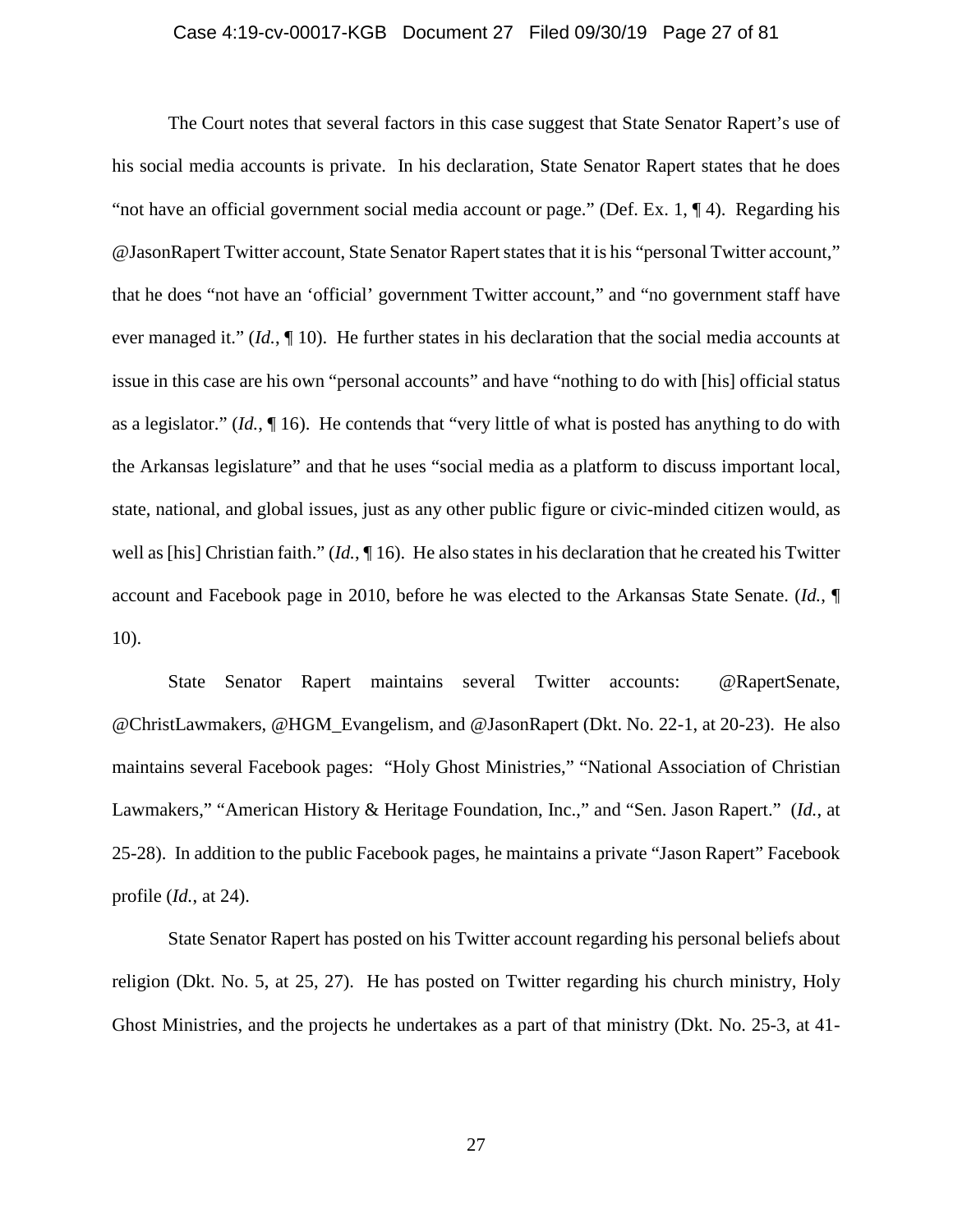The Court notes that several factors in this case suggest that State Senator Rapert's use of his social media accounts is private. In his declaration, State Senator Rapert states that he does "not have an official government social media account or page." (Def. Ex. 1, ¶ 4). Regarding his @JasonRapert Twitter account, State Senator Rapert states that it is his "personal Twitter account," that he does "not have an 'official' government Twitter account," and "no government staff have ever managed it." (*Id.*, ¶ 10). He further states in his declaration that the social media accounts at issue in this case are his own "personal accounts" and have "nothing to do with [his] official status as a legislator." (*Id.*, ¶ 16). He contends that "very little of what is posted has anything to do with the Arkansas legislature" and that he uses "social media as a platform to discuss important local, state, national, and global issues, just as any other public figure or civic-minded citizen would, as well as [his] Christian faith." (*Id.*, ¶ 16). He also states in his declaration that he created his Twitter account and Facebook page in 2010, before he was elected to the Arkansas State Senate. (*Id.*, ¶ 10).

State Senator Rapert maintains several Twitter accounts: @RapertSenate, @ChristLawmakers, @HGM_Evangelism, and @JasonRapert (Dkt. No. 22-1, at 20-23). He also maintains several Facebook pages: "Holy Ghost Ministries," "National Association of Christian Lawmakers," "American History & Heritage Foundation, Inc.," and "Sen. Jason Rapert." (*Id.*, at 25-28). In addition to the public Facebook pages, he maintains a private "Jason Rapert" Facebook profile (*Id.*, at 24).

State Senator Rapert has posted on his Twitter account regarding his personal beliefs about religion (Dkt. No. 5, at 25, 27). He has posted on Twitter regarding his church ministry, Holy Ghost Ministries, and the projects he undertakes as a part of that ministry (Dkt. No. 25-3, at 41-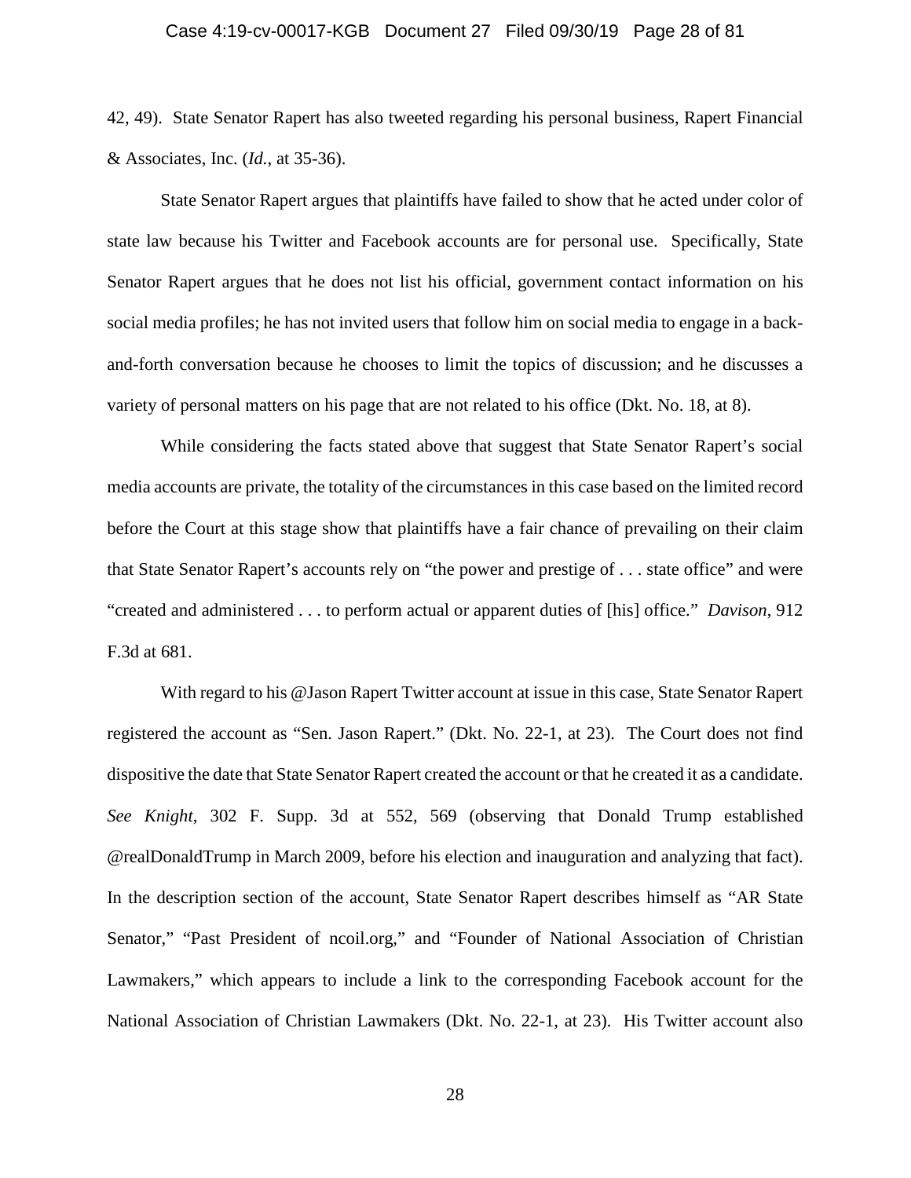42, 49). State Senator Rapert has also tweeted regarding his personal business, Rapert Financial & Associates, Inc. (*Id.*, at 35-36).

State Senator Rapert argues that plaintiffs have failed to show that he acted under color of state law because his Twitter and Facebook accounts are for personal use. Specifically, State Senator Rapert argues that he does not list his official, government contact information on his social media profiles; he has not invited users that follow him on social media to engage in a back-and-forth conversation because he chooses to limit the topics of discussion; and he discusses a variety of personal matters on his page that are not related to his office (Dkt. No. 18, at 8).

While considering the facts stated above that suggest that State Senator Rapert's social media accounts are private, the totality of the circumstances in this case based on the limited record before the Court at this stage show that plaintiffs have a fair chance of prevailing on their claim that State Senator Rapert's accounts rely on "the power and prestige of . . . state office" and were "created and administered . . . to perform actual or apparent duties of [his] office." *Davison*, 912 F.3d at 681.

With regard to his @Jason Rapert Twitter account at issue in this case, State Senator Rapert registered the account as "Sen. Jason Rapert." (Dkt. No. 22-1, at 23). The Court does not find dispositive the date that State Senator Rapert created the account or that he created it as a candidate. *See Knight*, 302 F. Supp. 3d at 552, 569 (observing that Donald Trump established @realDonaldTrump in March 2009, before his election and inauguration and analyzing that fact). In the description section of the account, State Senator Rapert describes himself as "AR State Senator," "Past President of ncoil.org," and "Founder of National Association of Christian Lawmakers," which appears to include a link to the corresponding Facebook account for the National Association of Christian Lawmakers (Dkt. No. 22-1, at 23). His Twitter account also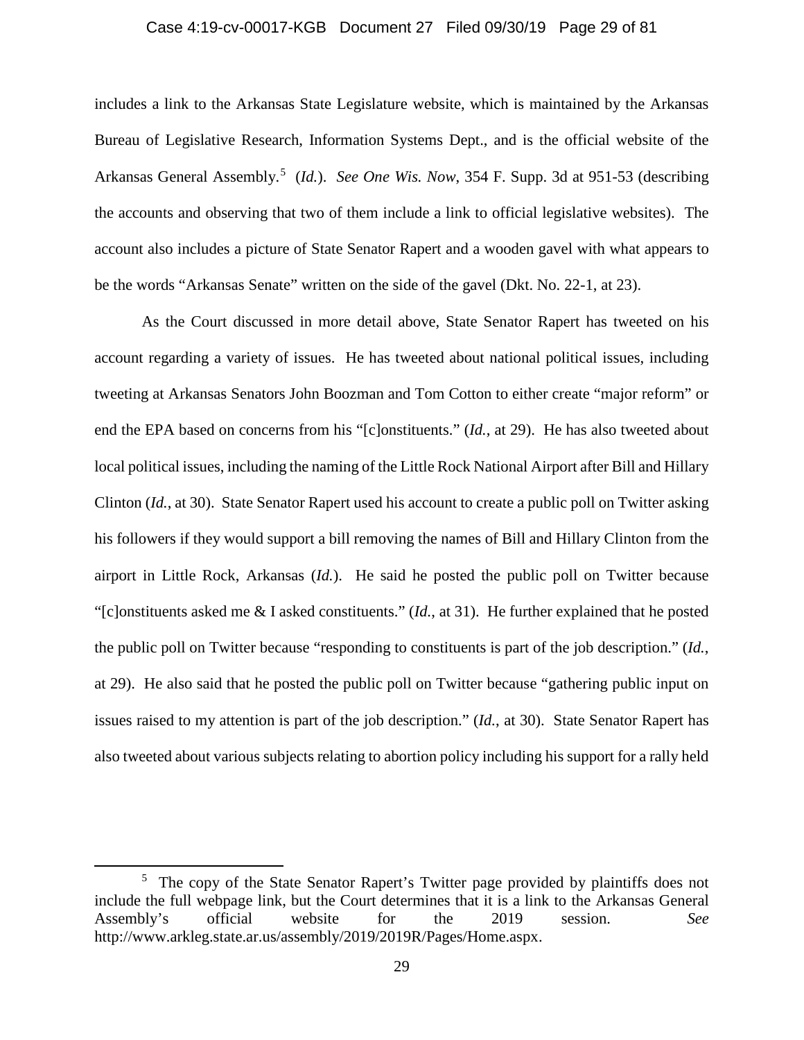includes a link to the Arkansas State Legislature website, which is maintained by the Arkansas Bureau of Legislative Research, Information Systems Dept., and is the official website of the Arkansas General Assembly.[5] (*Id.*). *See One Wis. Now*, 354 F. Supp. 3d at 951-53 (describing the accounts and observing that two of them include a link to official legislative websites). The account also includes a picture of State Senator Rapert and a wooden gavel with what appears to be the words "Arkansas Senate" written on the side of the gavel (Dkt. No. 22-1, at 23).

As the Court discussed in more detail above, State Senator Rapert has tweeted on his account regarding a variety of issues. He has tweeted about national political issues, including tweeting at Arkansas Senators John Boozman and Tom Cotton to either create "major reform" or end the EPA based on concerns from his "[c]onstituents." (*Id.*, at 29). He has also tweeted about local political issues, including the naming of the Little Rock National Airport after Bill and Hillary Clinton (*Id.*, at 30). State Senator Rapert used his account to create a public poll on Twitter asking his followers if they would support a bill removing the names of Bill and Hillary Clinton from the airport in Little Rock, Arkansas (*Id.*). He said he posted the public poll on Twitter because "[c]onstituents asked me & I asked constituents." (*Id.*, at 31). He further explained that he posted the public poll on Twitter because "responding to constituents is part of the job description." (*Id.*, at 29). He also said that he posted the public poll on Twitter because "gathering public input on issues raised to my attention is part of the job description." (*Id.*, at 30). State Senator Rapert has also tweeted about various subjects relating to abortion policy including his support for a rally held

[5] The copy of the State Senator Rapert's Twitter page provided by plaintiffs does not include the full webpage link, but the Court determines that it is a link to the Arkansas General Assembly's official website for the 2019 session. *See* http://www.arkleg.state.ar.us/assembly/2019/2019R/Pages/Home.aspx.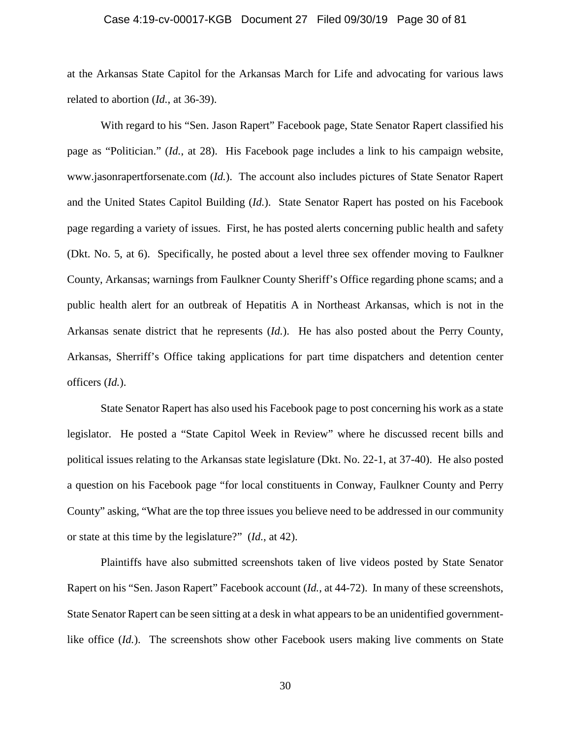at the Arkansas State Capitol for the Arkansas March for Life and advocating for various laws related to abortion (*Id.*, at 36-39).

With regard to his "Sen. Jason Rapert" Facebook page, State Senator Rapert classified his page as "Politician." (*Id.*, at 28). His Facebook page includes a link to his campaign website, www.jasonrapertforsenate.com (*Id.*). The account also includes pictures of State Senator Rapert and the United States Capitol Building (*Id.*). State Senator Rapert has posted on his Facebook page regarding a variety of issues. First, he has posted alerts concerning public health and safety (Dkt. No. 5, at 6). Specifically, he posted about a level three sex offender moving to Faulkner County, Arkansas; warnings from Faulkner County Sheriff's Office regarding phone scams; and a public health alert for an outbreak of Hepatitis A in Northeast Arkansas, which is not in the Arkansas senate district that he represents (*Id.*). He has also posted about the Perry County, Arkansas, Sherriff's Office taking applications for part time dispatchers and detention center officers (*Id.*).

State Senator Rapert has also used his Facebook page to post concerning his work as a state legislator. He posted a "State Capitol Week in Review" where he discussed recent bills and political issues relating to the Arkansas state legislature (Dkt. No. 22-1, at 37-40). He also posted a question on his Facebook page "for local constituents in Conway, Faulkner County and Perry County" asking, "What are the top three issues you believe need to be addressed in our community or state at this time by the legislature?" (*Id.*, at 42).

Plaintiffs have also submitted screenshots taken of live videos posted by State Senator Rapert on his "Sen. Jason Rapert" Facebook account (*Id.*, at 44-72). In many of these screenshots, State Senator Rapert can be seen sitting at a desk in what appears to be an unidentified government-like office (*Id.*). The screenshots show other Facebook users making live comments on State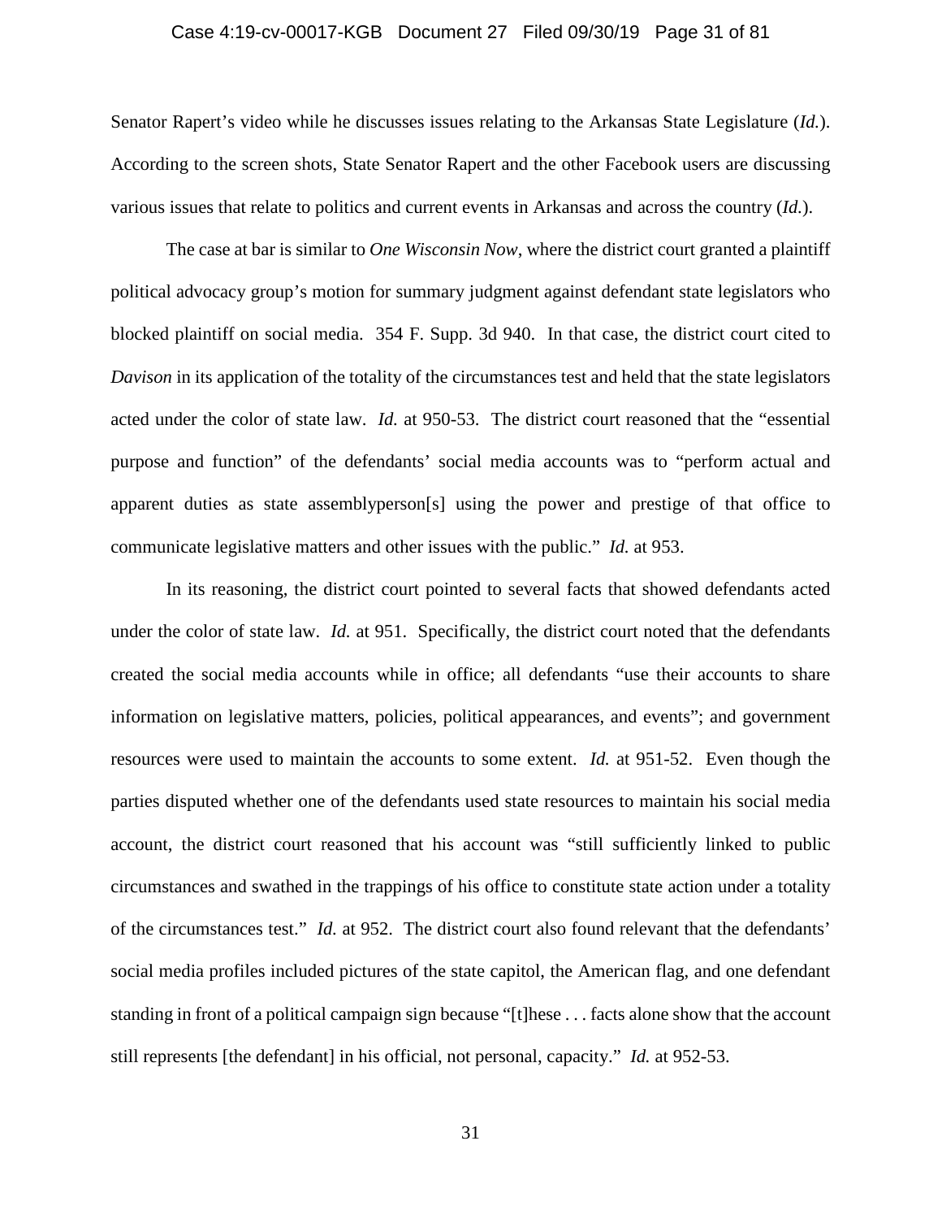Senator Rapert's video while he discusses issues relating to the Arkansas State Legislature (*Id.*). According to the screen shots, State Senator Rapert and the other Facebook users are discussing various issues that relate to politics and current events in Arkansas and across the country (*Id.*).

The case at bar is similar to *One Wisconsin Now*, where the district court granted a plaintiff political advocacy group's motion for summary judgment against defendant state legislators who blocked plaintiff on social media. 354 F. Supp. 3d 940. In that case, the district court cited to *Davison* in its application of the totality of the circumstances test and held that the state legislators acted under the color of state law. *Id.* at 950-53. The district court reasoned that the "essential purpose and function" of the defendants' social media accounts was to "perform actual and apparent duties as state assemblyperson[s] using the power and prestige of that office to communicate legislative matters and other issues with the public." *Id.* at 953.

In its reasoning, the district court pointed to several facts that showed defendants acted under the color of state law. *Id.* at 951. Specifically, the district court noted that the defendants created the social media accounts while in office; all defendants "use their accounts to share information on legislative matters, policies, political appearances, and events"; and government resources were used to maintain the accounts to some extent. *Id.* at 951-52. Even though the parties disputed whether one of the defendants used state resources to maintain his social media account, the district court reasoned that his account was "still sufficiently linked to public circumstances and swathed in the trappings of his office to constitute state action under a totality of the circumstances test." *Id.* at 952. The district court also found relevant that the defendants' social media profiles included pictures of the state capitol, the American flag, and one defendant standing in front of a political campaign sign because "[t]hese . . . facts alone show that the account still represents [the defendant] in his official, not personal, capacity." *Id.* at 952-53.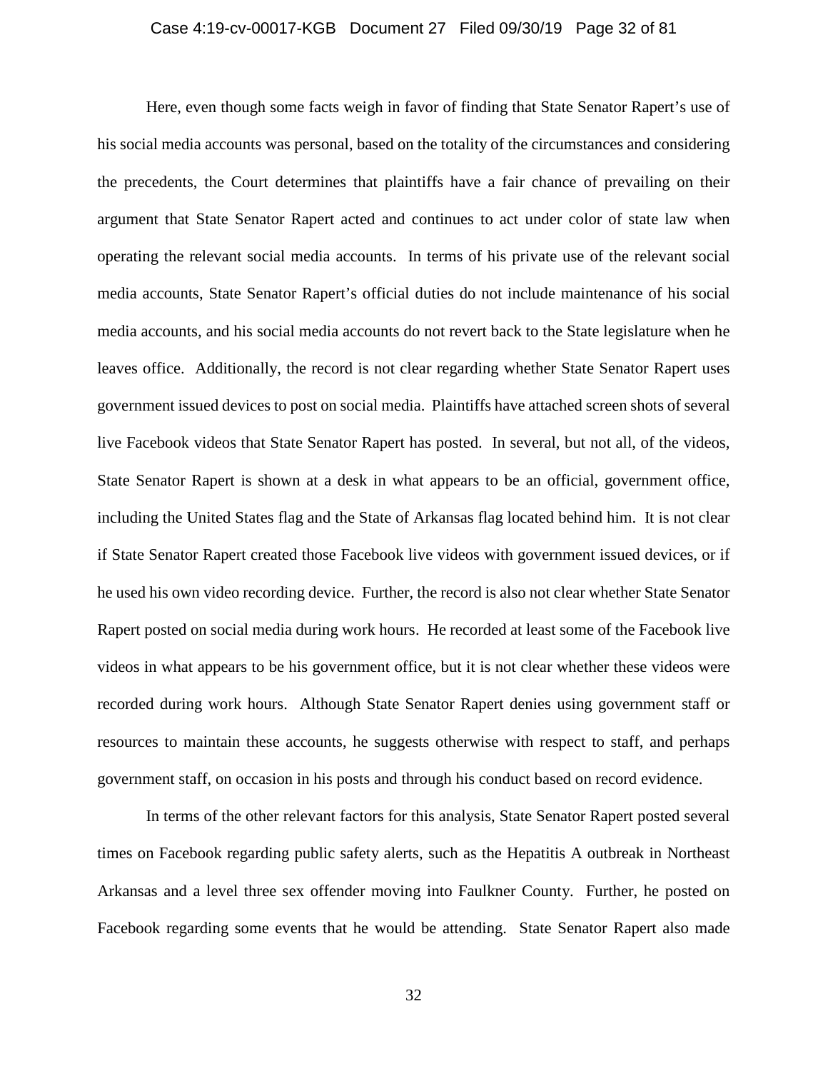Here, even though some facts weigh in favor of finding that State Senator Rapert's use of his social media accounts was personal, based on the totality of the circumstances and considering the precedents, the Court determines that plaintiffs have a fair chance of prevailing on their argument that State Senator Rapert acted and continues to act under color of state law when operating the relevant social media accounts. In terms of his private use of the relevant social media accounts, State Senator Rapert's official duties do not include maintenance of his social media accounts, and his social media accounts do not revert back to the State legislature when he leaves office. Additionally, the record is not clear regarding whether State Senator Rapert uses government issued devices to post on social media. Plaintiffs have attached screen shots of several live Facebook videos that State Senator Rapert has posted. In several, but not all, of the videos, State Senator Rapert is shown at a desk in what appears to be an official, government office, including the United States flag and the State of Arkansas flag located behind him. It is not clear if State Senator Rapert created those Facebook live videos with government issued devices, or if he used his own video recording device. Further, the record is also not clear whether State Senator Rapert posted on social media during work hours. He recorded at least some of the Facebook live videos in what appears to be his government office, but it is not clear whether these videos were recorded during work hours. Although State Senator Rapert denies using government staff or resources to maintain these accounts, he suggests otherwise with respect to staff, and perhaps government staff, on occasion in his posts and through his conduct based on record evidence.

In terms of the other relevant factors for this analysis, State Senator Rapert posted several times on Facebook regarding public safety alerts, such as the Hepatitis A outbreak in Northeast Arkansas and a level three sex offender moving into Faulkner County. Further, he posted on Facebook regarding some events that he would be attending. State Senator Rapert also made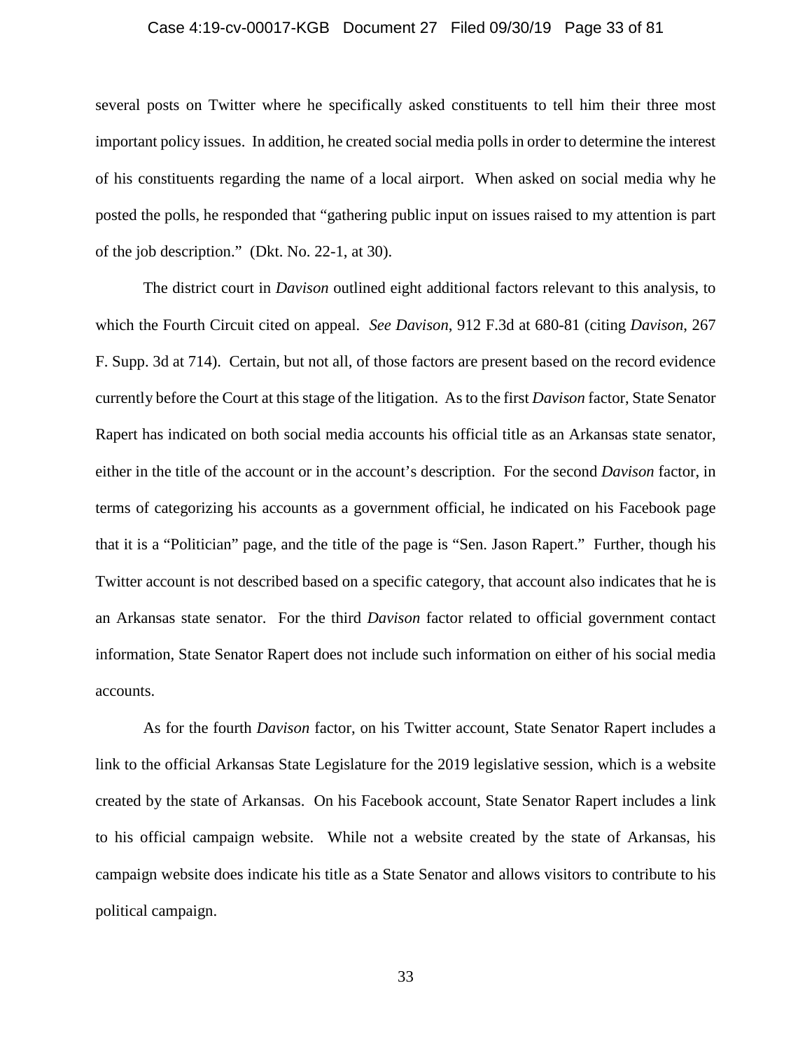several posts on Twitter where he specifically asked constituents to tell him their three most important policy issues. In addition, he created social media polls in order to determine the interest of his constituents regarding the name of a local airport. When asked on social media why he posted the polls, he responded that "gathering public input on issues raised to my attention is part of the job description." (Dkt. No. 22-1, at 30).

The district court in *Davison* outlined eight additional factors relevant to this analysis, to which the Fourth Circuit cited on appeal. *See Davison*, 912 F.3d at 680-81 (citing *Davison*, 267 F. Supp. 3d at 714). Certain, but not all, of those factors are present based on the record evidence currently before the Court at this stage of the litigation. As to the first *Davison* factor, State Senator Rapert has indicated on both social media accounts his official title as an Arkansas state senator, either in the title of the account or in the account's description. For the second *Davison* factor, in terms of categorizing his accounts as a government official, he indicated on his Facebook page that it is a "Politician" page, and the title of the page is "Sen. Jason Rapert." Further, though his Twitter account is not described based on a specific category, that account also indicates that he is an Arkansas state senator. For the third *Davison* factor related to official government contact information, State Senator Rapert does not include such information on either of his social media accounts.

As for the fourth *Davison* factor, on his Twitter account, State Senator Rapert includes a link to the official Arkansas State Legislature for the 2019 legislative session, which is a website created by the state of Arkansas. On his Facebook account, State Senator Rapert includes a link to his official campaign website. While not a website created by the state of Arkansas, his campaign website does indicate his title as a State Senator and allows visitors to contribute to his political campaign.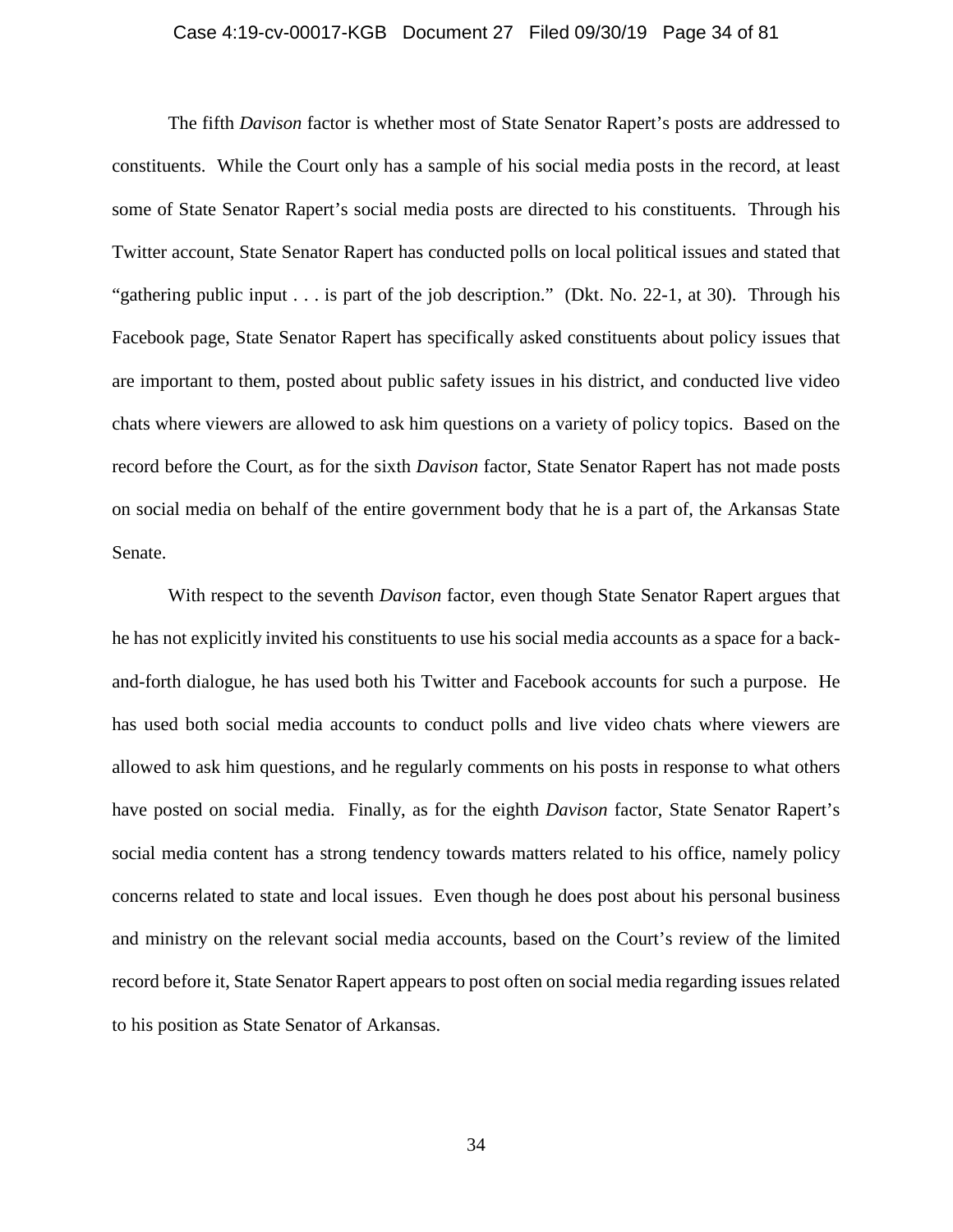The fifth *Davison* factor is whether most of State Senator Rapert's posts are addressed to constituents. While the Court only has a sample of his social media posts in the record, at least some of State Senator Rapert's social media posts are directed to his constituents. Through his Twitter account, State Senator Rapert has conducted polls on local political issues and stated that "gathering public input . . . is part of the job description." (Dkt. No. 22-1, at 30). Through his Facebook page, State Senator Rapert has specifically asked constituents about policy issues that are important to them, posted about public safety issues in his district, and conducted live video chats where viewers are allowed to ask him questions on a variety of policy topics. Based on the record before the Court, as for the sixth *Davison* factor, State Senator Rapert has not made posts on social media on behalf of the entire government body that he is a part of, the Arkansas State Senate.

With respect to the seventh *Davison* factor, even though State Senator Rapert argues that he has not explicitly invited his constituents to use his social media accounts as a space for a back-and-forth dialogue, he has used both his Twitter and Facebook accounts for such a purpose. He has used both social media accounts to conduct polls and live video chats where viewers are allowed to ask him questions, and he regularly comments on his posts in response to what others have posted on social media. Finally, as for the eighth *Davison* factor, State Senator Rapert's social media content has a strong tendency towards matters related to his office, namely policy concerns related to state and local issues. Even though he does post about his personal business and ministry on the relevant social media accounts, based on the Court's review of the limited record before it, State Senator Rapert appears to post often on social media regarding issues related to his position as State Senator of Arkansas.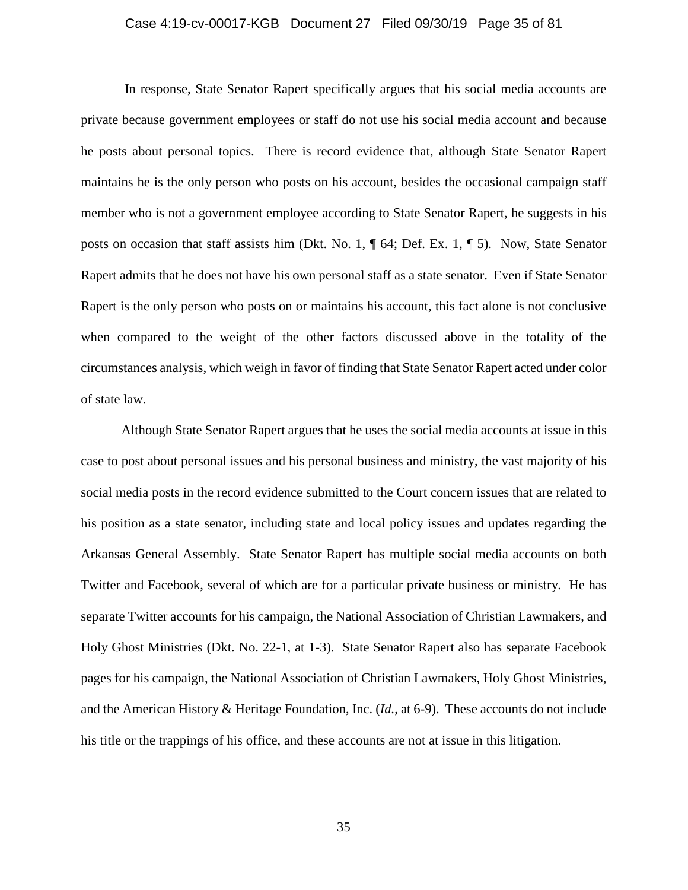In response, State Senator Rapert specifically argues that his social media accounts are private because government employees or staff do not use his social media account and because he posts about personal topics. There is record evidence that, although State Senator Rapert maintains he is the only person who posts on his account, besides the occasional campaign staff member who is not a government employee according to State Senator Rapert, he suggests in his posts on occasion that staff assists him (Dkt. No. 1, ¶ 64; Def. Ex. 1, ¶ 5). Now, State Senator Rapert admits that he does not have his own personal staff as a state senator. Even if State Senator Rapert is the only person who posts on or maintains his account, this fact alone is not conclusive when compared to the weight of the other factors discussed above in the totality of the circumstances analysis, which weigh in favor of finding that State Senator Rapert acted under color of state law.

Although State Senator Rapert argues that he uses the social media accounts at issue in this case to post about personal issues and his personal business and ministry, the vast majority of his social media posts in the record evidence submitted to the Court concern issues that are related to his position as a state senator, including state and local policy issues and updates regarding the Arkansas General Assembly. State Senator Rapert has multiple social media accounts on both Twitter and Facebook, several of which are for a particular private business or ministry. He has separate Twitter accounts for his campaign, the National Association of Christian Lawmakers, and Holy Ghost Ministries (Dkt. No. 22-1, at 1-3). State Senator Rapert also has separate Facebook pages for his campaign, the National Association of Christian Lawmakers, Holy Ghost Ministries, and the American History & Heritage Foundation, Inc. (*Id.*, at 6-9). These accounts do not include his title or the trappings of his office, and these accounts are not at issue in this litigation.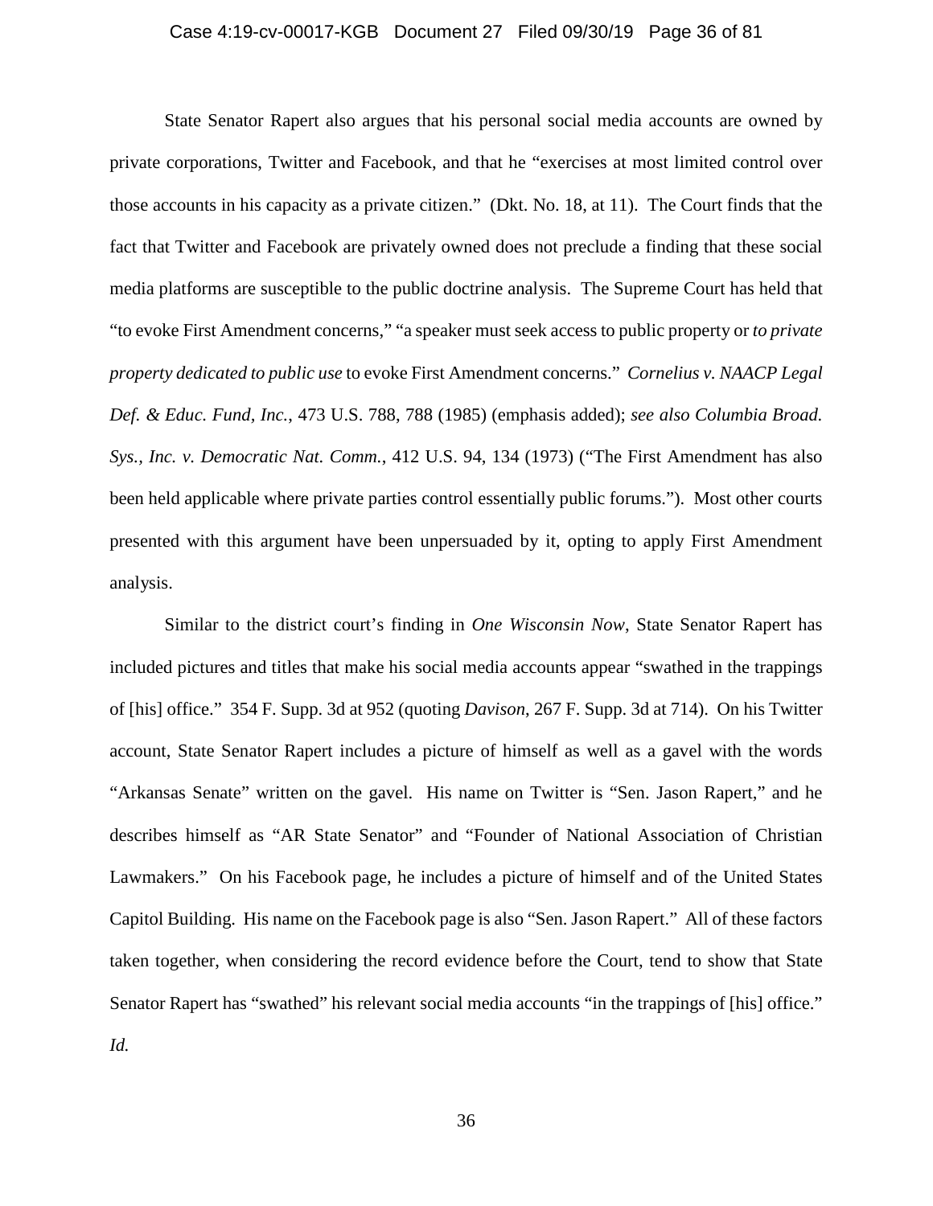State Senator Rapert also argues that his personal social media accounts are owned by private corporations, Twitter and Facebook, and that he "exercises at most limited control over those accounts in his capacity as a private citizen." (Dkt. No. 18, at 11). The Court finds that the fact that Twitter and Facebook are privately owned does not preclude a finding that these social media platforms are susceptible to the public doctrine analysis. The Supreme Court has held that "to evoke First Amendment concerns," "a speaker must seek access to public property or *to private property dedicated to public use* to evoke First Amendment concerns." *Cornelius v. NAACP Legal Def. & Educ. Fund, Inc.*, 473 U.S. 788, 788 (1985) (emphasis added); *see also Columbia Broad. Sys., Inc. v. Democratic Nat. Comm.*, 412 U.S. 94, 134 (1973) ("The First Amendment has also been held applicable where private parties control essentially public forums."). Most other courts presented with this argument have been unpersuaded by it, opting to apply First Amendment analysis.

Similar to the district court's finding in *One Wisconsin Now*, State Senator Rapert has included pictures and titles that make his social media accounts appear "swathed in the trappings of [his] office." 354 F. Supp. 3d at 952 (quoting *Davison*, 267 F. Supp. 3d at 714). On his Twitter account, State Senator Rapert includes a picture of himself as well as a gavel with the words "Arkansas Senate" written on the gavel. His name on Twitter is "Sen. Jason Rapert," and he describes himself as "AR State Senator" and "Founder of National Association of Christian Lawmakers." On his Facebook page, he includes a picture of himself and of the United States Capitol Building. His name on the Facebook page is also "Sen. Jason Rapert." All of these factors taken together, when considering the record evidence before the Court, tend to show that State Senator Rapert has "swathed" his relevant social media accounts "in the trappings of [his] office." *Id.*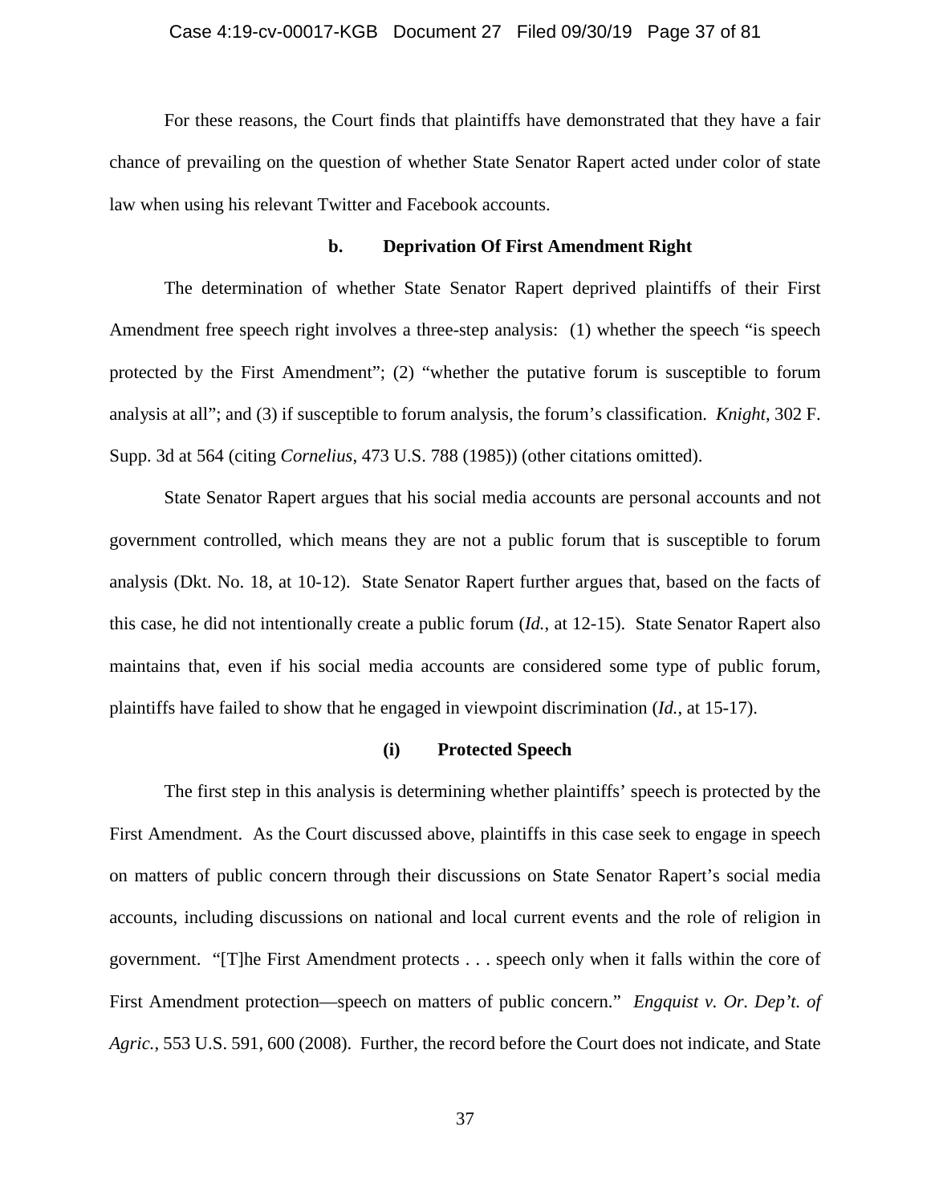For these reasons, the Court finds that plaintiffs have demonstrated that they have a fair chance of prevailing on the question of whether State Senator Rapert acted under color of state law when using his relevant Twitter and Facebook accounts.

#### b. Deprivation Of First Amendment Right

The determination of whether State Senator Rapert deprived plaintiffs of their First Amendment free speech right involves a three-step analysis: (1) whether the speech "is speech protected by the First Amendment"; (2) "whether the putative forum is susceptible to forum analysis at all"; and (3) if susceptible to forum analysis, the forum's classification. *Knight*, 302 F. Supp. 3d at 564 (citing *Cornelius*, 473 U.S. 788 (1985)) (other citations omitted).

State Senator Rapert argues that his social media accounts are personal accounts and not government controlled, which means they are not a public forum that is susceptible to forum analysis (Dkt. No. 18, at 10-12). State Senator Rapert further argues that, based on the facts of this case, he did not intentionally create a public forum (*Id.*, at 12-15). State Senator Rapert also maintains that, even if his social media accounts are considered some type of public forum, plaintiffs have failed to show that he engaged in viewpoint discrimination (*Id.*, at 15-17).

##### (i) Protected Speech

The first step in this analysis is determining whether plaintiffs' speech is protected by the First Amendment. As the Court discussed above, plaintiffs in this case seek to engage in speech on matters of public concern through their discussions on State Senator Rapert's social media accounts, including discussions on national and local current events and the role of religion in government. "[T]he First Amendment protects . . . speech only when it falls within the core of First Amendment protection—speech on matters of public concern." *Engquist v. Or. Dep't. of Agric.*, 553 U.S. 591, 600 (2008). Further, the record before the Court does not indicate, and State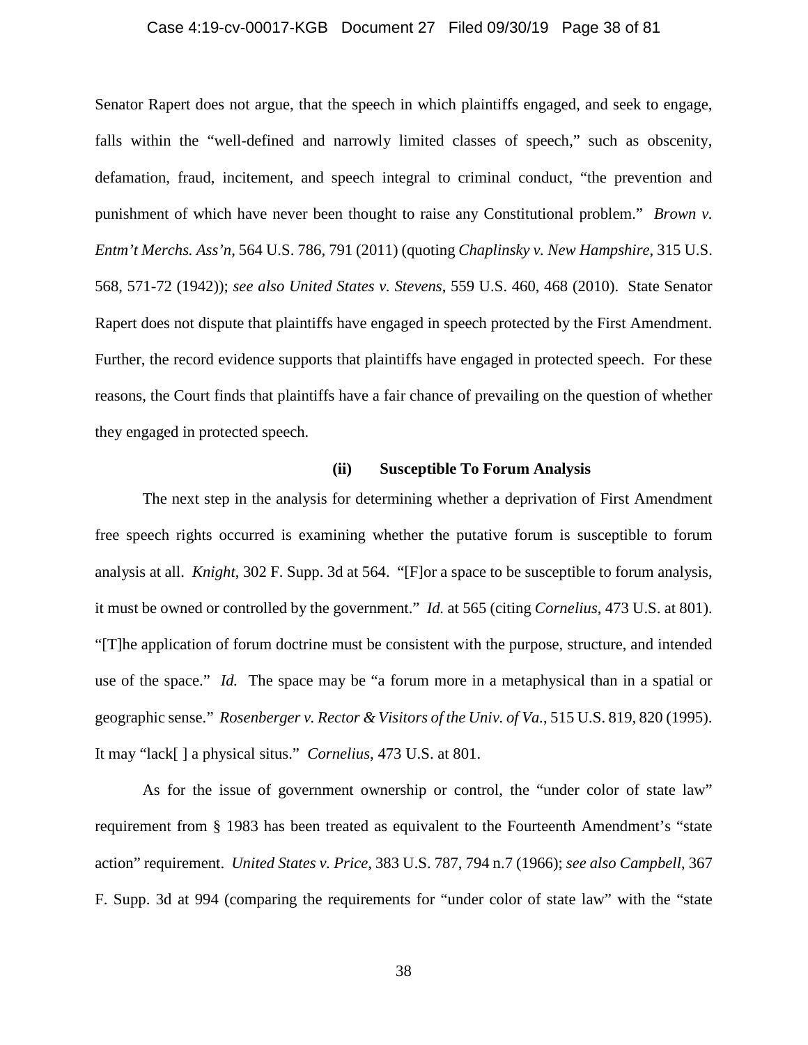Senator Rapert does not argue, that the speech in which plaintiffs engaged, and seek to engage, falls within the "well-defined and narrowly limited classes of speech," such as obscenity, defamation, fraud, incitement, and speech integral to criminal conduct, "the prevention and punishment of which have never been thought to raise any Constitutional problem." *Brown v. Entm't Merchs. Ass'n*, 564 U.S. 786, 791 (2011) (quoting *Chaplinsky v. New Hampshire*, 315 U.S. 568, 571-72 (1942)); *see also United States v. Stevens*, 559 U.S. 460, 468 (2010). State Senator Rapert does not dispute that plaintiffs have engaged in speech protected by the First Amendment. Further, the record evidence supports that plaintiffs have engaged in protected speech. For these reasons, the Court finds that plaintiffs have a fair chance of prevailing on the question of whether they engaged in protected speech.

**(ii) Susceptible To Forum Analysis**

The next step in the analysis for determining whether a deprivation of First Amendment free speech rights occurred is examining whether the putative forum is susceptible to forum analysis at all. *Knight*, 302 F. Supp. 3d at 564. "[F]or a space to be susceptible to forum analysis, it must be owned or controlled by the government." *Id.* at 565 (citing *Cornelius*, 473 U.S. at 801). "[T]he application of forum doctrine must be consistent with the purpose, structure, and intended use of the space." *Id.* The space may be "a forum more in a metaphysical than in a spatial or geographic sense." *Rosenberger v. Rector & Visitors of the Univ. of Va.*, 515 U.S. 819, 820 (1995). It may "lack[ ] a physical situs." *Cornelius*, 473 U.S. at 801.

As for the issue of government ownership or control, the "under color of state law" requirement from § 1983 has been treated as equivalent to the Fourteenth Amendment's "state action" requirement. *United States v. Price*, 383 U.S. 787, 794 n.7 (1966); *see also Campbell*, 367 F. Supp. 3d at 994 (comparing the requirements for "under color of state law" with the "state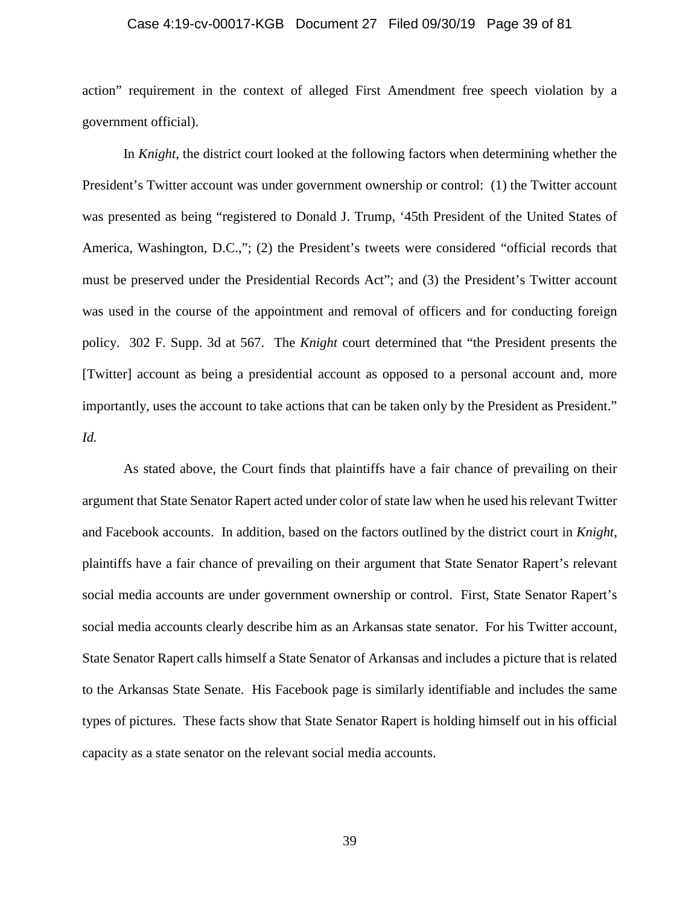action" requirement in the context of alleged First Amendment free speech violation by a government official).

In *Knight*, the district court looked at the following factors when determining whether the President's Twitter account was under government ownership or control: (1) the Twitter account was presented as being "registered to Donald J. Trump, '45th President of the United States of America, Washington, D.C.,"; (2) the President's tweets were considered "official records that must be preserved under the Presidential Records Act"; and (3) the President's Twitter account was used in the course of the appointment and removal of officers and for conducting foreign policy. 302 F. Supp. 3d at 567. The *Knight* court determined that "the President presents the [Twitter] account as being a presidential account as opposed to a personal account and, more importantly, uses the account to take actions that can be taken only by the President as President." *Id.*

As stated above, the Court finds that plaintiffs have a fair chance of prevailing on their argument that State Senator Rapert acted under color of state law when he used his relevant Twitter and Facebook accounts. In addition, based on the factors outlined by the district court in *Knight*, plaintiffs have a fair chance of prevailing on their argument that State Senator Rapert's relevant social media accounts are under government ownership or control. First, State Senator Rapert's social media accounts clearly describe him as an Arkansas state senator. For his Twitter account, State Senator Rapert calls himself a State Senator of Arkansas and includes a picture that is related to the Arkansas State Senate. His Facebook page is similarly identifiable and includes the same types of pictures. These facts show that State Senator Rapert is holding himself out in his official capacity as a state senator on the relevant social media accounts.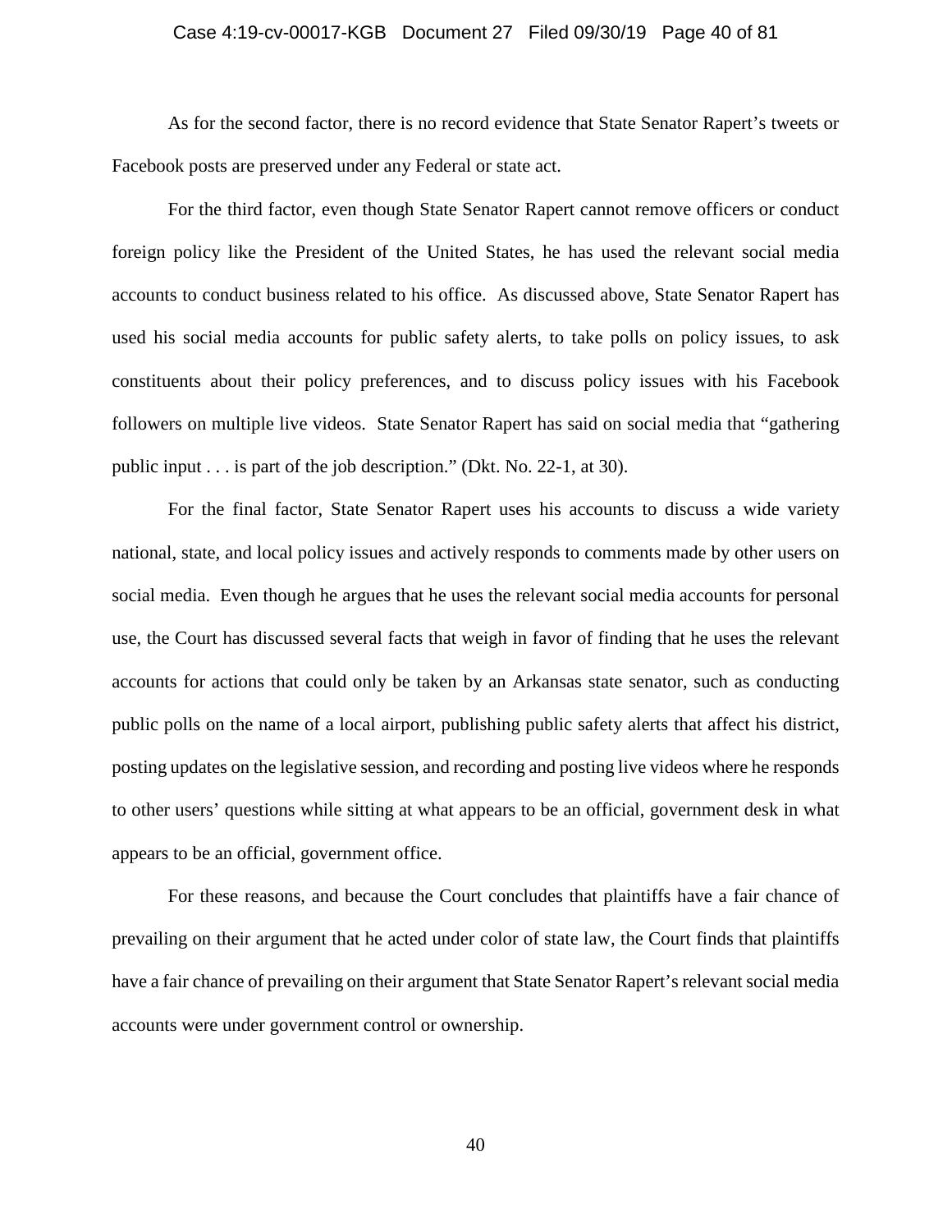As for the second factor, there is no record evidence that State Senator Rapert's tweets or Facebook posts are preserved under any Federal or state act.

For the third factor, even though State Senator Rapert cannot remove officers or conduct foreign policy like the President of the United States, he has used the relevant social media accounts to conduct business related to his office. As discussed above, State Senator Rapert has used his social media accounts for public safety alerts, to take polls on policy issues, to ask constituents about their policy preferences, and to discuss policy issues with his Facebook followers on multiple live videos. State Senator Rapert has said on social media that "gathering public input . . . is part of the job description." (Dkt. No. 22-1, at 30).

For the final factor, State Senator Rapert uses his accounts to discuss a wide variety national, state, and local policy issues and actively responds to comments made by other users on social media. Even though he argues that he uses the relevant social media accounts for personal use, the Court has discussed several facts that weigh in favor of finding that he uses the relevant accounts for actions that could only be taken by an Arkansas state senator, such as conducting public polls on the name of a local airport, publishing public safety alerts that affect his district, posting updates on the legislative session, and recording and posting live videos where he responds to other users' questions while sitting at what appears to be an official, government desk in what appears to be an official, government office.

For these reasons, and because the Court concludes that plaintiffs have a fair chance of prevailing on their argument that he acted under color of state law, the Court finds that plaintiffs have a fair chance of prevailing on their argument that State Senator Rapert's relevant social media accounts were under government control or ownership.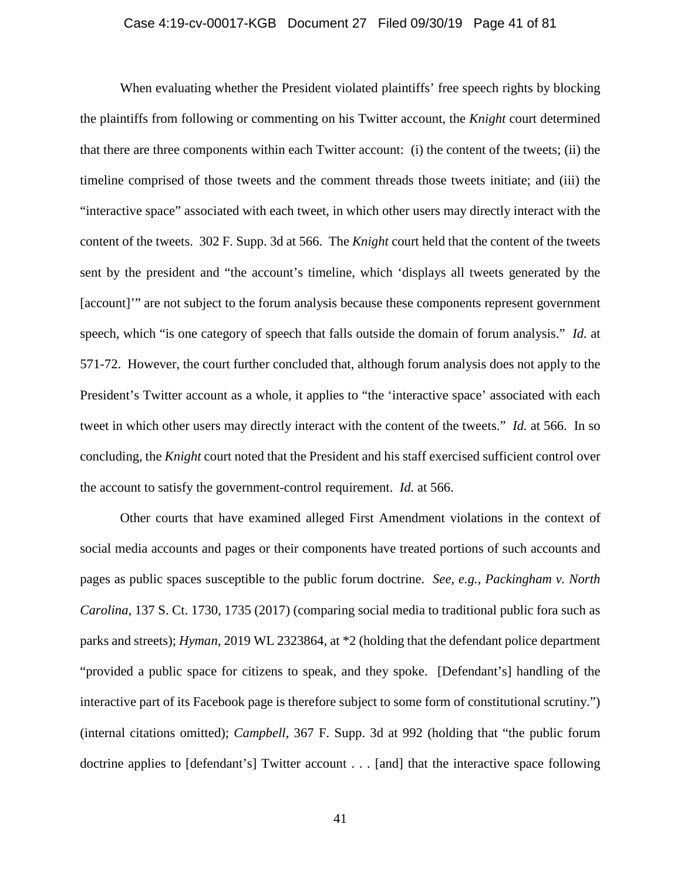When evaluating whether the President violated plaintiffs' free speech rights by blocking the plaintiffs from following or commenting on his Twitter account, the *Knight* court determined that there are three components within each Twitter account: (i) the content of the tweets; (ii) the timeline comprised of those tweets and the comment threads those tweets initiate; and (iii) the "interactive space" associated with each tweet, in which other users may directly interact with the content of the tweets. 302 F. Supp. 3d at 566. The *Knight* court held that the content of the tweets sent by the president and "the account's timeline, which 'displays all tweets generated by the [account]'" are not subject to the forum analysis because these components represent government speech, which "is one category of speech that falls outside the domain of forum analysis." *Id.* at 571-72. However, the court further concluded that, although forum analysis does not apply to the President's Twitter account as a whole, it applies to "the 'interactive space' associated with each tweet in which other users may directly interact with the content of the tweets." *Id.* at 566. In so concluding, the *Knight* court noted that the President and his staff exercised sufficient control over the account to satisfy the government-control requirement. *Id.* at 566.

Other courts that have examined alleged First Amendment violations in the context of social media accounts and pages or their components have treated portions of such accounts and pages as public spaces susceptible to the public forum doctrine. *See, e.g.*, *Packingham v. North Carolina*, 137 S. Ct. 1730, 1735 (2017) (comparing social media to traditional public fora such as parks and streets); *Hyman*, 2019 WL 2323864, at *2 (holding that the defendant police department "provided a public space for citizens to speak, and they spoke. [Defendant's] handling of the interactive part of its Facebook page is therefore subject to some form of constitutional scrutiny.") (internal citations omitted); *Campbell*, 367 F. Supp. 3d at 992 (holding that "the public forum doctrine applies to [defendant's] Twitter account . . . [and] that the interactive space following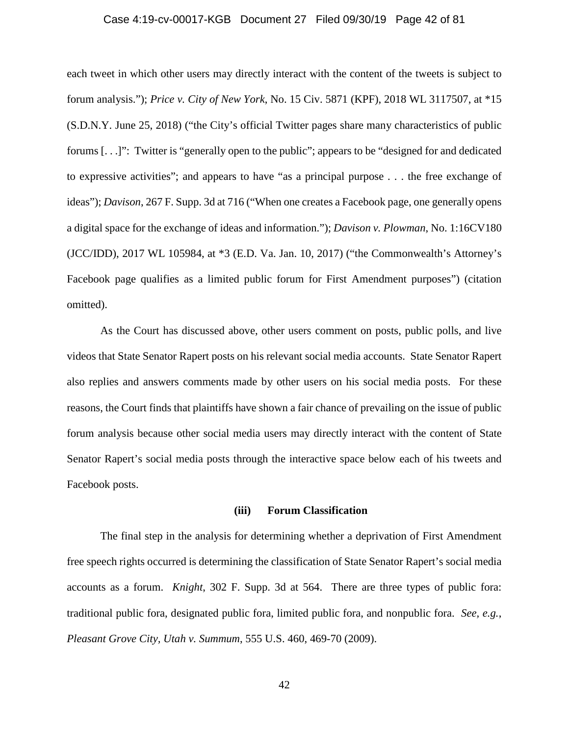each tweet in which other users may directly interact with the content of the tweets is subject to forum analysis."); *Price v. City of New York*, No. 15 Civ. 5871 (KPF), 2018 WL 3117507, at *15 (S.D.N.Y. June 25, 2018) ("the City's official Twitter pages share many characteristics of public forums [. . .]": Twitter is "generally open to the public"; appears to be "designed for and dedicated to expressive activities"; and appears to have "as a principal purpose . . . the free exchange of ideas"); *Davison*, 267 F. Supp. 3d at 716 ("When one creates a Facebook page, one generally opens a digital space for the exchange of ideas and information."); *Davison v. Plowman*, No. 1:16CV180 (JCC/IDD), 2017 WL 105984, at *3 (E.D. Va. Jan. 10, 2017) ("the Commonwealth's Attorney's Facebook page qualifies as a limited public forum for First Amendment purposes") (citation omitted).

As the Court has discussed above, other users comment on posts, public polls, and live videos that State Senator Rapert posts on his relevant social media accounts. State Senator Rapert also replies and answers comments made by other users on his social media posts. For these reasons, the Court finds that plaintiffs have shown a fair chance of prevailing on the issue of public forum analysis because other social media users may directly interact with the content of State Senator Rapert's social media posts through the interactive space below each of his tweets and Facebook posts.

**(iii) Forum Classification**

The final step in the analysis for determining whether a deprivation of First Amendment free speech rights occurred is determining the classification of State Senator Rapert's social media accounts as a forum. *Knight*, 302 F. Supp. 3d at 564. There are three types of public fora: traditional public fora, designated public fora, limited public fora, and nonpublic fora. *See, e.g.*, *Pleasant Grove City, Utah v. Summum*, 555 U.S. 460, 469-70 (2009).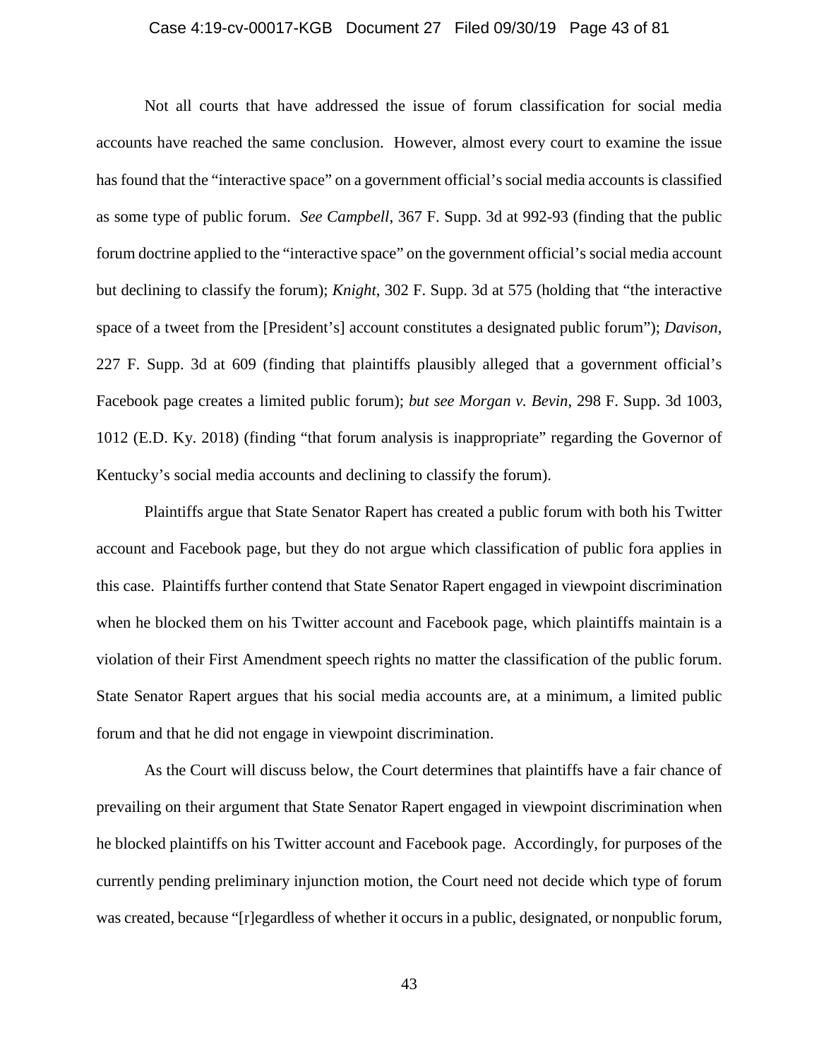Not all courts that have addressed the issue of forum classification for social media accounts have reached the same conclusion. However, almost every court to examine the issue has found that the "interactive space" on a government official's social media accounts is classified as some type of public forum. *See Campbell*, 367 F. Supp. 3d at 992-93 (finding that the public forum doctrine applied to the "interactive space" on the government official's social media account but declining to classify the forum); *Knight*, 302 F. Supp. 3d at 575 (holding that "the interactive space of a tweet from the [President's] account constitutes a designated public forum"); *Davison*, 227 F. Supp. 3d at 609 (finding that plaintiffs plausibly alleged that a government official's Facebook page creates a limited public forum); *but see Morgan v. Bevin*, 298 F. Supp. 3d 1003, 1012 (E.D. Ky. 2018) (finding "that forum analysis is inappropriate" regarding the Governor of Kentucky's social media accounts and declining to classify the forum).

Plaintiffs argue that State Senator Rapert has created a public forum with both his Twitter account and Facebook page, but they do not argue which classification of public fora applies in this case. Plaintiffs further contend that State Senator Rapert engaged in viewpoint discrimination when he blocked them on his Twitter account and Facebook page, which plaintiffs maintain is a violation of their First Amendment speech rights no matter the classification of the public forum. State Senator Rapert argues that his social media accounts are, at a minimum, a limited public forum and that he did not engage in viewpoint discrimination.

As the Court will discuss below, the Court determines that plaintiffs have a fair chance of prevailing on their argument that State Senator Rapert engaged in viewpoint discrimination when he blocked plaintiffs on his Twitter account and Facebook page. Accordingly, for purposes of the currently pending preliminary injunction motion, the Court need not decide which type of forum was created, because "[r]egardless of whether it occurs in a public, designated, or nonpublic forum,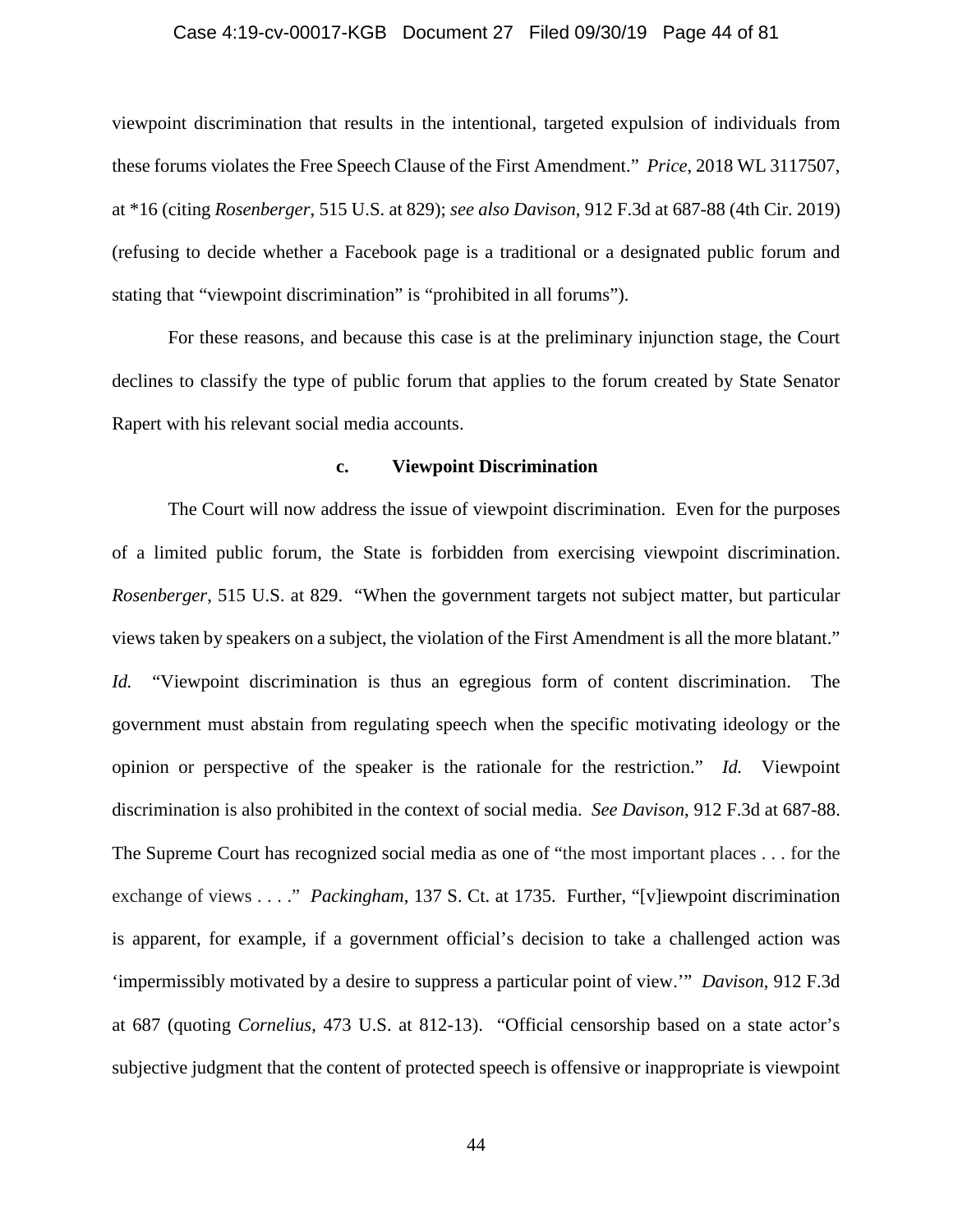viewpoint discrimination that results in the intentional, targeted expulsion of individuals from these forums violates the Free Speech Clause of the First Amendment." *Price*, 2018 WL 3117507, at *16 (citing *Rosenberger*, 515 U.S. at 829); *see also Davison*, 912 F.3d at 687-88 (4th Cir. 2019) (refusing to decide whether a Facebook page is a traditional or a designated public forum and stating that "viewpoint discrimination" is "prohibited in all forums").

For these reasons, and because this case is at the preliminary injunction stage, the Court declines to classify the type of public forum that applies to the forum created by State Senator Rapert with his relevant social media accounts.

#### c. Viewpoint Discrimination

The Court will now address the issue of viewpoint discrimination. Even for the purposes of a limited public forum, the State is forbidden from exercising viewpoint discrimination. *Rosenberger*, 515 U.S. at 829. "When the government targets not subject matter, but particular views taken by speakers on a subject, the violation of the First Amendment is all the more blatant." *Id.* "Viewpoint discrimination is thus an egregious form of content discrimination. The government must abstain from regulating speech when the specific motivating ideology or the opinion or perspective of the speaker is the rationale for the restriction." *Id.* Viewpoint discrimination is also prohibited in the context of social media. *See Davison*, 912 F.3d at 687-88. The Supreme Court has recognized social media as one of "the most important places . . . for the exchange of views . . . ." *Packingham*, 137 S. Ct. at 1735. Further, "[v]iewpoint discrimination is apparent, for example, if a government official's decision to take a challenged action was 'impermissibly motivated by a desire to suppress a particular point of view.'" *Davison*, 912 F.3d at 687 (quoting *Cornelius*, 473 U.S. at 812-13). "Official censorship based on a state actor's subjective judgment that the content of protected speech is offensive or inappropriate is viewpoint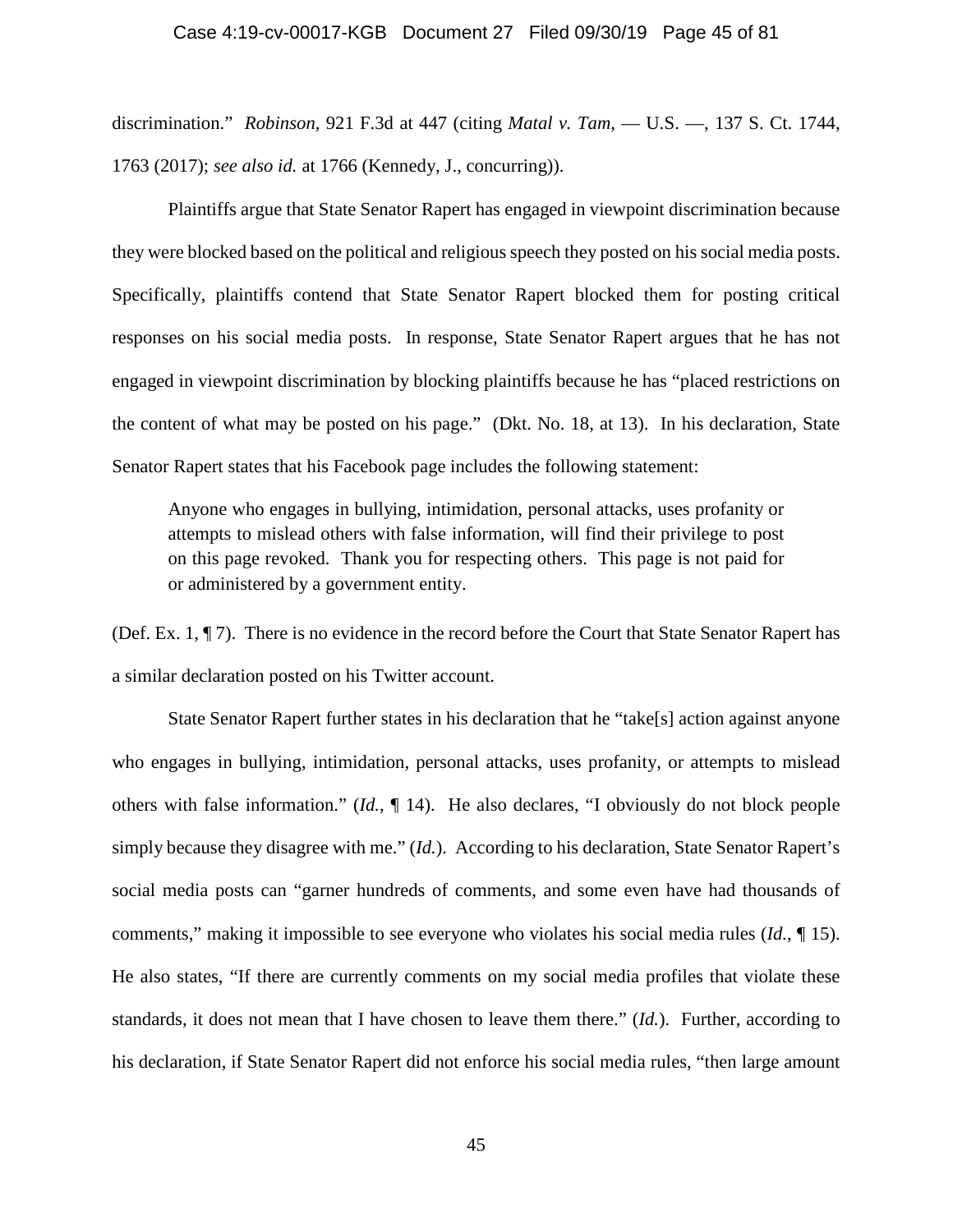discrimination." *Robinson*, 921 F.3d at 447 (citing *Matal v. Tam*, — U.S. —, 137 S. Ct. 1744, 1763 (2017); *see also id.* at 1766 (Kennedy, J., concurring)).

Plaintiffs argue that State Senator Rapert has engaged in viewpoint discrimination because they were blocked based on the political and religious speech they posted on his social media posts. Specifically, plaintiffs contend that State Senator Rapert blocked them for posting critical responses on his social media posts. In response, State Senator Rapert argues that he has not engaged in viewpoint discrimination by blocking plaintiffs because he has "placed restrictions on the content of what may be posted on his page." (Dkt. No. 18, at 13). In his declaration, State Senator Rapert states that his Facebook page includes the following statement:

> Anyone who engages in bullying, intimidation, personal attacks, uses profanity or attempts to mislead others with false information, will find their privilege to post on this page revoked. Thank you for respecting others. This page is not paid for or administered by a government entity.

(Def. Ex. 1, ¶ 7). There is no evidence in the record before the Court that State Senator Rapert has a similar declaration posted on his Twitter account.

State Senator Rapert further states in his declaration that he "take[s] action against anyone who engages in bullying, intimidation, personal attacks, uses profanity, or attempts to mislead others with false information." (*Id.*, ¶ 14). He also declares, "I obviously do not block people simply because they disagree with me." (*Id.*). According to his declaration, State Senator Rapert's social media posts can "garner hundreds of comments, and some even have had thousands of comments," making it impossible to see everyone who violates his social media rules (*Id.*, ¶ 15). He also states, "If there are currently comments on my social media profiles that violate these standards, it does not mean that I have chosen to leave them there." (*Id.*). Further, according to his declaration, if State Senator Rapert did not enforce his social media rules, "then large amount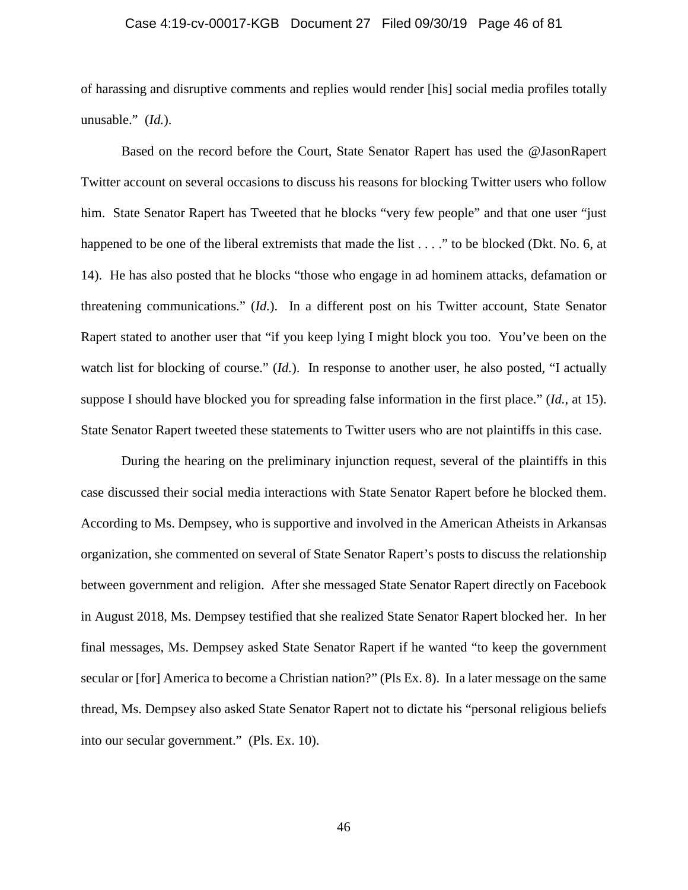of harassing and disruptive comments and replies would render [his] social media profiles totally unusable." (*Id.*).

Based on the record before the Court, State Senator Rapert has used the @JasonRapert Twitter account on several occasions to discuss his reasons for blocking Twitter users who follow him. State Senator Rapert has Tweeted that he blocks "very few people" and that one user "just happened to be one of the liberal extremists that made the list . . . ." to be blocked (Dkt. No. 6, at 14). He has also posted that he blocks "those who engage in ad hominem attacks, defamation or threatening communications." (*Id.*). In a different post on his Twitter account, State Senator Rapert stated to another user that "if you keep lying I might block you too. You've been on the watch list for blocking of course." (*Id.*). In response to another user, he also posted, "I actually suppose I should have blocked you for spreading false information in the first place." (*Id.*, at 15). State Senator Rapert tweeted these statements to Twitter users who are not plaintiffs in this case.

During the hearing on the preliminary injunction request, several of the plaintiffs in this case discussed their social media interactions with State Senator Rapert before he blocked them. According to Ms. Dempsey, who is supportive and involved in the American Atheists in Arkansas organization, she commented on several of State Senator Rapert's posts to discuss the relationship between government and religion. After she messaged State Senator Rapert directly on Facebook in August 2018, Ms. Dempsey testified that she realized State Senator Rapert blocked her. In her final messages, Ms. Dempsey asked State Senator Rapert if he wanted "to keep the government secular or [for] America to become a Christian nation?" (Pls Ex. 8). In a later message on the same thread, Ms. Dempsey also asked State Senator Rapert not to dictate his "personal religious beliefs into our secular government." (Pls. Ex. 10).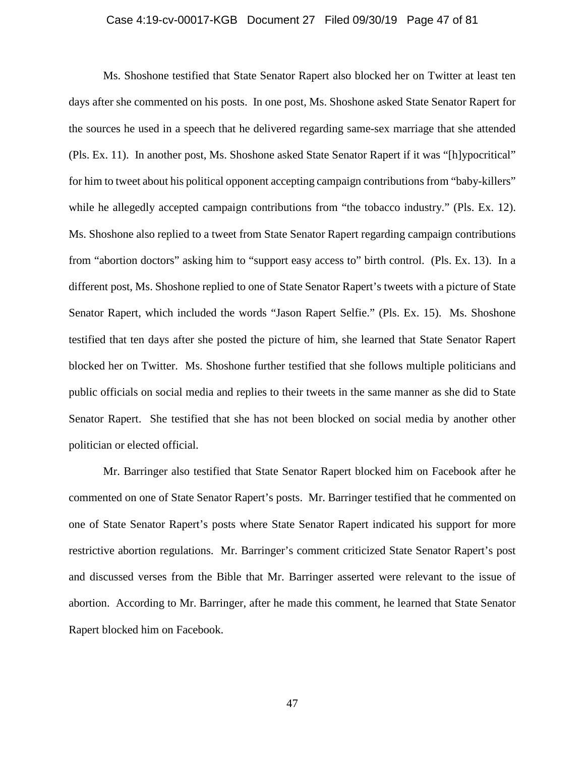Ms. Shoshone testified that State Senator Rapert also blocked her on Twitter at least ten days after she commented on his posts. In one post, Ms. Shoshone asked State Senator Rapert for the sources he used in a speech that he delivered regarding same-sex marriage that she attended (Pls. Ex. 11). In another post, Ms. Shoshone asked State Senator Rapert if it was "[h]ypocritical" for him to tweet about his political opponent accepting campaign contributions from "baby-killers" while he allegedly accepted campaign contributions from "the tobacco industry." (Pls. Ex. 12). Ms. Shoshone also replied to a tweet from State Senator Rapert regarding campaign contributions from "abortion doctors" asking him to "support easy access to" birth control. (Pls. Ex. 13). In a different post, Ms. Shoshone replied to one of State Senator Rapert's tweets with a picture of State Senator Rapert, which included the words "Jason Rapert Selfie." (Pls. Ex. 15). Ms. Shoshone testified that ten days after she posted the picture of him, she learned that State Senator Rapert blocked her on Twitter. Ms. Shoshone further testified that she follows multiple politicians and public officials on social media and replies to their tweets in the same manner as she did to State Senator Rapert. She testified that she has not been blocked on social media by another other politician or elected official.

Mr. Barringer also testified that State Senator Rapert blocked him on Facebook after he commented on one of State Senator Rapert's posts. Mr. Barringer testified that he commented on one of State Senator Rapert's posts where State Senator Rapert indicated his support for more restrictive abortion regulations. Mr. Barringer's comment criticized State Senator Rapert's post and discussed verses from the Bible that Mr. Barringer asserted were relevant to the issue of abortion. According to Mr. Barringer, after he made this comment, he learned that State Senator Rapert blocked him on Facebook.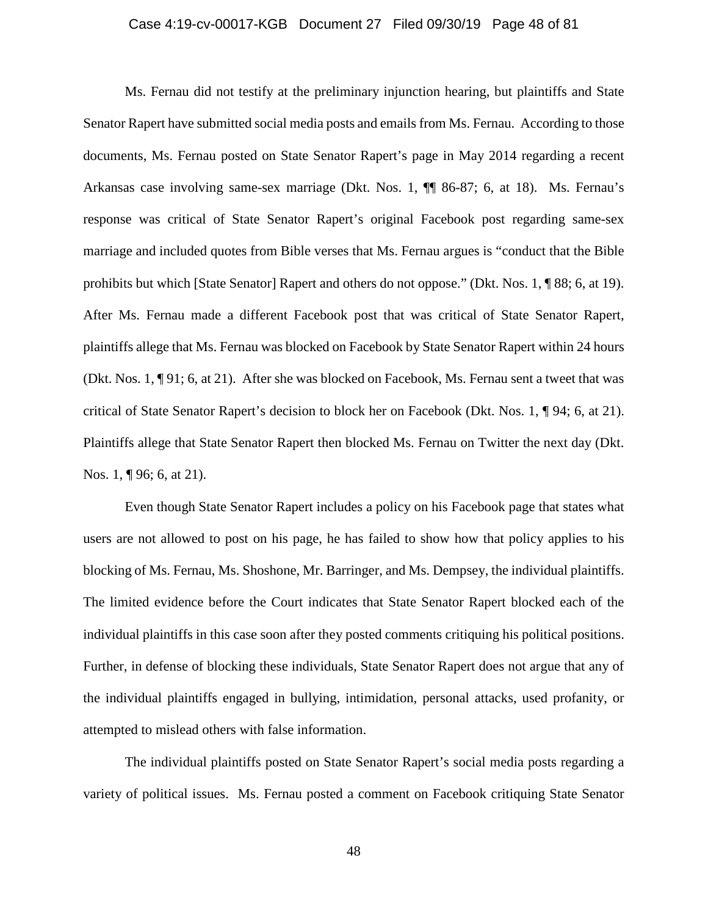Ms. Fernau did not testify at the preliminary injunction hearing, but plaintiffs and State Senator Rapert have submitted social media posts and emails from Ms. Fernau. According to those documents, Ms. Fernau posted on State Senator Rapert's page in May 2014 regarding a recent Arkansas case involving same-sex marriage (Dkt. Nos. 1, ¶¶ 86-87; 6, at 18). Ms. Fernau's response was critical of State Senator Rapert's original Facebook post regarding same-sex marriage and included quotes from Bible verses that Ms. Fernau argues is "conduct that the Bible prohibits but which [State Senator] Rapert and others do not oppose." (Dkt. Nos. 1, ¶ 88; 6, at 19). After Ms. Fernau made a different Facebook post that was critical of State Senator Rapert, plaintiffs allege that Ms. Fernau was blocked on Facebook by State Senator Rapert within 24 hours (Dkt. Nos. 1, ¶ 91; 6, at 21). After she was blocked on Facebook, Ms. Fernau sent a tweet that was critical of State Senator Rapert's decision to block her on Facebook (Dkt. Nos. 1, ¶ 94; 6, at 21). Plaintiffs allege that State Senator Rapert then blocked Ms. Fernau on Twitter the next day (Dkt. Nos. 1, ¶ 96; 6, at 21).

Even though State Senator Rapert includes a policy on his Facebook page that states what users are not allowed to post on his page, he has failed to show how that policy applies to his blocking of Ms. Fernau, Ms. Shoshone, Mr. Barringer, and Ms. Dempsey, the individual plaintiffs. The limited evidence before the Court indicates that State Senator Rapert blocked each of the individual plaintiffs in this case soon after they posted comments critiquing his political positions. Further, in defense of blocking these individuals, State Senator Rapert does not argue that any of the individual plaintiffs engaged in bullying, intimidation, personal attacks, used profanity, or attempted to mislead others with false information.

The individual plaintiffs posted on State Senator Rapert's social media posts regarding a variety of political issues. Ms. Fernau posted a comment on Facebook critiquing State Senator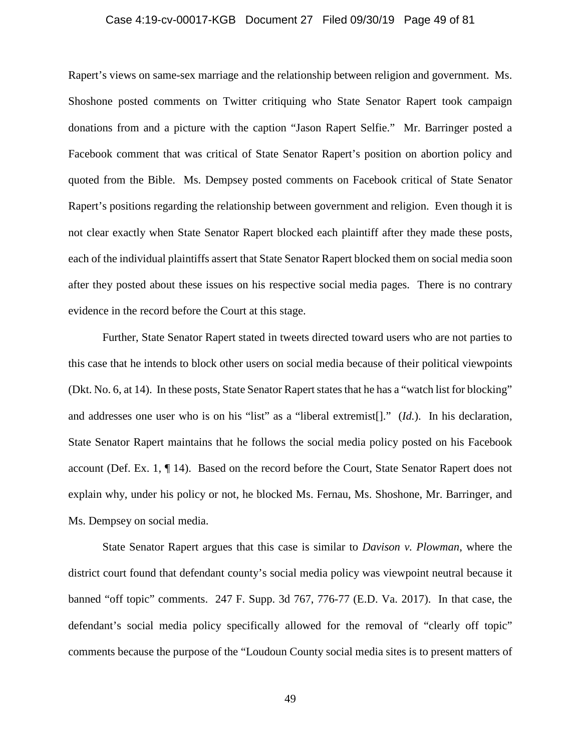Rapert's views on same-sex marriage and the relationship between religion and government. Ms. Shoshone posted comments on Twitter critiquing who State Senator Rapert took campaign donations from and a picture with the caption "Jason Rapert Selfie." Mr. Barringer posted a Facebook comment that was critical of State Senator Rapert's position on abortion policy and quoted from the Bible. Ms. Dempsey posted comments on Facebook critical of State Senator Rapert's positions regarding the relationship between government and religion. Even though it is not clear exactly when State Senator Rapert blocked each plaintiff after they made these posts, each of the individual plaintiffs assert that State Senator Rapert blocked them on social media soon after they posted about these issues on his respective social media pages. There is no contrary evidence in the record before the Court at this stage.

Further, State Senator Rapert stated in tweets directed toward users who are not parties to this case that he intends to block other users on social media because of their political viewpoints (Dkt. No. 6, at 14). In these posts, State Senator Rapert states that he has a "watch list for blocking" and addresses one user who is on his "list" as a "liberal extremist[]." (*Id.*). In his declaration, State Senator Rapert maintains that he follows the social media policy posted on his Facebook account (Def. Ex. 1, ¶ 14). Based on the record before the Court, State Senator Rapert does not explain why, under his policy or not, he blocked Ms. Fernau, Ms. Shoshone, Mr. Barringer, and Ms. Dempsey on social media.

State Senator Rapert argues that this case is similar to *Davison v. Plowman*, where the district court found that defendant county's social media policy was viewpoint neutral because it banned "off topic" comments. 247 F. Supp. 3d 767, 776-77 (E.D. Va. 2017). In that case, the defendant's social media policy specifically allowed for the removal of "clearly off topic" comments because the purpose of the "Loudoun County social media sites is to present matters of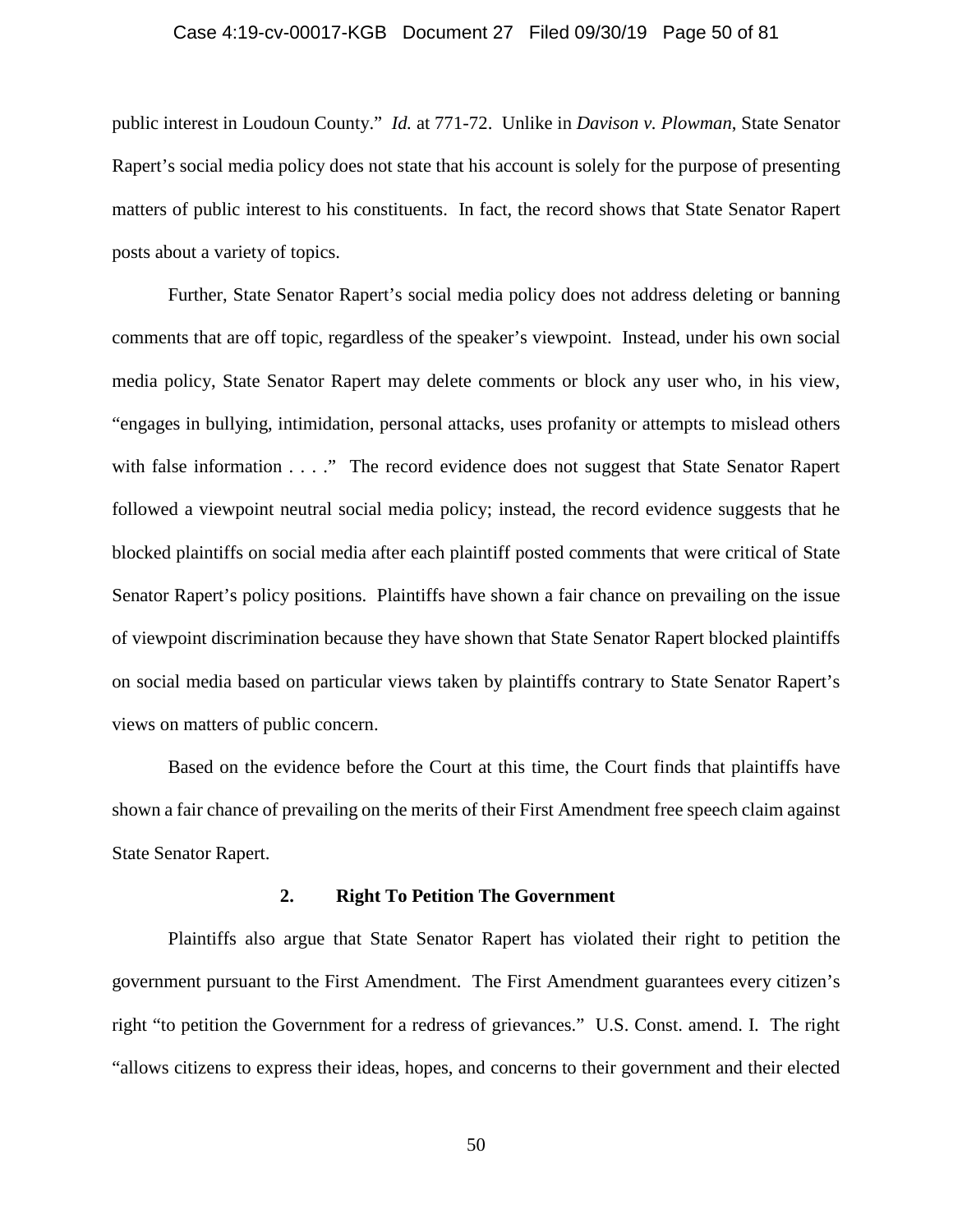public interest in Loudoun County." *Id.* at 771-72. Unlike in *Davison v. Plowman*, State Senator Rapert's social media policy does not state that his account is solely for the purpose of presenting matters of public interest to his constituents. In fact, the record shows that State Senator Rapert posts about a variety of topics.

Further, State Senator Rapert's social media policy does not address deleting or banning comments that are off topic, regardless of the speaker's viewpoint. Instead, under his own social media policy, State Senator Rapert may delete comments or block any user who, in his view, "engages in bullying, intimidation, personal attacks, uses profanity or attempts to mislead others with false information . . . ." The record evidence does not suggest that State Senator Rapert followed a viewpoint neutral social media policy; instead, the record evidence suggests that he blocked plaintiffs on social media after each plaintiff posted comments that were critical of State Senator Rapert's policy positions. Plaintiffs have shown a fair chance on prevailing on the issue of viewpoint discrimination because they have shown that State Senator Rapert blocked plaintiffs on social media based on particular views taken by plaintiffs contrary to State Senator Rapert's views on matters of public concern.

Based on the evidence before the Court at this time, the Court finds that plaintiffs have shown a fair chance of prevailing on the merits of their First Amendment free speech claim against State Senator Rapert.

### 2. Right To Petition The Government

Plaintiffs also argue that State Senator Rapert has violated their right to petition the government pursuant to the First Amendment. The First Amendment guarantees every citizen's right "to petition the Government for a redress of grievances." U.S. Const. amend. I. The right "allows citizens to express their ideas, hopes, and concerns to their government and their elected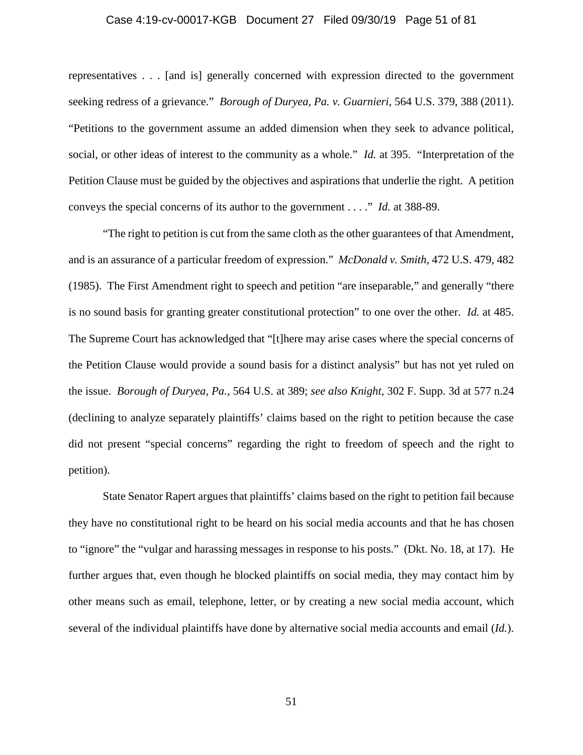representatives . . . [and is] generally concerned with expression directed to the government seeking redress of a grievance." *Borough of Duryea, Pa. v. Guarnieri*, 564 U.S. 379, 388 (2011). "Petitions to the government assume an added dimension when they seek to advance political, social, or other ideas of interest to the community as a whole." *Id.* at 395. "Interpretation of the Petition Clause must be guided by the objectives and aspirations that underlie the right. A petition conveys the special concerns of its author to the government . . . ." *Id.* at 388-89.

"The right to petition is cut from the same cloth as the other guarantees of that Amendment, and is an assurance of a particular freedom of expression." *McDonald v. Smith*, 472 U.S. 479, 482 (1985). The First Amendment right to speech and petition "are inseparable," and generally "there is no sound basis for granting greater constitutional protection" to one over the other. *Id.* at 485. The Supreme Court has acknowledged that "[t]here may arise cases where the special concerns of the Petition Clause would provide a sound basis for a distinct analysis" but has not yet ruled on the issue. *Borough of Duryea, Pa.*, 564 U.S. at 389; *see also Knight*, 302 F. Supp. 3d at 577 n.24 (declining to analyze separately plaintiffs' claims based on the right to petition because the case did not present "special concerns" regarding the right to freedom of speech and the right to petition).

State Senator Rapert argues that plaintiffs' claims based on the right to petition fail because they have no constitutional right to be heard on his social media accounts and that he has chosen to "ignore" the "vulgar and harassing messages in response to his posts." (Dkt. No. 18, at 17). He further argues that, even though he blocked plaintiffs on social media, they may contact him by other means such as email, telephone, letter, or by creating a new social media account, which several of the individual plaintiffs have done by alternative social media accounts and email (*Id.*).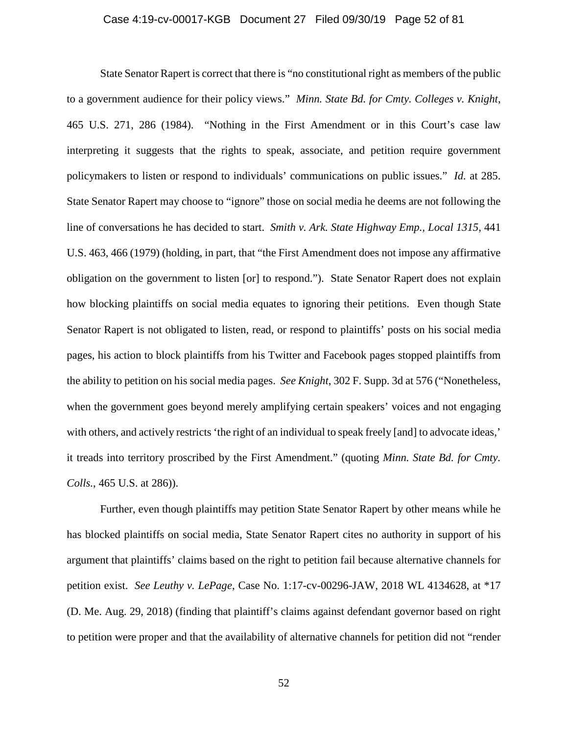State Senator Rapert is correct that there is "no constitutional right as members of the public to a government audience for their policy views." *Minn. State Bd. for Cmty. Colleges v. Knight*, 465 U.S. 271, 286 (1984). "Nothing in the First Amendment or in this Court's case law interpreting it suggests that the rights to speak, associate, and petition require government policymakers to listen or respond to individuals' communications on public issues." *Id.* at 285. State Senator Rapert may choose to "ignore" those on social media he deems are not following the line of conversations he has decided to start. *Smith v. Ark. State Highway Emp., Local 1315*, 441 U.S. 463, 466 (1979) (holding, in part, that "the First Amendment does not impose any affirmative obligation on the government to listen [or] to respond."). State Senator Rapert does not explain how blocking plaintiffs on social media equates to ignoring their petitions. Even though State Senator Rapert is not obligated to listen, read, or respond to plaintiffs' posts on his social media pages, his action to block plaintiffs from his Twitter and Facebook pages stopped plaintiffs from the ability to petition on his social media pages. *See Knight*, 302 F. Supp. 3d at 576 ("Nonetheless, when the government goes beyond merely amplifying certain speakers' voices and not engaging with others, and actively restricts 'the right of an individual to speak freely [and] to advocate ideas,' it treads into territory proscribed by the First Amendment." (quoting *Minn. State Bd. for Cmty. Colls.*, 465 U.S. at 286)).

Further, even though plaintiffs may petition State Senator Rapert by other means while he has blocked plaintiffs on social media, State Senator Rapert cites no authority in support of his argument that plaintiffs' claims based on the right to petition fail because alternative channels for petition exist. *See Leuthy v. LePage*, Case No. 1:17-cv-00296-JAW, 2018 WL 4134628, at *17 (D. Me. Aug. 29, 2018) (finding that plaintiff's claims against defendant governor based on right to petition were proper and that the availability of alternative channels for petition did not "render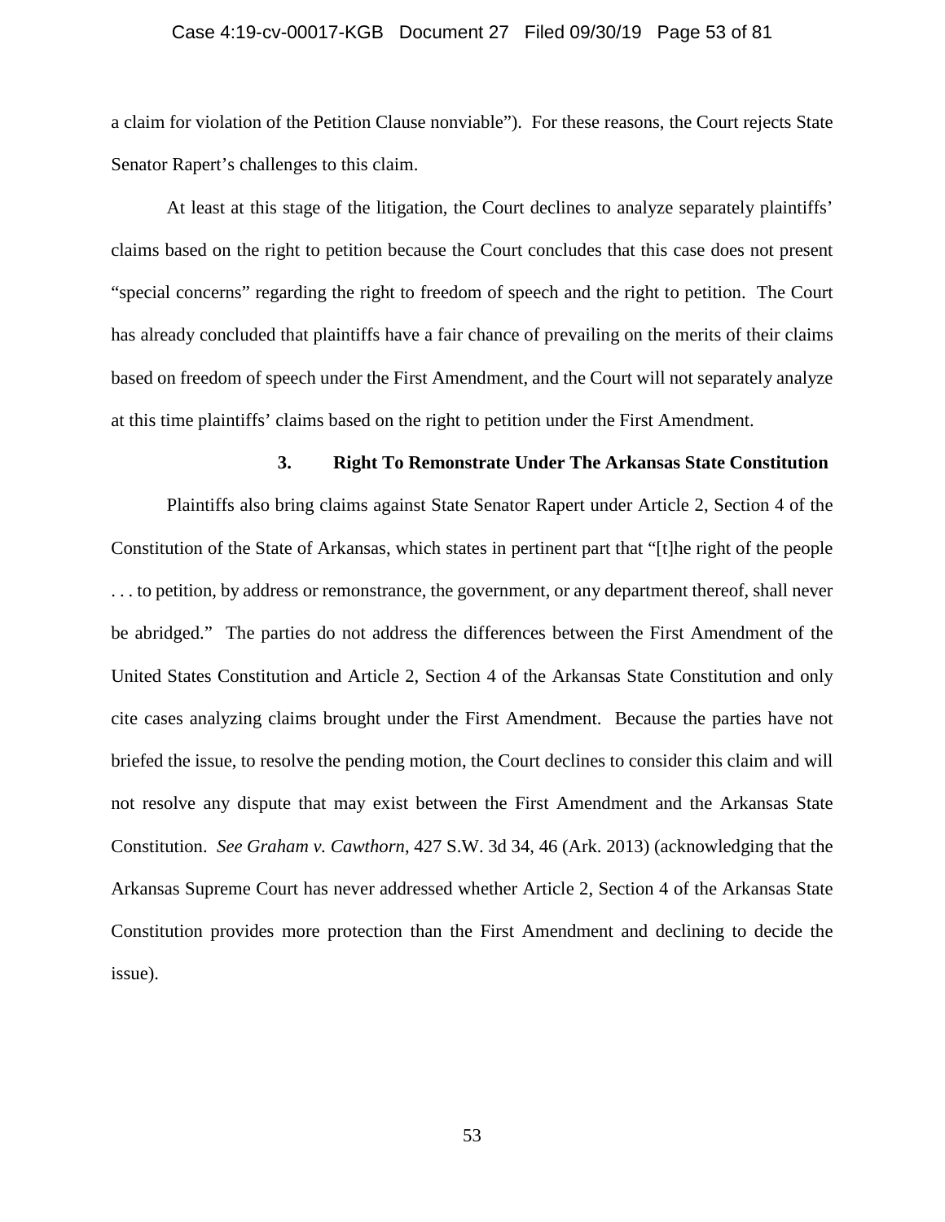a claim for violation of the Petition Clause nonviable"). For these reasons, the Court rejects State Senator Rapert's challenges to this claim.

At least at this stage of the litigation, the Court declines to analyze separately plaintiffs' claims based on the right to petition because the Court concludes that this case does not present "special concerns" regarding the right to freedom of speech and the right to petition. The Court has already concluded that plaintiffs have a fair chance of prevailing on the merits of their claims based on freedom of speech under the First Amendment, and the Court will not separately analyze at this time plaintiffs' claims based on the right to petition under the First Amendment.

### 3. Right To Remonstrate Under The Arkansas State Constitution

Plaintiffs also bring claims against State Senator Rapert under Article 2, Section 4 of the Constitution of the State of Arkansas, which states in pertinent part that "[t]he right of the people . . . to petition, by address or remonstrance, the government, or any department thereof, shall never be abridged." The parties do not address the differences between the First Amendment of the United States Constitution and Article 2, Section 4 of the Arkansas State Constitution and only cite cases analyzing claims brought under the First Amendment. Because the parties have not briefed the issue, to resolve the pending motion, the Court declines to consider this claim and will not resolve any dispute that may exist between the First Amendment and the Arkansas State Constitution. *See Graham v. Cawthorn*, 427 S.W. 3d 34, 46 (Ark. 2013) (acknowledging that the Arkansas Supreme Court has never addressed whether Article 2, Section 4 of the Arkansas State Constitution provides more protection than the First Amendment and declining to decide the issue).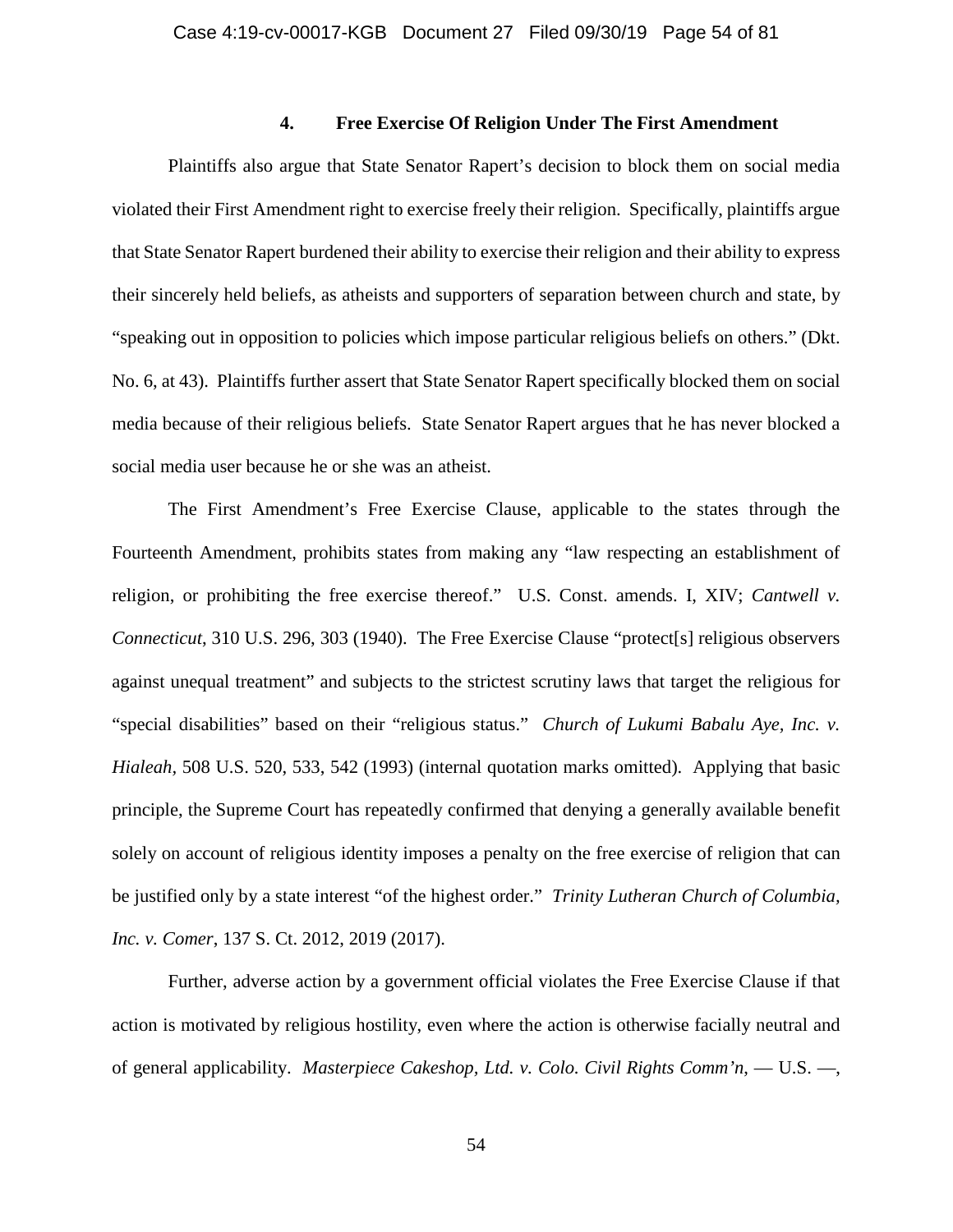### 4. Free Exercise Of Religion Under The First Amendment

Plaintiffs also argue that State Senator Rapert's decision to block them on social media violated their First Amendment right to exercise freely their religion. Specifically, plaintiffs argue that State Senator Rapert burdened their ability to exercise their religion and their ability to express their sincerely held beliefs, as atheists and supporters of separation between church and state, by "speaking out in opposition to policies which impose particular religious beliefs on others." (Dkt. No. 6, at 43). Plaintiffs further assert that State Senator Rapert specifically blocked them on social media because of their religious beliefs. State Senator Rapert argues that he has never blocked a social media user because he or she was an atheist.

The First Amendment's Free Exercise Clause, applicable to the states through the Fourteenth Amendment, prohibits states from making any "law respecting an establishment of religion, or prohibiting the free exercise thereof." U.S. Const. amends. I, XIV; *Cantwell v. Connecticut*, 310 U.S. 296, 303 (1940). The Free Exercise Clause "protect[s] religious observers against unequal treatment" and subjects to the strictest scrutiny laws that target the religious for "special disabilities" based on their "religious status." *Church of Lukumi Babalu Aye, Inc. v. Hialeah*, 508 U.S. 520, 533, 542 (1993) (internal quotation marks omitted). Applying that basic principle, the Supreme Court has repeatedly confirmed that denying a generally available benefit solely on account of religious identity imposes a penalty on the free exercise of religion that can be justified only by a state interest "of the highest order." *Trinity Lutheran Church of Columbia, Inc. v. Comer*, 137 S. Ct. 2012, 2019 (2017).

Further, adverse action by a government official violates the Free Exercise Clause if that action is motivated by religious hostility, even where the action is otherwise facially neutral and of general applicability. *Masterpiece Cakeshop, Ltd. v. Colo. Civil Rights Comm'n*, — U.S. —,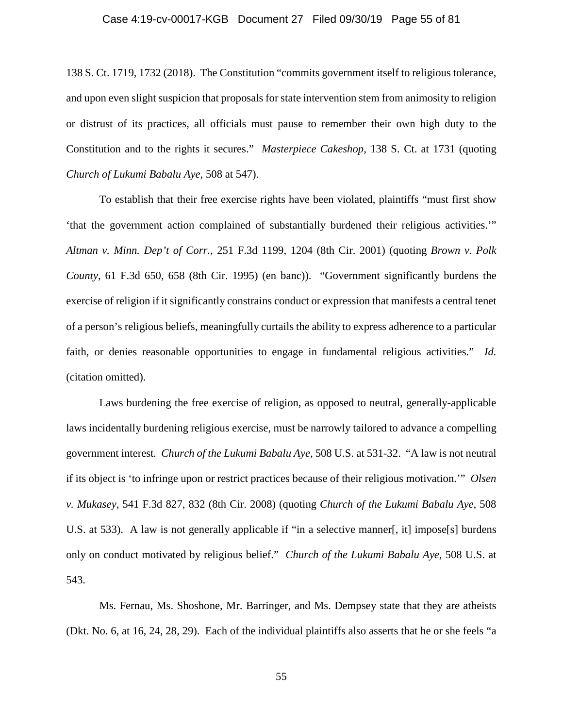138 S. Ct. 1719, 1732 (2018). The Constitution "commits government itself to religious tolerance, and upon even slight suspicion that proposals for state intervention stem from animosity to religion or distrust of its practices, all officials must pause to remember their own high duty to the Constitution and to the rights it secures." *Masterpiece Cakeshop*, 138 S. Ct. at 1731 (quoting *Church of Lukumi Babalu Aye*, 508 at 547).

To establish that their free exercise rights have been violated, plaintiffs "must first show 'that the government action complained of substantially burdened their religious activities.'" *Altman v. Minn. Dep't of Corr.*, 251 F.3d 1199, 1204 (8th Cir. 2001) (quoting *Brown v. Polk County*, 61 F.3d 650, 658 (8th Cir. 1995) (en banc)). "Government significantly burdens the exercise of religion if it significantly constrains conduct or expression that manifests a central tenet of a person's religious beliefs, meaningfully curtails the ability to express adherence to a particular faith, or denies reasonable opportunities to engage in fundamental religious activities." *Id.* (citation omitted).

Laws burdening the free exercise of religion, as opposed to neutral, generally-applicable laws incidentally burdening religious exercise, must be narrowly tailored to advance a compelling government interest. *Church of the Lukumi Babalu Aye*, 508 U.S. at 531-32. "A law is not neutral if its object is 'to infringe upon or restrict practices because of their religious motivation.'" *Olsen v. Mukasey*, 541 F.3d 827, 832 (8th Cir. 2008) (quoting *Church of the Lukumi Babalu Aye*, 508 U.S. at 533). A law is not generally applicable if "in a selective manner[, it] impose[s] burdens only on conduct motivated by religious belief." *Church of the Lukumi Babalu Aye*, 508 U.S. at 543.

Ms. Fernau, Ms. Shoshone, Mr. Barringer, and Ms. Dempsey state that they are atheists (Dkt. No. 6, at 16, 24, 28, 29). Each of the individual plaintiffs also asserts that he or she feels "a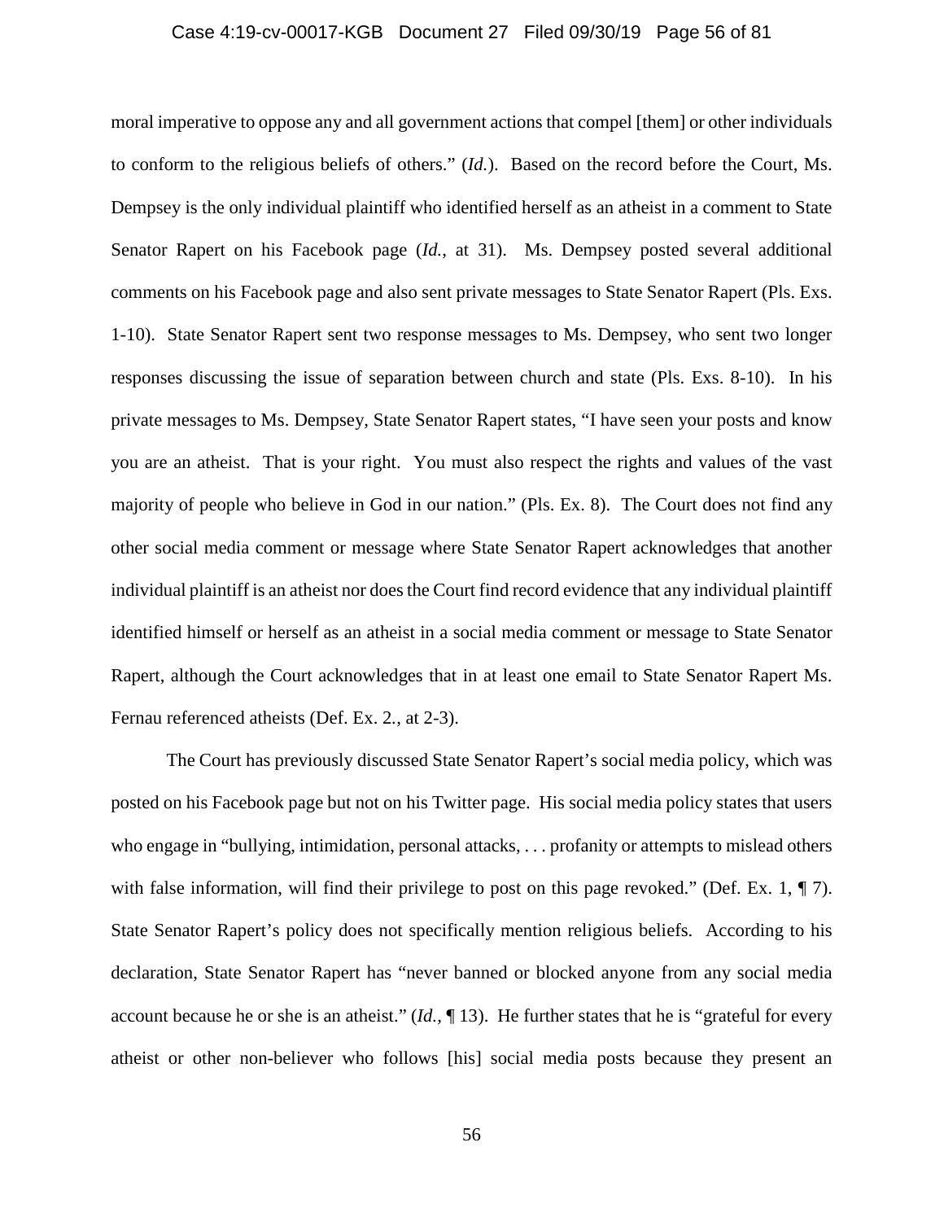moral imperative to oppose any and all government actions that compel [them] or other individuals to conform to the religious beliefs of others." (*Id.*). Based on the record before the Court, Ms. Dempsey is the only individual plaintiff who identified herself as an atheist in a comment to State Senator Rapert on his Facebook page (*Id.*, at 31). Ms. Dempsey posted several additional comments on his Facebook page and also sent private messages to State Senator Rapert (Pls. Exs. 1-10). State Senator Rapert sent two response messages to Ms. Dempsey, who sent two longer responses discussing the issue of separation between church and state (Pls. Exs. 8-10). In his private messages to Ms. Dempsey, State Senator Rapert states, "I have seen your posts and know you are an atheist. That is your right. You must also respect the rights and values of the vast majority of people who believe in God in our nation." (Pls. Ex. 8). The Court does not find any other social media comment or message where State Senator Rapert acknowledges that another individual plaintiff is an atheist nor does the Court find record evidence that any individual plaintiff identified himself or herself as an atheist in a social media comment or message to State Senator Rapert, although the Court acknowledges that in at least one email to State Senator Rapert Ms. Fernau referenced atheists (Def. Ex. 2., at 2-3).

The Court has previously discussed State Senator Rapert's social media policy, which was posted on his Facebook page but not on his Twitter page. His social media policy states that users who engage in "bullying, intimidation, personal attacks, . . . profanity or attempts to mislead others with false information, will find their privilege to post on this page revoked." (Def. Ex. 1, ¶ 7). State Senator Rapert's policy does not specifically mention religious beliefs. According to his declaration, State Senator Rapert has "never banned or blocked anyone from any social media account because he or she is an atheist." (*Id.*, ¶ 13). He further states that he is "grateful for every atheist or other non-believer who follows [his] social media posts because they present an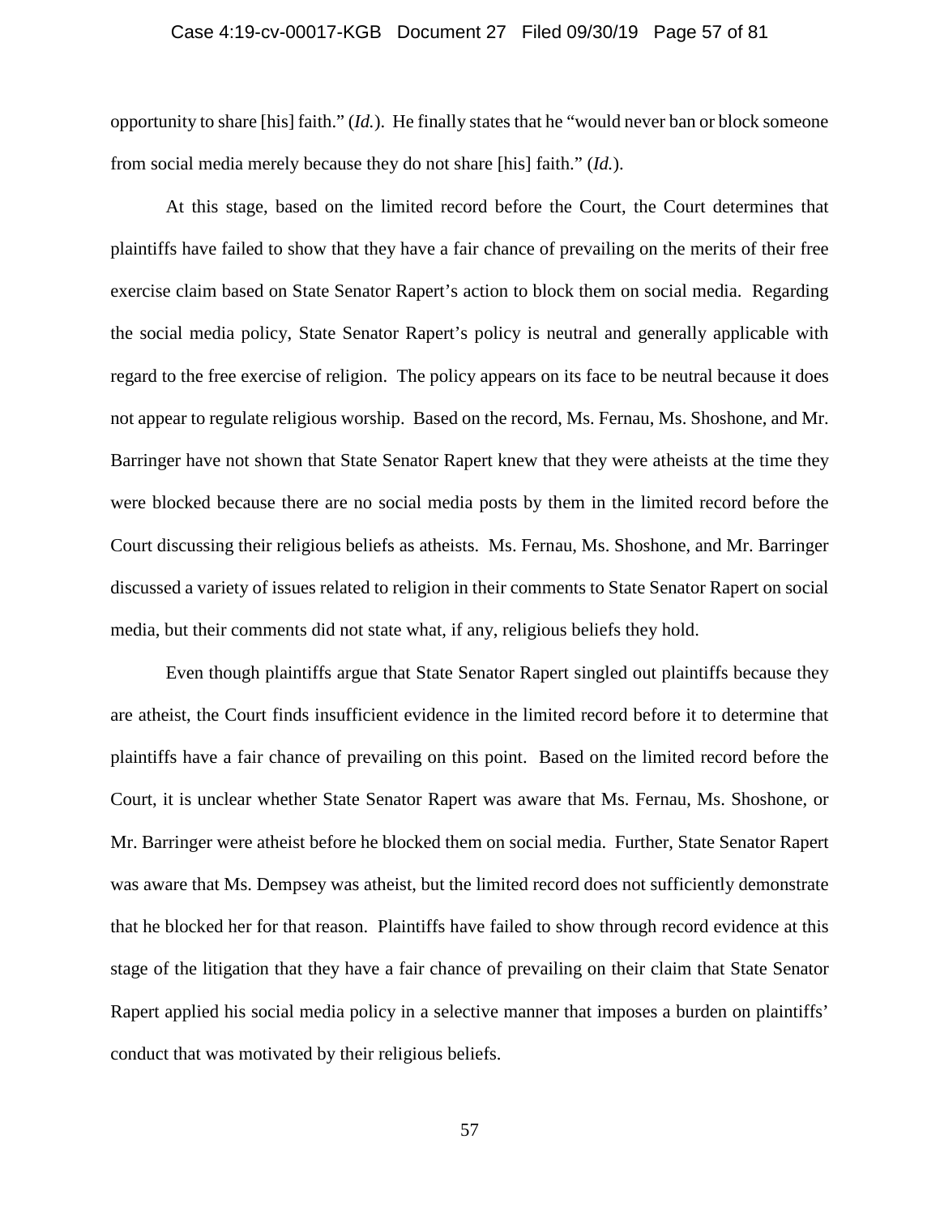opportunity to share [his] faith." (*Id.*). He finally states that he "would never ban or block someone from social media merely because they do not share [his] faith." (*Id.*).

At this stage, based on the limited record before the Court, the Court determines that plaintiffs have failed to show that they have a fair chance of prevailing on the merits of their free exercise claim based on State Senator Rapert's action to block them on social media. Regarding the social media policy, State Senator Rapert's policy is neutral and generally applicable with regard to the free exercise of religion. The policy appears on its face to be neutral because it does not appear to regulate religious worship. Based on the record, Ms. Fernau, Ms. Shoshone, and Mr. Barringer have not shown that State Senator Rapert knew that they were atheists at the time they were blocked because there are no social media posts by them in the limited record before the Court discussing their religious beliefs as atheists. Ms. Fernau, Ms. Shoshone, and Mr. Barringer discussed a variety of issues related to religion in their comments to State Senator Rapert on social media, but their comments did not state what, if any, religious beliefs they hold.

Even though plaintiffs argue that State Senator Rapert singled out plaintiffs because they are atheist, the Court finds insufficient evidence in the limited record before it to determine that plaintiffs have a fair chance of prevailing on this point. Based on the limited record before the Court, it is unclear whether State Senator Rapert was aware that Ms. Fernau, Ms. Shoshone, or Mr. Barringer were atheist before he blocked them on social media. Further, State Senator Rapert was aware that Ms. Dempsey was atheist, but the limited record does not sufficiently demonstrate that he blocked her for that reason. Plaintiffs have failed to show through record evidence at this stage of the litigation that they have a fair chance of prevailing on their claim that State Senator Rapert applied his social media policy in a selective manner that imposes a burden on plaintiffs' conduct that was motivated by their religious beliefs.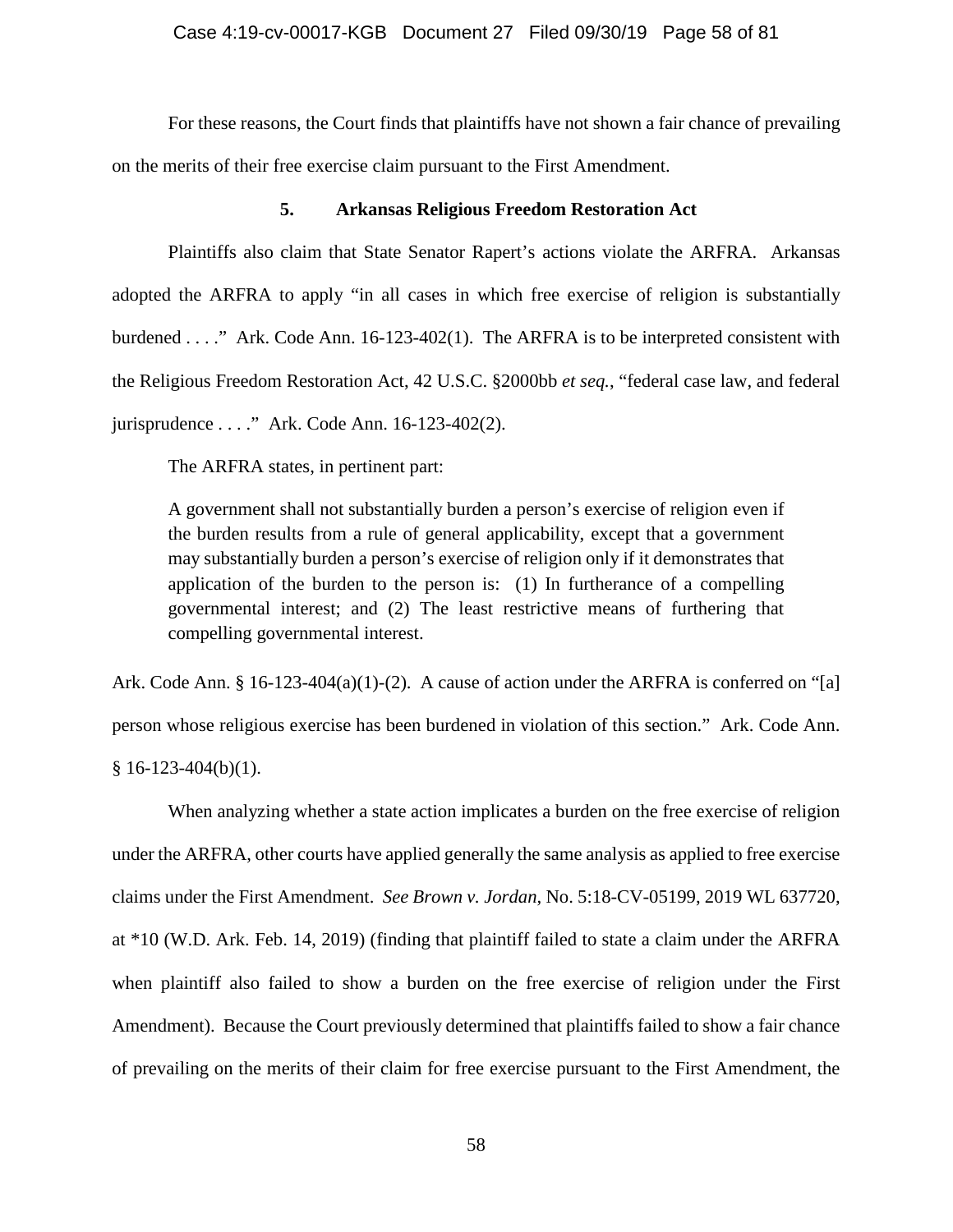For these reasons, the Court finds that plaintiffs have not shown a fair chance of prevailing on the merits of their free exercise claim pursuant to the First Amendment.

### 5. Arkansas Religious Freedom Restoration Act

Plaintiffs also claim that State Senator Rapert's actions violate the ARFRA. Arkansas adopted the ARFRA to apply "in all cases in which free exercise of religion is substantially burdened . . . ." Ark. Code Ann. 16-123-402(1). The ARFRA is to be interpreted consistent with the Religious Freedom Restoration Act, 42 U.S.C. §2000bb *et seq.*, "federal case law, and federal jurisprudence . . . ." Ark. Code Ann. 16-123-402(2).

The ARFRA states, in pertinent part:

> A government shall not substantially burden a person's exercise of religion even if the burden results from a rule of general applicability, except that a government may substantially burden a person's exercise of religion only if it demonstrates that application of the burden to the person is: (1) In furtherance of a compelling governmental interest; and (2) The least restrictive means of furthering that compelling governmental interest.

Ark. Code Ann. § 16-123-404(a)(1)-(2). A cause of action under the ARFRA is conferred on "[a] person whose religious exercise has been burdened in violation of this section." Ark. Code Ann. § 16-123-404(b)(1).

When analyzing whether a state action implicates a burden on the free exercise of religion under the ARFRA, other courts have applied generally the same analysis as applied to free exercise claims under the First Amendment. *See Brown v. Jordan*, No. 5:18-CV-05199, 2019 WL 637720, at *10 (W.D. Ark. Feb. 14, 2019) (finding that plaintiff failed to state a claim under the ARFRA when plaintiff also failed to show a burden on the free exercise of religion under the First Amendment). Because the Court previously determined that plaintiffs failed to show a fair chance of prevailing on the merits of their claim for free exercise pursuant to the First Amendment, the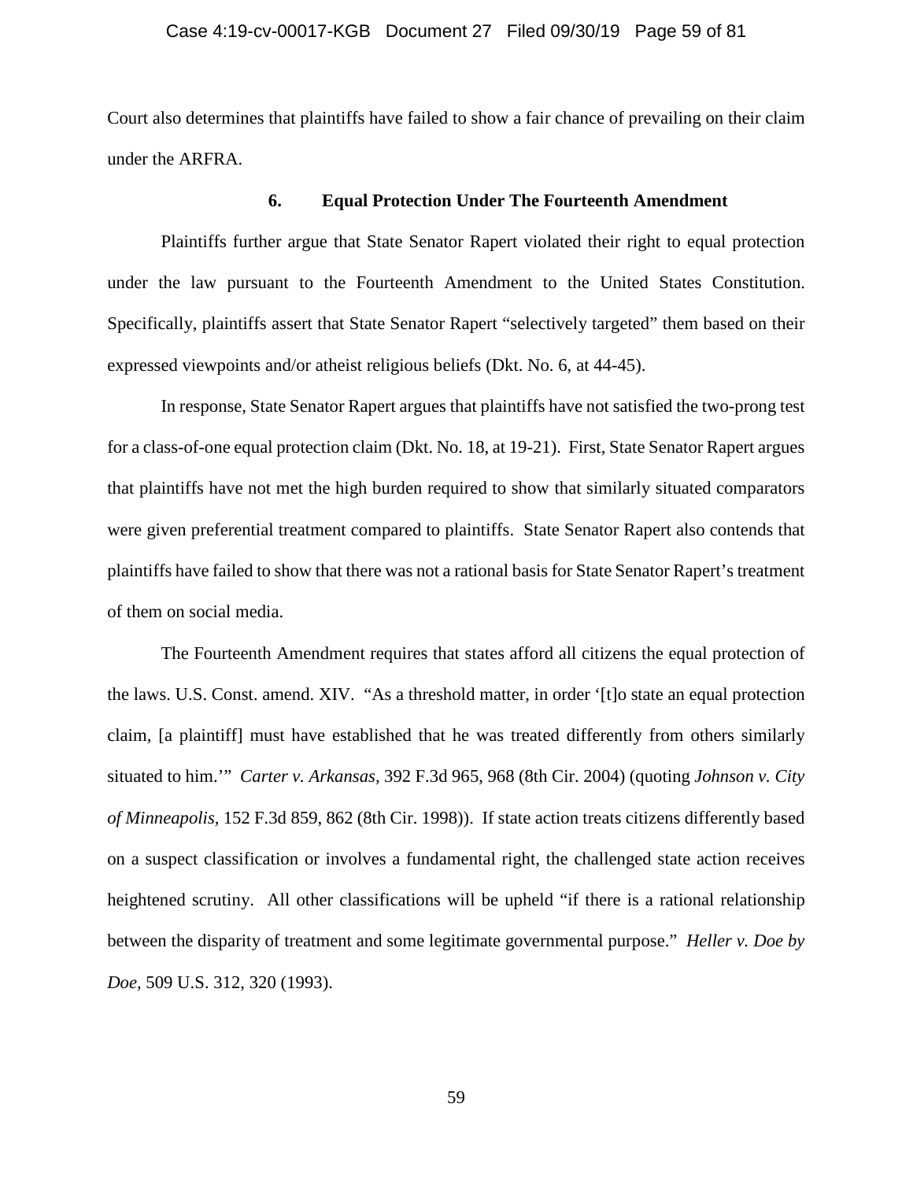Court also determines that plaintiffs have failed to show a fair chance of prevailing on their claim under the ARFRA.

### 6. Equal Protection Under The Fourteenth Amendment

Plaintiffs further argue that State Senator Rapert violated their right to equal protection under the law pursuant to the Fourteenth Amendment to the United States Constitution. Specifically, plaintiffs assert that State Senator Rapert "selectively targeted" them based on their expressed viewpoints and/or atheist religious beliefs (Dkt. No. 6, at 44-45).

In response, State Senator Rapert argues that plaintiffs have not satisfied the two-prong test for a class-of-one equal protection claim (Dkt. No. 18, at 19-21). First, State Senator Rapert argues that plaintiffs have not met the high burden required to show that similarly situated comparators were given preferential treatment compared to plaintiffs. State Senator Rapert also contends that plaintiffs have failed to show that there was not a rational basis for State Senator Rapert's treatment of them on social media.

The Fourteenth Amendment requires that states afford all citizens the equal protection of the laws. U.S. Const. amend. XIV. "As a threshold matter, in order '[t]o state an equal protection claim, [a plaintiff] must have established that he was treated differently from others similarly situated to him.'" *Carter v. Arkansas*, 392 F.3d 965, 968 (8th Cir. 2004) (quoting *Johnson v. City of Minneapolis*, 152 F.3d 859, 862 (8th Cir. 1998)). If state action treats citizens differently based on a suspect classification or involves a fundamental right, the challenged state action receives heightened scrutiny. All other classifications will be upheld "if there is a rational relationship between the disparity of treatment and some legitimate governmental purpose." *Heller v. Doe by Doe*, 509 U.S. 312, 320 (1993).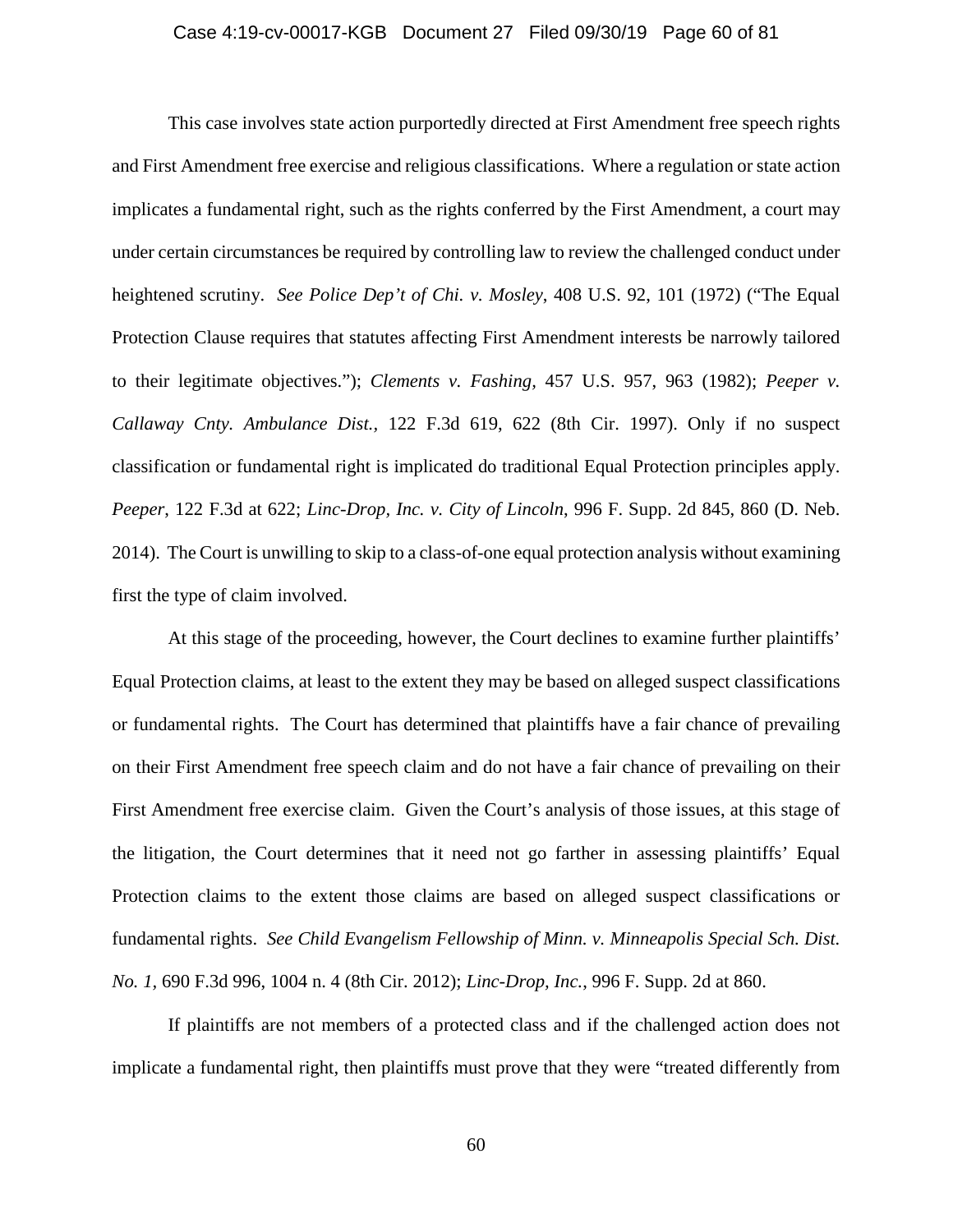This case involves state action purportedly directed at First Amendment free speech rights and First Amendment free exercise and religious classifications. Where a regulation or state action implicates a fundamental right, such as the rights conferred by the First Amendment, a court may under certain circumstances be required by controlling law to review the challenged conduct under heightened scrutiny. *See Police Dep't of Chi. v. Mosley*, 408 U.S. 92, 101 (1972) ("The Equal Protection Clause requires that statutes affecting First Amendment interests be narrowly tailored to their legitimate objectives."); *Clements v. Fashing*, 457 U.S. 957, 963 (1982); *Peeper v. Callaway Cnty. Ambulance Dist.*, 122 F.3d 619, 622 (8th Cir. 1997). Only if no suspect classification or fundamental right is implicated do traditional Equal Protection principles apply. *Peeper*, 122 F.3d at 622; *Linc-Drop, Inc. v. City of Lincoln*, 996 F. Supp. 2d 845, 860 (D. Neb. 2014). The Court is unwilling to skip to a class-of-one equal protection analysis without examining first the type of claim involved.

At this stage of the proceeding, however, the Court declines to examine further plaintiffs' Equal Protection claims, at least to the extent they may be based on alleged suspect classifications or fundamental rights. The Court has determined that plaintiffs have a fair chance of prevailing on their First Amendment free speech claim and do not have a fair chance of prevailing on their First Amendment free exercise claim. Given the Court's analysis of those issues, at this stage of the litigation, the Court determines that it need not go farther in assessing plaintiffs' Equal Protection claims to the extent those claims are based on alleged suspect classifications or fundamental rights. *See Child Evangelism Fellowship of Minn. v. Minneapolis Special Sch. Dist. No. 1*, 690 F.3d 996, 1004 n. 4 (8th Cir. 2012); *Linc-Drop, Inc.*, 996 F. Supp. 2d at 860.

If plaintiffs are not members of a protected class and if the challenged action does not implicate a fundamental right, then plaintiffs must prove that they were "treated differently from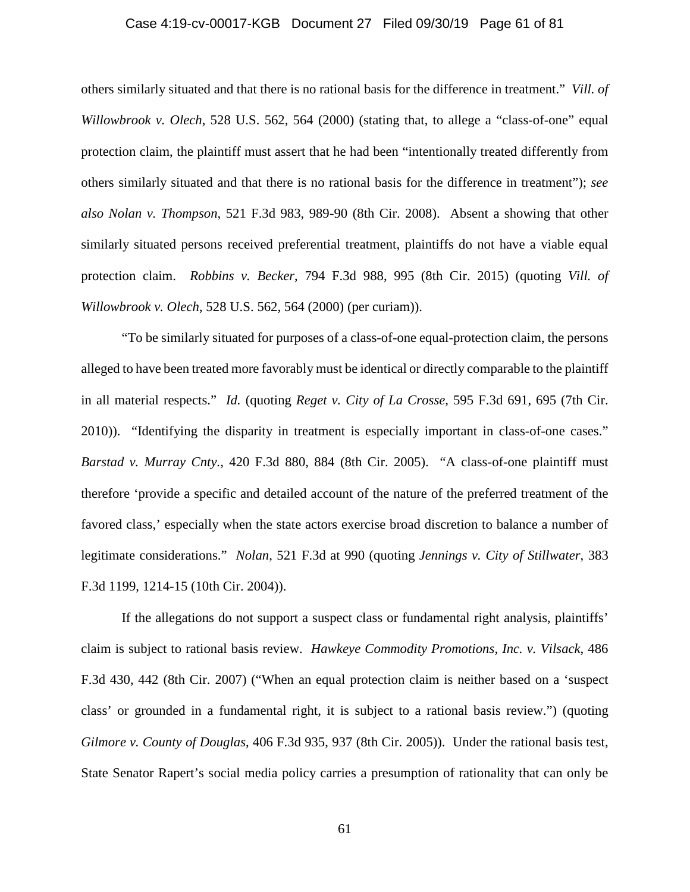others similarly situated and that there is no rational basis for the difference in treatment." *Vill. of Willowbrook v. Olech*, 528 U.S. 562, 564 (2000) (stating that, to allege a "class-of-one" equal protection claim, the plaintiff must assert that he had been "intentionally treated differently from others similarly situated and that there is no rational basis for the difference in treatment"); *see also Nolan v. Thompson*, 521 F.3d 983, 989-90 (8th Cir. 2008). Absent a showing that other similarly situated persons received preferential treatment, plaintiffs do not have a viable equal protection claim. *Robbins v. Becker*, 794 F.3d 988, 995 (8th Cir. 2015) (quoting *Vill. of Willowbrook v. Olech*, 528 U.S. 562, 564 (2000) (per curiam)).

"To be similarly situated for purposes of a class-of-one equal-protection claim, the persons alleged to have been treated more favorably must be identical or directly comparable to the plaintiff in all material respects." *Id.* (quoting *Reget v. City of La Crosse*, 595 F.3d 691, 695 (7th Cir. 2010)). "Identifying the disparity in treatment is especially important in class-of-one cases." *Barstad v. Murray Cnty.*, 420 F.3d 880, 884 (8th Cir. 2005). "A class-of-one plaintiff must therefore 'provide a specific and detailed account of the nature of the preferred treatment of the favored class,' especially when the state actors exercise broad discretion to balance a number of legitimate considerations." *Nolan*, 521 F.3d at 990 (quoting *Jennings v. City of Stillwater*, 383 F.3d 1199, 1214-15 (10th Cir. 2004)).

If the allegations do not support a suspect class or fundamental right analysis, plaintiffs' claim is subject to rational basis review. *Hawkeye Commodity Promotions, Inc. v. Vilsack*, 486 F.3d 430, 442 (8th Cir. 2007) ("When an equal protection claim is neither based on a 'suspect class' or grounded in a fundamental right, it is subject to a rational basis review.") (quoting *Gilmore v. County of Douglas*, 406 F.3d 935, 937 (8th Cir. 2005)). Under the rational basis test, State Senator Rapert's social media policy carries a presumption of rationality that can only be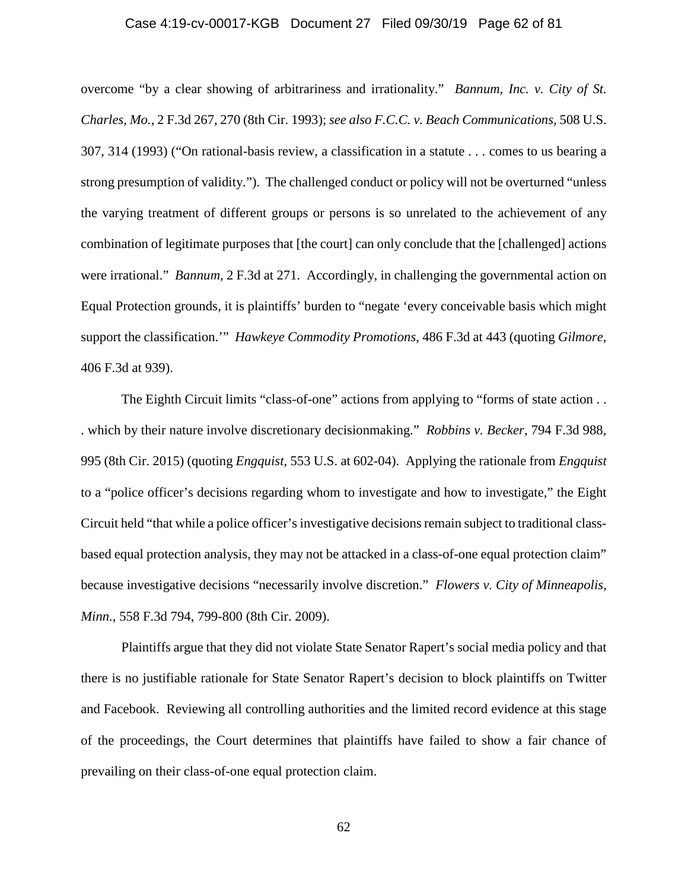overcome "by a clear showing of arbitrariness and irrationality." *Bannum, Inc. v. City of St. Charles, Mo.*, 2 F.3d 267, 270 (8th Cir. 1993); *see also F.C.C. v. Beach Communications*, 508 U.S. 307, 314 (1993) ("On rational-basis review, a classification in a statute . . . comes to us bearing a strong presumption of validity."). The challenged conduct or policy will not be overturned "unless the varying treatment of different groups or persons is so unrelated to the achievement of any combination of legitimate purposes that [the court] can only conclude that the [challenged] actions were irrational." *Bannum*, 2 F.3d at 271. Accordingly, in challenging the governmental action on Equal Protection grounds, it is plaintiffs' burden to "negate 'every conceivable basis which might support the classification.'" *Hawkeye Commodity Promotions*, 486 F.3d at 443 (quoting *Gilmore*, 406 F.3d at 939).

The Eighth Circuit limits "class-of-one" actions from applying to "forms of state action . . . which by their nature involve discretionary decisionmaking." *Robbins v. Becker*, 794 F.3d 988, 995 (8th Cir. 2015) (quoting *Engquist*, 553 U.S. at 602-04). Applying the rationale from *Engquist* to a "police officer's decisions regarding whom to investigate and how to investigate," the Eight Circuit held "that while a police officer's investigative decisions remain subject to traditional class-based equal protection analysis, they may not be attacked in a class-of-one equal protection claim" because investigative decisions "necessarily involve discretion." *Flowers v. City of Minneapolis, Minn.*, 558 F.3d 794, 799-800 (8th Cir. 2009).

Plaintiffs argue that they did not violate State Senator Rapert's social media policy and that there is no justifiable rationale for State Senator Rapert's decision to block plaintiffs on Twitter and Facebook. Reviewing all controlling authorities and the limited record evidence at this stage of the proceedings, the Court determines that plaintiffs have failed to show a fair chance of prevailing on their class-of-one equal protection claim.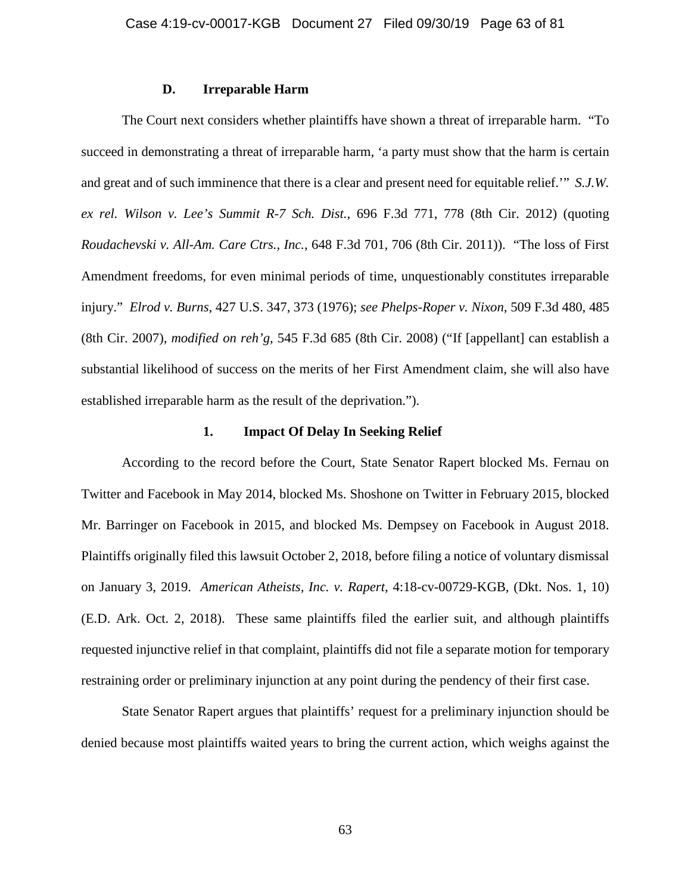### D. Irreparable Harm

The Court next considers whether plaintiffs have shown a threat of irreparable harm. "To succeed in demonstrating a threat of irreparable harm, 'a party must show that the harm is certain and great and of such imminence that there is a clear and present need for equitable relief.'" *S.J.W. ex rel. Wilson v. Lee's Summit R-7 Sch. Dist.*, 696 F.3d 771, 778 (8th Cir. 2012) (quoting *Roudachevski v. All-Am. Care Ctrs., Inc.*, 648 F.3d 701, 706 (8th Cir. 2011)). "The loss of First Amendment freedoms, for even minimal periods of time, unquestionably constitutes irreparable injury." *Elrod v. Burns*, 427 U.S. 347, 373 (1976); *see Phelps-Roper v. Nixon*, 509 F.3d 480, 485 (8th Cir. 2007), *modified on reh'g*, 545 F.3d 685 (8th Cir. 2008) ("If [appellant] can establish a substantial likelihood of success on the merits of her First Amendment claim, she will also have established irreparable harm as the result of the deprivation.").

#### 1. Impact Of Delay In Seeking Relief

According to the record before the Court, State Senator Rapert blocked Ms. Fernau on Twitter and Facebook in May 2014, blocked Ms. Shoshone on Twitter in February 2015, blocked Mr. Barringer on Facebook in 2015, and blocked Ms. Dempsey on Facebook in August 2018. Plaintiffs originally filed this lawsuit October 2, 2018, before filing a notice of voluntary dismissal on January 3, 2019. *American Atheists, Inc. v. Rapert*, 4:18-cv-00729-KGB, (Dkt. Nos. 1, 10) (E.D. Ark. Oct. 2, 2018). These same plaintiffs filed the earlier suit, and although plaintiffs requested injunctive relief in that complaint, plaintiffs did not file a separate motion for temporary restraining order or preliminary injunction at any point during the pendency of their first case.

State Senator Rapert argues that plaintiffs' request for a preliminary injunction should be denied because most plaintiffs waited years to bring the current action, which weighs against the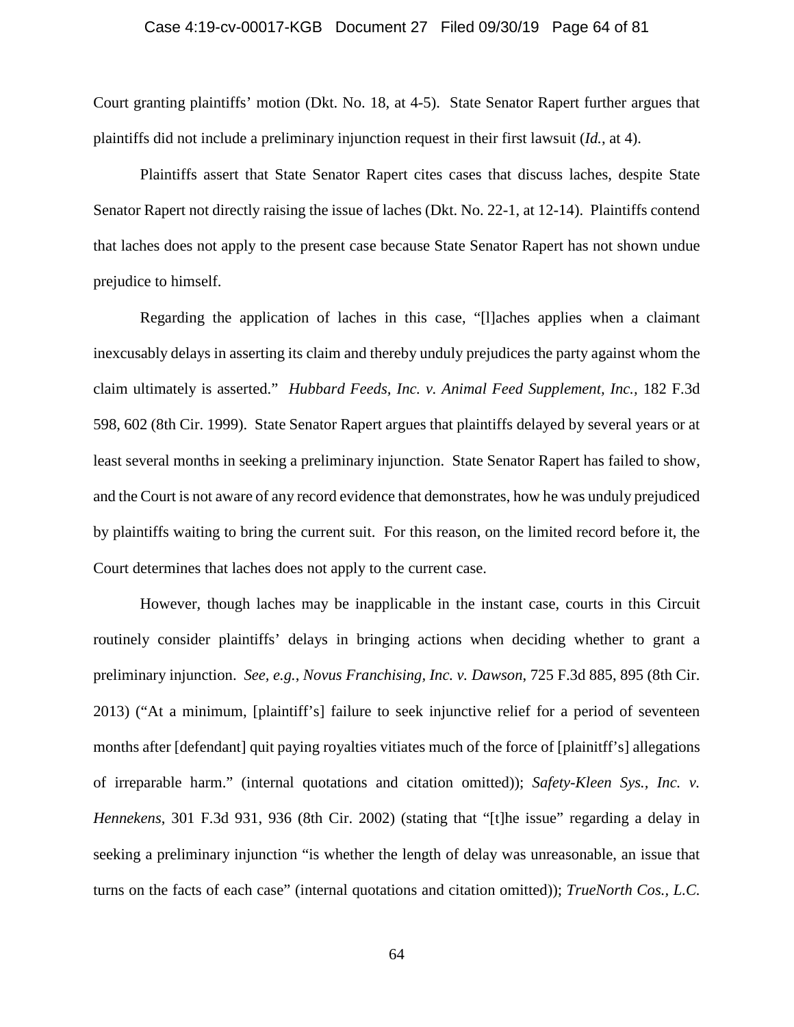Court granting plaintiffs' motion (Dkt. No. 18, at 4-5). State Senator Rapert further argues that plaintiffs did not include a preliminary injunction request in their first lawsuit (*Id.*, at 4).

Plaintiffs assert that State Senator Rapert cites cases that discuss laches, despite State Senator Rapert not directly raising the issue of laches (Dkt. No. 22-1, at 12-14). Plaintiffs contend that laches does not apply to the present case because State Senator Rapert has not shown undue prejudice to himself.

Regarding the application of laches in this case, "[l]aches applies when a claimant inexcusably delays in asserting its claim and thereby unduly prejudices the party against whom the claim ultimately is asserted." *Hubbard Feeds, Inc. v. Animal Feed Supplement, Inc.*, 182 F.3d 598, 602 (8th Cir. 1999). State Senator Rapert argues that plaintiffs delayed by several years or at least several months in seeking a preliminary injunction. State Senator Rapert has failed to show, and the Court is not aware of any record evidence that demonstrates, how he was unduly prejudiced by plaintiffs waiting to bring the current suit. For this reason, on the limited record before it, the Court determines that laches does not apply to the current case.

However, though laches may be inapplicable in the instant case, courts in this Circuit routinely consider plaintiffs' delays in bringing actions when deciding whether to grant a preliminary injunction. *See, e.g.*, *Novus Franchising, Inc. v. Dawson*, 725 F.3d 885, 895 (8th Cir. 2013) ("At a minimum, [plaintiff's] failure to seek injunctive relief for a period of seventeen months after [defendant] quit paying royalties vitiates much of the force of [plainitff's] allegations of irreparable harm." (internal quotations and citation omitted)); *Safety-Kleen Sys., Inc. v. Hennekens*, 301 F.3d 931, 936 (8th Cir. 2002) (stating that "[t]he issue" regarding a delay in seeking a preliminary injunction "is whether the length of delay was unreasonable, an issue that turns on the facts of each case" (internal quotations and citation omitted)); *TrueNorth Cos., L.C.*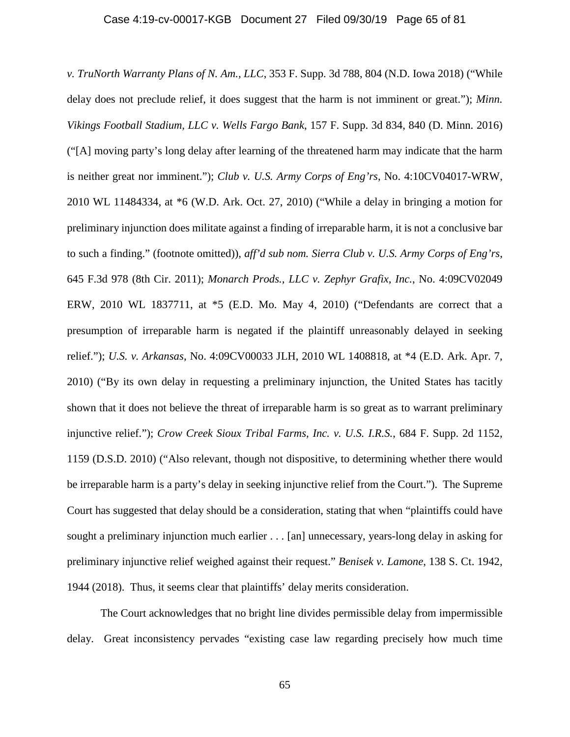*v. TruNorth Warranty Plans of N. Am., LLC*, 353 F. Supp. 3d 788, 804 (N.D. Iowa 2018) ("While delay does not preclude relief, it does suggest that the harm is not imminent or great."); *Minn. Vikings Football Stadium, LLC v. Wells Fargo Bank*, 157 F. Supp. 3d 834, 840 (D. Minn. 2016) ("[A] moving party's long delay after learning of the threatened harm may indicate that the harm is neither great nor imminent."); *Club v. U.S. Army Corps of Eng'rs*, No. 4:10CV04017-WRW, 2010 WL 11484334, at *6 (W.D. Ark. Oct. 27, 2010) ("While a delay in bringing a motion for preliminary injunction does militate against a finding of irreparable harm, it is not a conclusive bar to such a finding." (footnote omitted)), *aff'd sub nom. Sierra Club v. U.S. Army Corps of Eng'rs*, 645 F.3d 978 (8th Cir. 2011); *Monarch Prods., LLC v. Zephyr Grafix, Inc.*, No. 4:09CV02049 ERW, 2010 WL 1837711, at *5 (E.D. Mo. May 4, 2010) ("Defendants are correct that a presumption of irreparable harm is negated if the plaintiff unreasonably delayed in seeking relief."); *U.S. v. Arkansas*, No. 4:09CV00033 JLH, 2010 WL 1408818, at *4 (E.D. Ark. Apr. 7, 2010) ("By its own delay in requesting a preliminary injunction, the United States has tacitly shown that it does not believe the threat of irreparable harm is so great as to warrant preliminary injunctive relief."); *Crow Creek Sioux Tribal Farms, Inc. v. U.S. I.R.S.*, 684 F. Supp. 2d 1152, 1159 (D.S.D. 2010) ("Also relevant, though not dispositive, to determining whether there would be irreparable harm is a party's delay in seeking injunctive relief from the Court."). The Supreme Court has suggested that delay should be a consideration, stating that when "plaintiffs could have sought a preliminary injunction much earlier . . . [an] unnecessary, years-long delay in asking for preliminary injunctive relief weighed against their request." *Benisek v. Lamone*, 138 S. Ct. 1942, 1944 (2018). Thus, it seems clear that plaintiffs' delay merits consideration.

The Court acknowledges that no bright line divides permissible delay from impermissible delay. Great inconsistency pervades "existing case law regarding precisely how much time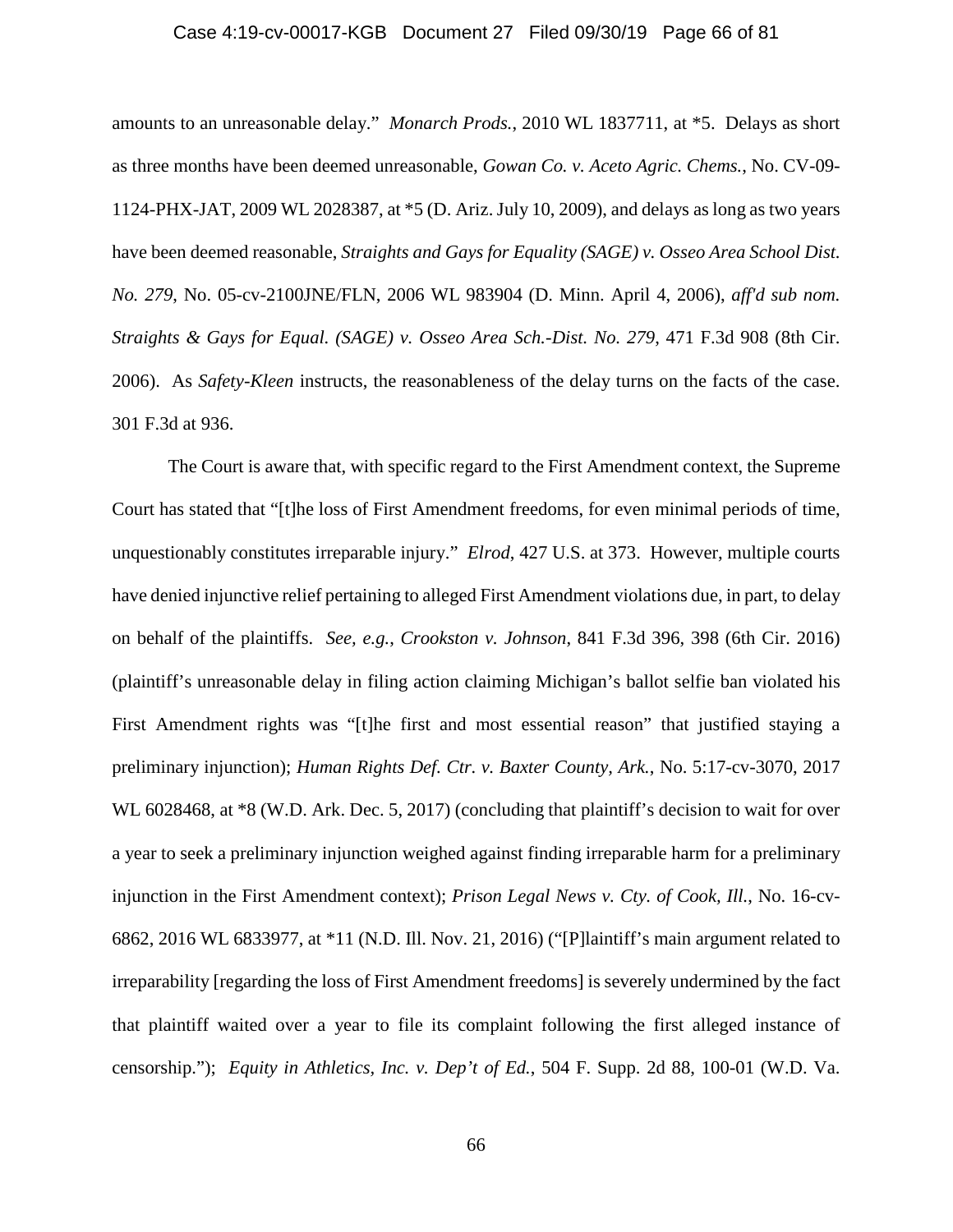amounts to an unreasonable delay." *Monarch Prods.*, 2010 WL 1837711, at *5. Delays as short as three months have been deemed unreasonable, *Gowan Co. v. Aceto Agric. Chems.*, No. CV-09-1124-PHX-JAT, 2009 WL 2028387, at *5 (D. Ariz. July 10, 2009), and delays as long as two years have been deemed reasonable, *Straights and Gays for Equality (SAGE) v. Osseo Area School Dist. No. 279*, No. 05-cv-2100JNE/FLN, 2006 WL 983904 (D. Minn. April 4, 2006), *aff'd sub nom. Straights & Gays for Equal. (SAGE) v. Osseo Area Sch.-Dist. No. 279*, 471 F.3d 908 (8th Cir. 2006). As *Safety-Kleen* instructs, the reasonableness of the delay turns on the facts of the case. 301 F.3d at 936.

The Court is aware that, with specific regard to the First Amendment context, the Supreme Court has stated that "[t]he loss of First Amendment freedoms, for even minimal periods of time, unquestionably constitutes irreparable injury." *Elrod*, 427 U.S. at 373. However, multiple courts have denied injunctive relief pertaining to alleged First Amendment violations due, in part, to delay on behalf of the plaintiffs. *See, e.g.*, *Crookston v. Johnson*, 841 F.3d 396, 398 (6th Cir. 2016) (plaintiff's unreasonable delay in filing action claiming Michigan's ballot selfie ban violated his First Amendment rights was "[t]he first and most essential reason" that justified staying a preliminary injunction); *Human Rights Def. Ctr. v. Baxter County, Ark.*, No. 5:17-cv-3070, 2017 WL 6028468, at *8 (W.D. Ark. Dec. 5, 2017) (concluding that plaintiff's decision to wait for over a year to seek a preliminary injunction weighed against finding irreparable harm for a preliminary injunction in the First Amendment context); *Prison Legal News v. Cty. of Cook, Ill.*, No. 16-cv-6862, 2016 WL 6833977, at *11 (N.D. Ill. Nov. 21, 2016) ("[P]laintiff's main argument related to irreparability [regarding the loss of First Amendment freedoms] is severely undermined by the fact that plaintiff waited over a year to file its complaint following the first alleged instance of censorship."); *Equity in Athletics, Inc. v. Dep't of Ed.*, 504 F. Supp. 2d 88, 100-01 (W.D. Va.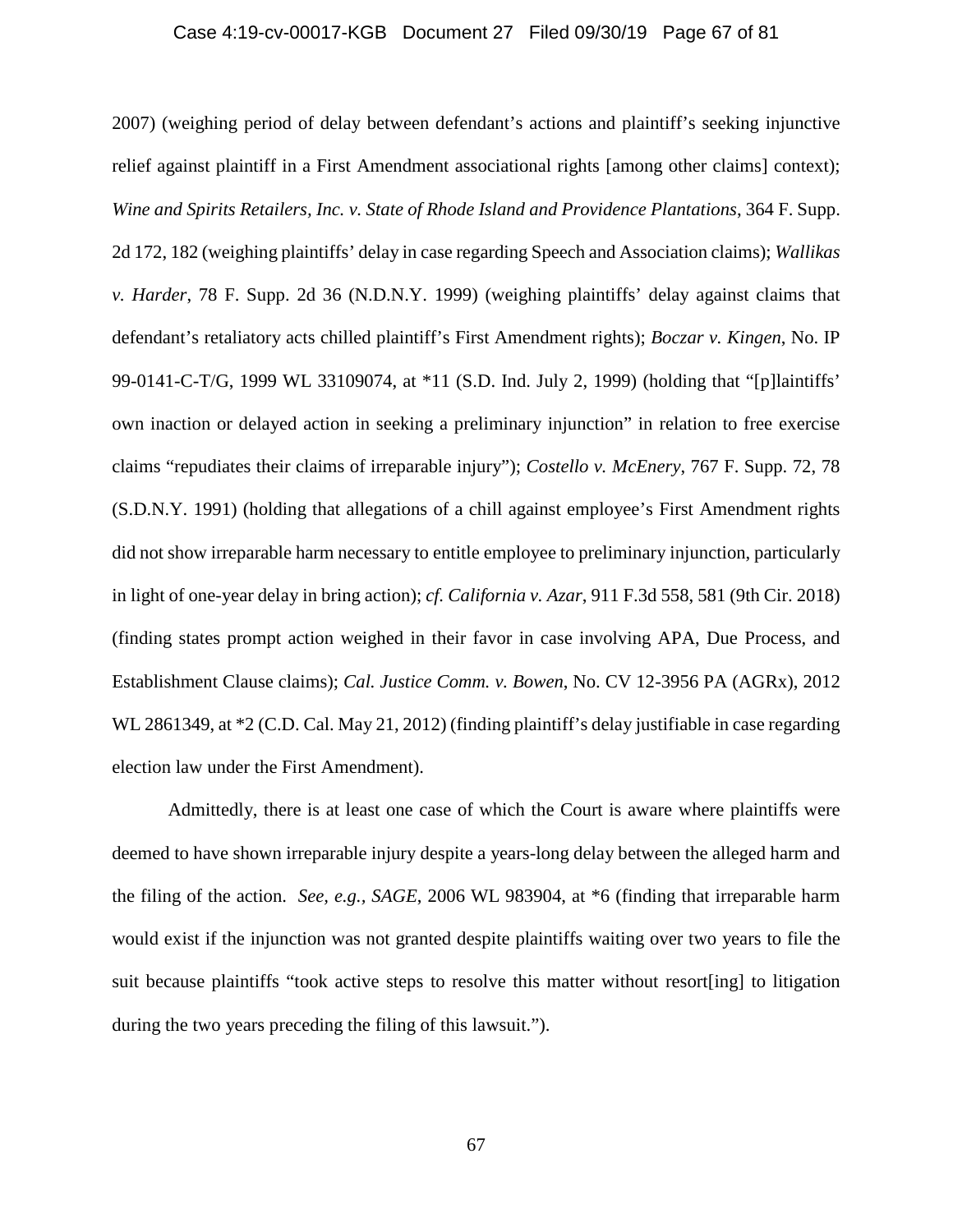2007) (weighing period of delay between defendant's actions and plaintiff's seeking injunctive relief against plaintiff in a First Amendment associational rights [among other claims] context); *Wine and Spirits Retailers, Inc. v. State of Rhode Island and Providence Plantations*, 364 F. Supp. 2d 172, 182 (weighing plaintiffs' delay in case regarding Speech and Association claims); *Wallikas v. Harder*, 78 F. Supp. 2d 36 (N.D.N.Y. 1999) (weighing plaintiffs' delay against claims that defendant's retaliatory acts chilled plaintiff's First Amendment rights); *Boczar v. Kingen*, No. IP 99-0141-C-T/G, 1999 WL 33109074, at *11 (S.D. Ind. July 2, 1999) (holding that "[p]laintiffs' own inaction or delayed action in seeking a preliminary injunction" in relation to free exercise claims "repudiates their claims of irreparable injury"); *Costello v. McEnery*, 767 F. Supp. 72, 78 (S.D.N.Y. 1991) (holding that allegations of a chill against employee's First Amendment rights did not show irreparable harm necessary to entitle employee to preliminary injunction, particularly in light of one-year delay in bring action); *cf. California v. Azar*, 911 F.3d 558, 581 (9th Cir. 2018) (finding states prompt action weighed in their favor in case involving APA, Due Process, and Establishment Clause claims); *Cal. Justice Comm. v. Bowen*, No. CV 12-3956 PA (AGRx), 2012 WL 2861349, at *2 (C.D. Cal. May 21, 2012) (finding plaintiff's delay justifiable in case regarding election law under the First Amendment).

Admittedly, there is at least one case of which the Court is aware where plaintiffs were deemed to have shown irreparable injury despite a years-long delay between the alleged harm and the filing of the action. *See, e.g.*, *SAGE*, 2006 WL 983904, at *6 (finding that irreparable harm would exist if the injunction was not granted despite plaintiffs waiting over two years to file the suit because plaintiffs "took active steps to resolve this matter without resort[ing] to litigation during the two years preceding the filing of this lawsuit.").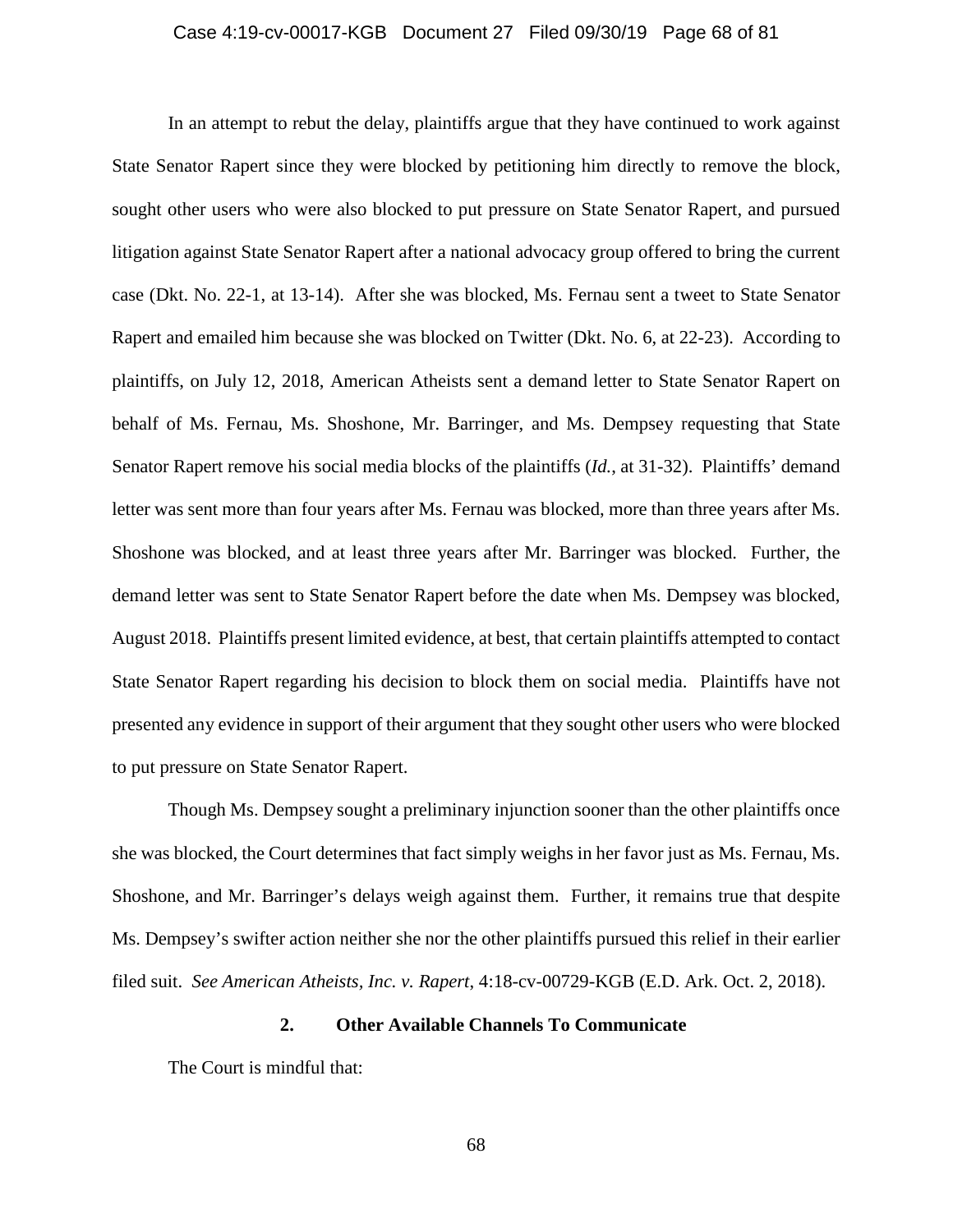In an attempt to rebut the delay, plaintiffs argue that they have continued to work against State Senator Rapert since they were blocked by petitioning him directly to remove the block, sought other users who were also blocked to put pressure on State Senator Rapert, and pursued litigation against State Senator Rapert after a national advocacy group offered to bring the current case (Dkt. No. 22-1, at 13-14). After she was blocked, Ms. Fernau sent a tweet to State Senator Rapert and emailed him because she was blocked on Twitter (Dkt. No. 6, at 22-23). According to plaintiffs, on July 12, 2018, American Atheists sent a demand letter to State Senator Rapert on behalf of Ms. Fernau, Ms. Shoshone, Mr. Barringer, and Ms. Dempsey requesting that State Senator Rapert remove his social media blocks of the plaintiffs (*Id.*, at 31-32). Plaintiffs' demand letter was sent more than four years after Ms. Fernau was blocked, more than three years after Ms. Shoshone was blocked, and at least three years after Mr. Barringer was blocked. Further, the demand letter was sent to State Senator Rapert before the date when Ms. Dempsey was blocked, August 2018. Plaintiffs present limited evidence, at best, that certain plaintiffs attempted to contact State Senator Rapert regarding his decision to block them on social media. Plaintiffs have not presented any evidence in support of their argument that they sought other users who were blocked to put pressure on State Senator Rapert.

Though Ms. Dempsey sought a preliminary injunction sooner than the other plaintiffs once she was blocked, the Court determines that fact simply weighs in her favor just as Ms. Fernau, Ms. Shoshone, and Mr. Barringer's delays weigh against them. Further, it remains true that despite Ms. Dempsey's swifter action neither she nor the other plaintiffs pursued this relief in their earlier filed suit. *See American Atheists, Inc. v. Rapert*, 4:18-cv-00729-KGB (E.D. Ark. Oct. 2, 2018).

### 2. Other Available Channels To Communicate

The Court is mindful that: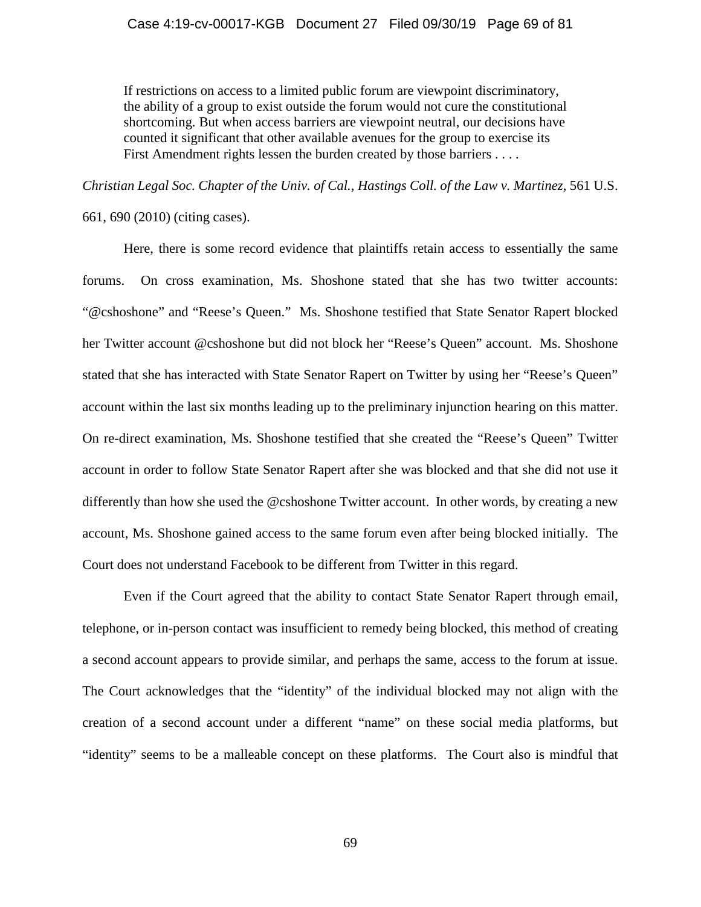> If restrictions on access to a limited public forum are viewpoint discriminatory, the ability of a group to exist outside the forum would not cure the constitutional shortcoming. But when access barriers are viewpoint neutral, our decisions have counted it significant that other available avenues for the group to exercise its First Amendment rights lessen the burden created by those barriers . . . .

*Christian Legal Soc. Chapter of the Univ. of Cal., Hastings Coll. of the Law v. Martinez*, 561 U.S. 661, 690 (2010) (citing cases).

Here, there is some record evidence that plaintiffs retain access to essentially the same forums. On cross examination, Ms. Shoshone stated that she has two twitter accounts: "@cshoshone" and "Reese's Queen." Ms. Shoshone testified that State Senator Rapert blocked her Twitter account @cshoshone but did not block her "Reese's Queen" account. Ms. Shoshone stated that she has interacted with State Senator Rapert on Twitter by using her "Reese's Queen" account within the last six months leading up to the preliminary injunction hearing on this matter. On re-direct examination, Ms. Shoshone testified that she created the "Reese's Queen" Twitter account in order to follow State Senator Rapert after she was blocked and that she did not use it differently than how she used the @cshoshone Twitter account. In other words, by creating a new account, Ms. Shoshone gained access to the same forum even after being blocked initially. The Court does not understand Facebook to be different from Twitter in this regard.

Even if the Court agreed that the ability to contact State Senator Rapert through email, telephone, or in-person contact was insufficient to remedy being blocked, this method of creating a second account appears to provide similar, and perhaps the same, access to the forum at issue. The Court acknowledges that the "identity" of the individual blocked may not align with the creation of a second account under a different "name" on these social media platforms, but "identity" seems to be a malleable concept on these platforms. The Court also is mindful that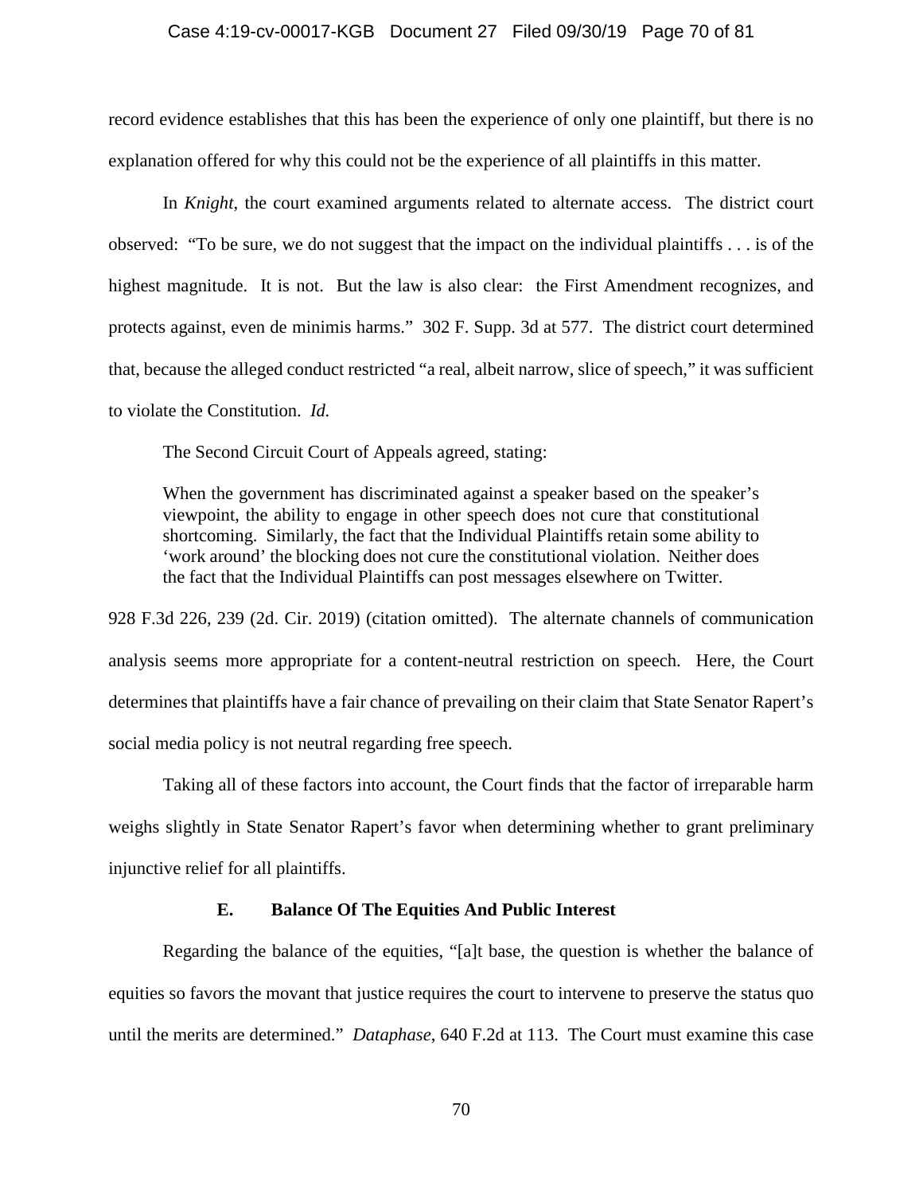record evidence establishes that this has been the experience of only one plaintiff, but there is no explanation offered for why this could not be the experience of all plaintiffs in this matter.

In *Knight*, the court examined arguments related to alternate access. The district court observed: "To be sure, we do not suggest that the impact on the individual plaintiffs . . . is of the highest magnitude. It is not. But the law is also clear: the First Amendment recognizes, and protects against, even de minimis harms." 302 F. Supp. 3d at 577. The district court determined that, because the alleged conduct restricted "a real, albeit narrow, slice of speech," it was sufficient to violate the Constitution. *Id.*

The Second Circuit Court of Appeals agreed, stating:

> When the government has discriminated against a speaker based on the speaker's viewpoint, the ability to engage in other speech does not cure that constitutional shortcoming. Similarly, the fact that the Individual Plaintiffs retain some ability to 'work around' the blocking does not cure the constitutional violation. Neither does the fact that the Individual Plaintiffs can post messages elsewhere on Twitter.

928 F.3d 226, 239 (2d. Cir. 2019) (citation omitted). The alternate channels of communication analysis seems more appropriate for a content-neutral restriction on speech. Here, the Court determines that plaintiffs have a fair chance of prevailing on their claim that State Senator Rapert's social media policy is not neutral regarding free speech.

Taking all of these factors into account, the Court finds that the factor of irreparable harm weighs slightly in State Senator Rapert's favor when determining whether to grant preliminary injunctive relief for all plaintiffs.

### E. Balance Of The Equities And Public Interest

Regarding the balance of the equities, "[a]t base, the question is whether the balance of equities so favors the movant that justice requires the court to intervene to preserve the status quo until the merits are determined." *Dataphase*, 640 F.2d at 113. The Court must examine this case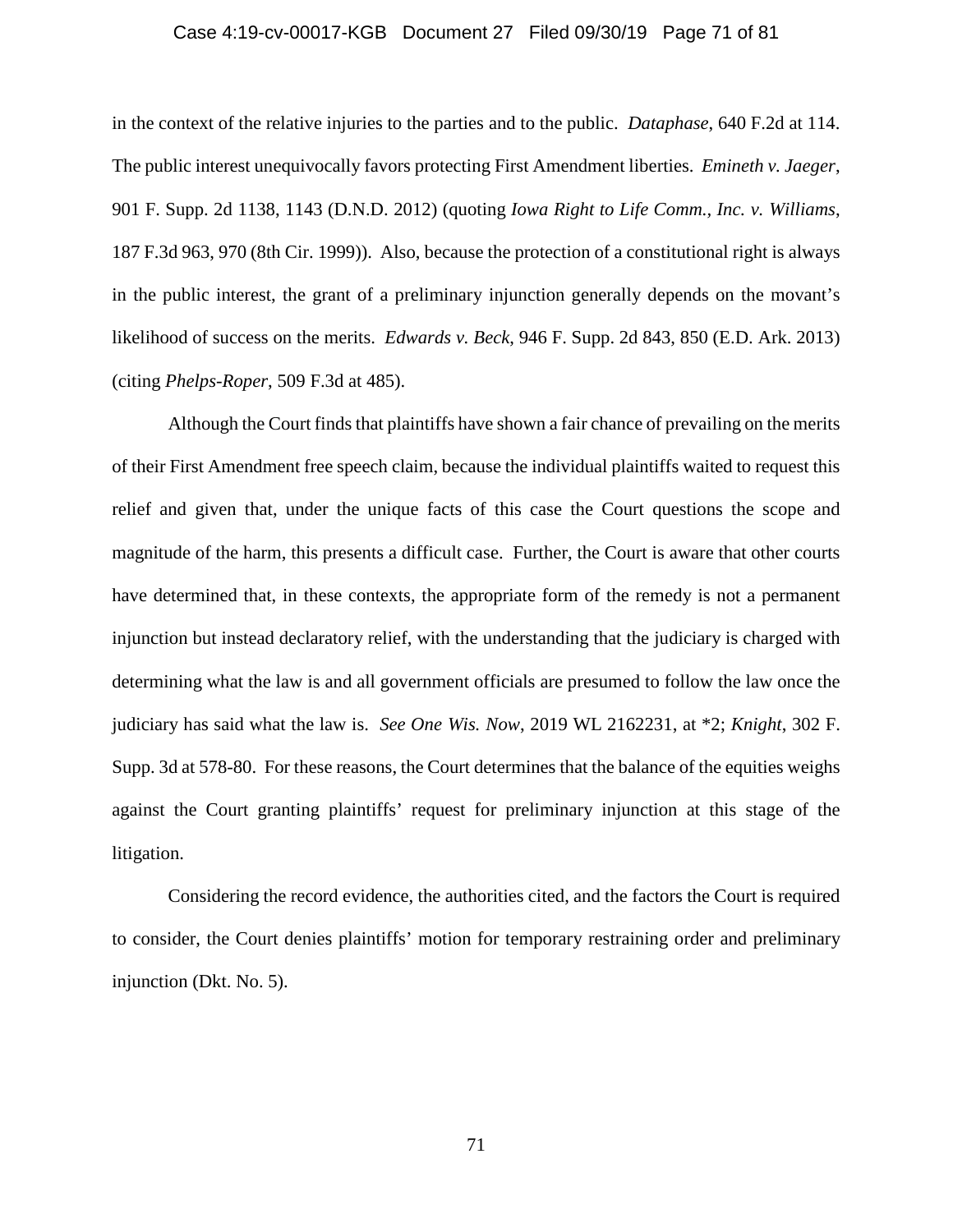in the context of the relative injuries to the parties and to the public. *Dataphase*, 640 F.2d at 114. The public interest unequivocally favors protecting First Amendment liberties. *Emineth v. Jaeger*, 901 F. Supp. 2d 1138, 1143 (D.N.D. 2012) (quoting *Iowa Right to Life Comm., Inc. v. Williams*, 187 F.3d 963, 970 (8th Cir. 1999)). Also, because the protection of a constitutional right is always in the public interest, the grant of a preliminary injunction generally depends on the movant's likelihood of success on the merits. *Edwards v. Beck*, 946 F. Supp. 2d 843, 850 (E.D. Ark. 2013) (citing *Phelps-Roper*, 509 F.3d at 485).

Although the Court finds that plaintiffs have shown a fair chance of prevailing on the merits of their First Amendment free speech claim, because the individual plaintiffs waited to request this relief and given that, under the unique facts of this case the Court questions the scope and magnitude of the harm, this presents a difficult case. Further, the Court is aware that other courts have determined that, in these contexts, the appropriate form of the remedy is not a permanent injunction but instead declaratory relief, with the understanding that the judiciary is charged with determining what the law is and all government officials are presumed to follow the law once the judiciary has said what the law is. *See One Wis. Now*, 2019 WL 2162231, at *2; *Knight*, 302 F. Supp. 3d at 578-80. For these reasons, the Court determines that the balance of the equities weighs against the Court granting plaintiffs' request for preliminary injunction at this stage of the litigation.

Considering the record evidence, the authorities cited, and the factors the Court is required to consider, the Court denies plaintiffs' motion for temporary restraining order and preliminary injunction (Dkt. No. 5).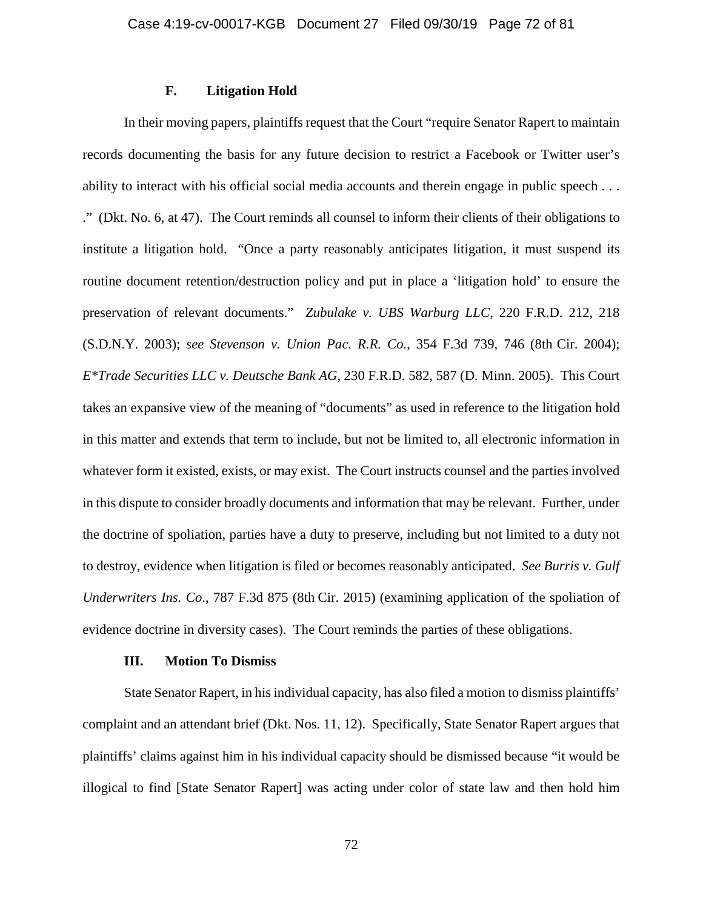### F. Litigation Hold

In their moving papers, plaintiffs request that the Court "require Senator Rapert to maintain records documenting the basis for any future decision to restrict a Facebook or Twitter user's ability to interact with his official social media accounts and therein engage in public speech . . . ." (Dkt. No. 6, at 47). The Court reminds all counsel to inform their clients of their obligations to institute a litigation hold. "Once a party reasonably anticipates litigation, it must suspend its routine document retention/destruction policy and put in place a 'litigation hold' to ensure the preservation of relevant documents." *Zubulake v. UBS Warburg LLC*, 220 F.R.D. 212, 218 (S.D.N.Y. 2003); *see Stevenson v. Union Pac. R.R. Co.*, 354 F.3d 739, 746 (8th Cir. 2004); *E*Trade Securities LLC v. Deutsche Bank AG*, 230 F.R.D. 582, 587 (D. Minn. 2005). This Court takes an expansive view of the meaning of "documents" as used in reference to the litigation hold in this matter and extends that term to include, but not be limited to, all electronic information in whatever form it existed, exists, or may exist. The Court instructs counsel and the parties involved in this dispute to consider broadly documents and information that may be relevant. Further, under the doctrine of spoliation, parties have a duty to preserve, including but not limited to a duty not to destroy, evidence when litigation is filed or becomes reasonably anticipated. *See Burris v. Gulf Underwriters Ins. Co*., 787 F.3d 875 (8th Cir. 2015) (examining application of the spoliation of evidence doctrine in diversity cases). The Court reminds the parties of these obligations.

## III. Motion To Dismiss

State Senator Rapert, in his individual capacity, has also filed a motion to dismiss plaintiffs' complaint and an attendant brief (Dkt. Nos. 11, 12). Specifically, State Senator Rapert argues that plaintiffs' claims against him in his individual capacity should be dismissed because "it would be illogical to find [State Senator Rapert] was acting under color of state law and then hold him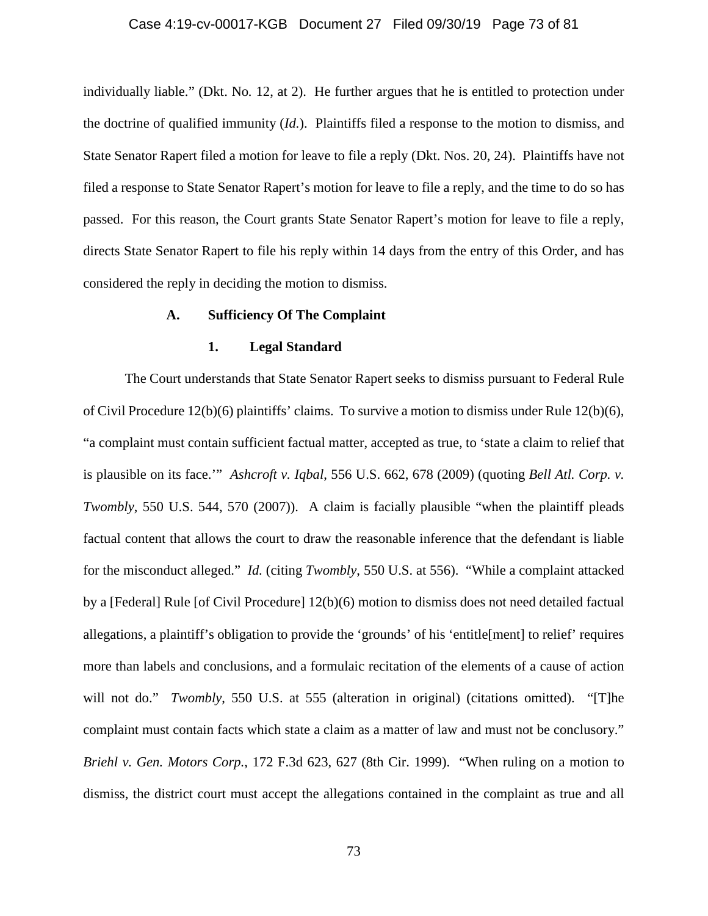individually liable." (Dkt. No. 12, at 2). He further argues that he is entitled to protection under the doctrine of qualified immunity (*Id.*). Plaintiffs filed a response to the motion to dismiss, and State Senator Rapert filed a motion for leave to file a reply (Dkt. Nos. 20, 24). Plaintiffs have not filed a response to State Senator Rapert's motion for leave to file a reply, and the time to do so has passed. For this reason, the Court grants State Senator Rapert's motion for leave to file a reply, directs State Senator Rapert to file his reply within 14 days from the entry of this Order, and has considered the reply in deciding the motion to dismiss.

### A. Sufficiency Of The Complaint

#### 1. Legal Standard

The Court understands that State Senator Rapert seeks to dismiss pursuant to Federal Rule of Civil Procedure 12(b)(6) plaintiffs' claims. To survive a motion to dismiss under Rule 12(b)(6), "a complaint must contain sufficient factual matter, accepted as true, to 'state a claim to relief that is plausible on its face.'" *Ashcroft v. Iqbal*, 556 U.S. 662, 678 (2009) (quoting *Bell Atl. Corp. v. Twombly*, 550 U.S. 544, 570 (2007)). A claim is facially plausible "when the plaintiff pleads factual content that allows the court to draw the reasonable inference that the defendant is liable for the misconduct alleged." *Id.* (citing *Twombly*, 550 U.S. at 556). "While a complaint attacked by a [Federal] Rule [of Civil Procedure] 12(b)(6) motion to dismiss does not need detailed factual allegations, a plaintiff's obligation to provide the 'grounds' of his 'entitle[ment] to relief' requires more than labels and conclusions, and a formulaic recitation of the elements of a cause of action will not do." *Twombly*, 550 U.S. at 555 (alteration in original) (citations omitted). "[T]he complaint must contain facts which state a claim as a matter of law and must not be conclusory." *Briehl v. Gen. Motors Corp.*, 172 F.3d 623, 627 (8th Cir. 1999). "When ruling on a motion to dismiss, the district court must accept the allegations contained in the complaint as true and all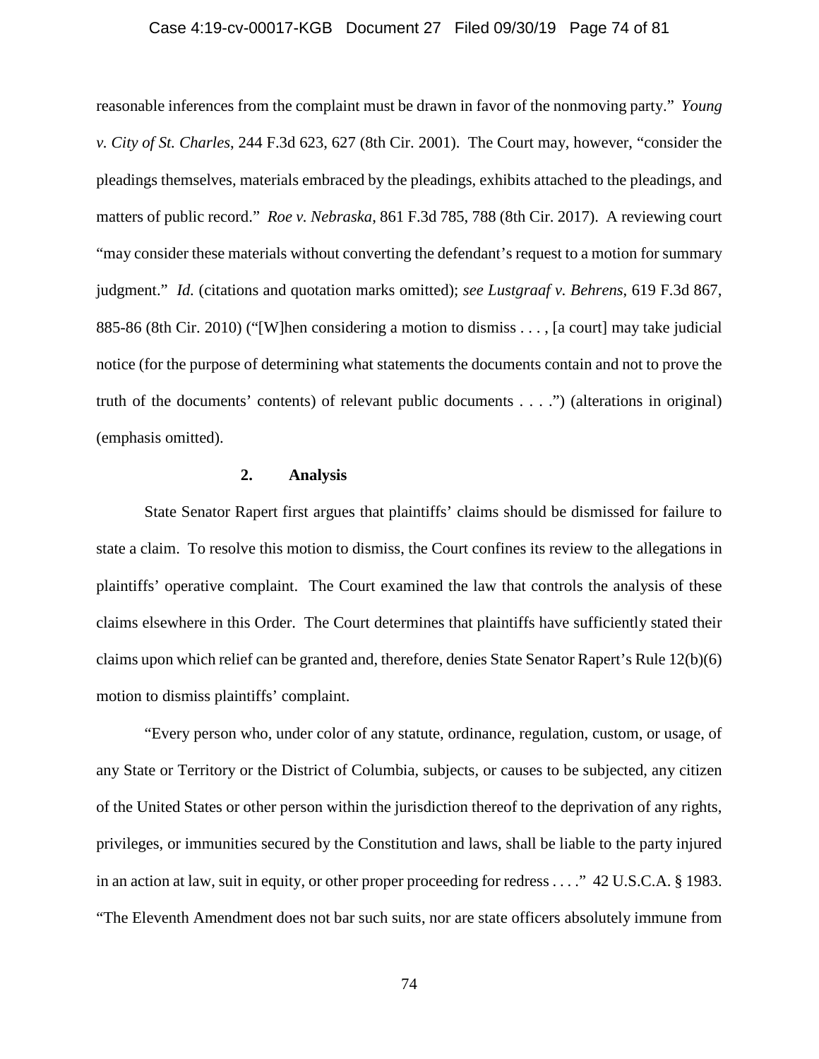reasonable inferences from the complaint must be drawn in favor of the nonmoving party." *Young v. City of St. Charles*, 244 F.3d 623, 627 (8th Cir. 2001). The Court may, however, "consider the pleadings themselves, materials embraced by the pleadings, exhibits attached to the pleadings, and matters of public record." *Roe v. Nebraska*, 861 F.3d 785, 788 (8th Cir. 2017). A reviewing court "may consider these materials without converting the defendant's request to a motion for summary judgment." *Id.* (citations and quotation marks omitted); *see Lustgraaf v. Behrens*, 619 F.3d 867, 885-86 (8th Cir. 2010) ("[W]hen considering a motion to dismiss . . . , [a court] may take judicial notice (for the purpose of determining what statements the documents contain and not to prove the truth of the documents' contents) of relevant public documents . . . .") (alterations in original) (emphasis omitted).

**2. Analysis**

State Senator Rapert first argues that plaintiffs' claims should be dismissed for failure to state a claim. To resolve this motion to dismiss, the Court confines its review to the allegations in plaintiffs' operative complaint. The Court examined the law that controls the analysis of these claims elsewhere in this Order. The Court determines that plaintiffs have sufficiently stated their claims upon which relief can be granted and, therefore, denies State Senator Rapert's Rule 12(b)(6) motion to dismiss plaintiffs' complaint.

"Every person who, under color of any statute, ordinance, regulation, custom, or usage, of any State or Territory or the District of Columbia, subjects, or causes to be subjected, any citizen of the United States or other person within the jurisdiction thereof to the deprivation of any rights, privileges, or immunities secured by the Constitution and laws, shall be liable to the party injured in an action at law, suit in equity, or other proper proceeding for redress . . . ." 42 U.S.C.A. § 1983. "The Eleventh Amendment does not bar such suits, nor are state officers absolutely immune from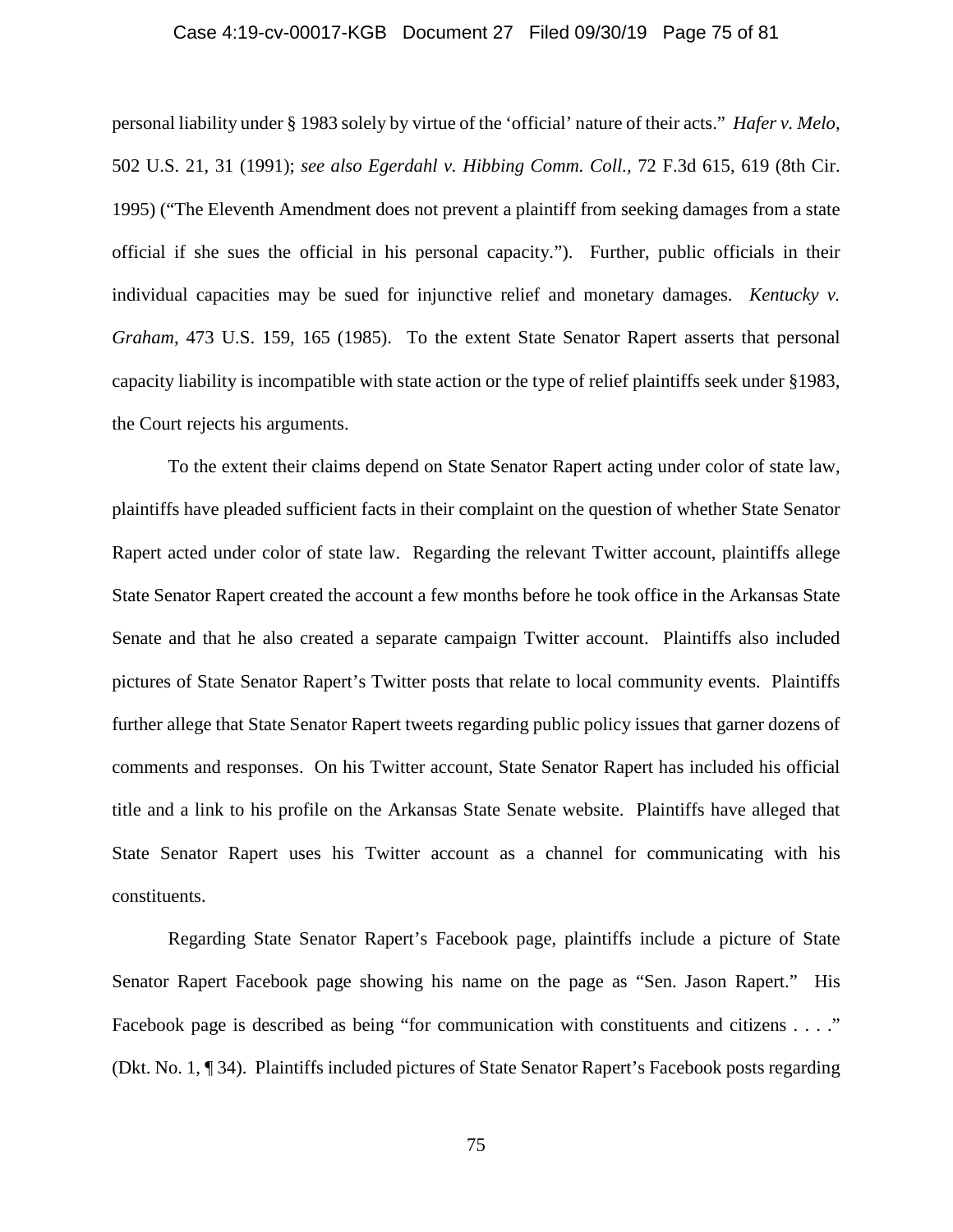personal liability under § 1983 solely by virtue of the 'official' nature of their acts." *Hafer v. Melo*, 502 U.S. 21, 31 (1991); *see also Egerdahl v. Hibbing Comm. Coll.*, 72 F.3d 615, 619 (8th Cir. 1995) ("The Eleventh Amendment does not prevent a plaintiff from seeking damages from a state official if she sues the official in his personal capacity."). Further, public officials in their individual capacities may be sued for injunctive relief and monetary damages. *Kentucky v. Graham*, 473 U.S. 159, 165 (1985). To the extent State Senator Rapert asserts that personal capacity liability is incompatible with state action or the type of relief plaintiffs seek under §1983, the Court rejects his arguments.

To the extent their claims depend on State Senator Rapert acting under color of state law, plaintiffs have pleaded sufficient facts in their complaint on the question of whether State Senator Rapert acted under color of state law. Regarding the relevant Twitter account, plaintiffs allege State Senator Rapert created the account a few months before he took office in the Arkansas State Senate and that he also created a separate campaign Twitter account. Plaintiffs also included pictures of State Senator Rapert's Twitter posts that relate to local community events. Plaintiffs further allege that State Senator Rapert tweets regarding public policy issues that garner dozens of comments and responses. On his Twitter account, State Senator Rapert has included his official title and a link to his profile on the Arkansas State Senate website. Plaintiffs have alleged that State Senator Rapert uses his Twitter account as a channel for communicating with his constituents.

Regarding State Senator Rapert's Facebook page, plaintiffs include a picture of State Senator Rapert Facebook page showing his name on the page as "Sen. Jason Rapert." His Facebook page is described as being "for communication with constituents and citizens . . . ." (Dkt. No. 1, ¶ 34). Plaintiffs included pictures of State Senator Rapert's Facebook posts regarding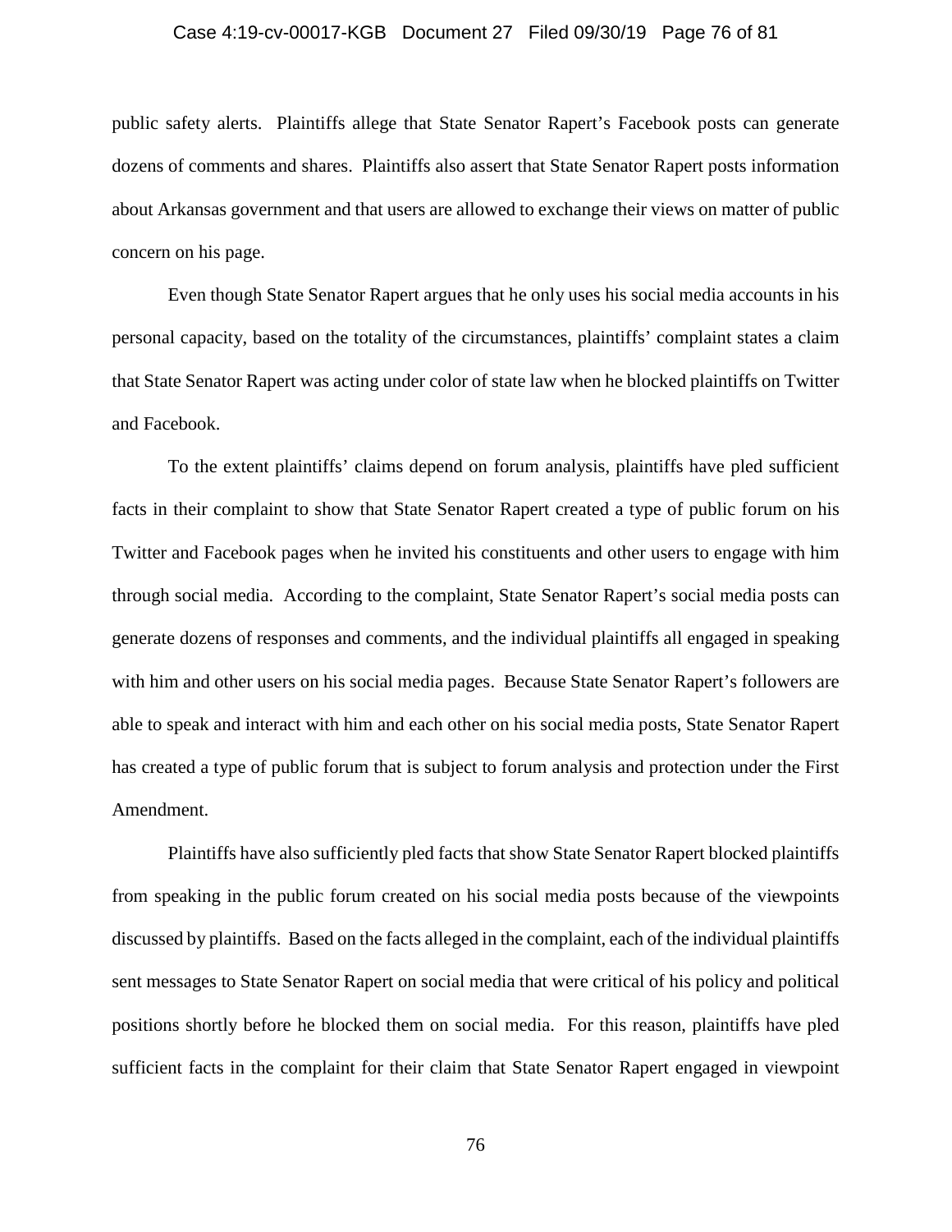public safety alerts. Plaintiffs allege that State Senator Rapert's Facebook posts can generate dozens of comments and shares. Plaintiffs also assert that State Senator Rapert posts information about Arkansas government and that users are allowed to exchange their views on matter of public concern on his page.

Even though State Senator Rapert argues that he only uses his social media accounts in his personal capacity, based on the totality of the circumstances, plaintiffs' complaint states a claim that State Senator Rapert was acting under color of state law when he blocked plaintiffs on Twitter and Facebook.

To the extent plaintiffs' claims depend on forum analysis, plaintiffs have pled sufficient facts in their complaint to show that State Senator Rapert created a type of public forum on his Twitter and Facebook pages when he invited his constituents and other users to engage with him through social media. According to the complaint, State Senator Rapert's social media posts can generate dozens of responses and comments, and the individual plaintiffs all engaged in speaking with him and other users on his social media pages. Because State Senator Rapert's followers are able to speak and interact with him and each other on his social media posts, State Senator Rapert has created a type of public forum that is subject to forum analysis and protection under the First Amendment.

Plaintiffs have also sufficiently pled facts that show State Senator Rapert blocked plaintiffs from speaking in the public forum created on his social media posts because of the viewpoints discussed by plaintiffs. Based on the facts alleged in the complaint, each of the individual plaintiffs sent messages to State Senator Rapert on social media that were critical of his policy and political positions shortly before he blocked them on social media. For this reason, plaintiffs have pled sufficient facts in the complaint for their claim that State Senator Rapert engaged in viewpoint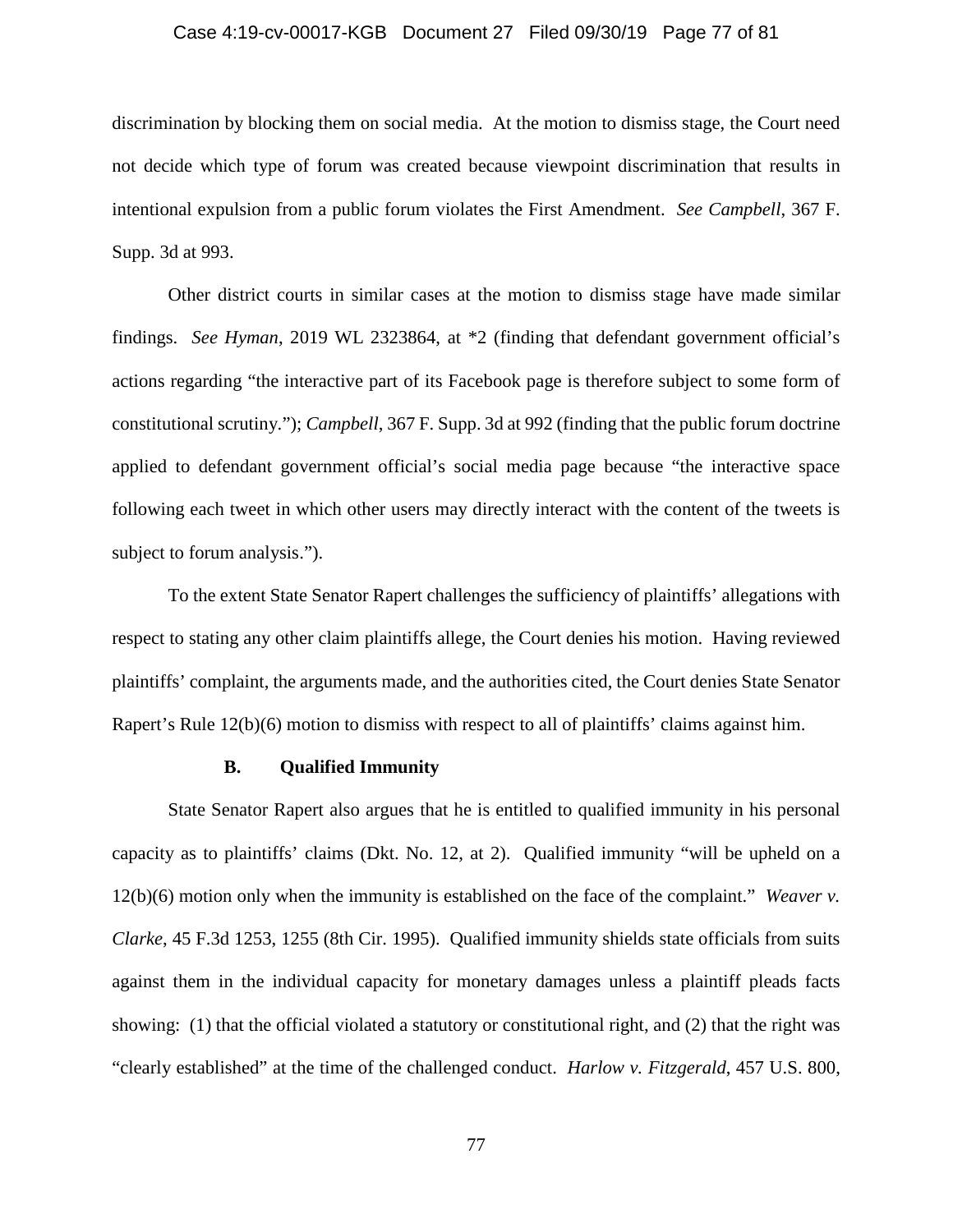discrimination by blocking them on social media. At the motion to dismiss stage, the Court need not decide which type of forum was created because viewpoint discrimination that results in intentional expulsion from a public forum violates the First Amendment. *See Campbell*, 367 F. Supp. 3d at 993.

Other district courts in similar cases at the motion to dismiss stage have made similar findings. *See Hyman*, 2019 WL 2323864, at *2 (finding that defendant government official's actions regarding "the interactive part of its Facebook page is therefore subject to some form of constitutional scrutiny."); *Campbell*, 367 F. Supp. 3d at 992 (finding that the public forum doctrine applied to defendant government official's social media page because "the interactive space following each tweet in which other users may directly interact with the content of the tweets is subject to forum analysis.").

To the extent State Senator Rapert challenges the sufficiency of plaintiffs' allegations with respect to stating any other claim plaintiffs allege, the Court denies his motion. Having reviewed plaintiffs' complaint, the arguments made, and the authorities cited, the Court denies State Senator Rapert's Rule 12(b)(6) motion to dismiss with respect to all of plaintiffs' claims against him.

### B. Qualified Immunity

State Senator Rapert also argues that he is entitled to qualified immunity in his personal capacity as to plaintiffs' claims (Dkt. No. 12, at 2). Qualified immunity "will be upheld on a 12(b)(6) motion only when the immunity is established on the face of the complaint." *Weaver v. Clarke*, 45 F.3d 1253, 1255 (8th Cir. 1995). Qualified immunity shields state officials from suits against them in the individual capacity for monetary damages unless a plaintiff pleads facts showing: (1) that the official violated a statutory or constitutional right, and (2) that the right was "clearly established" at the time of the challenged conduct. *Harlow v. Fitzgerald*, 457 U.S. 800,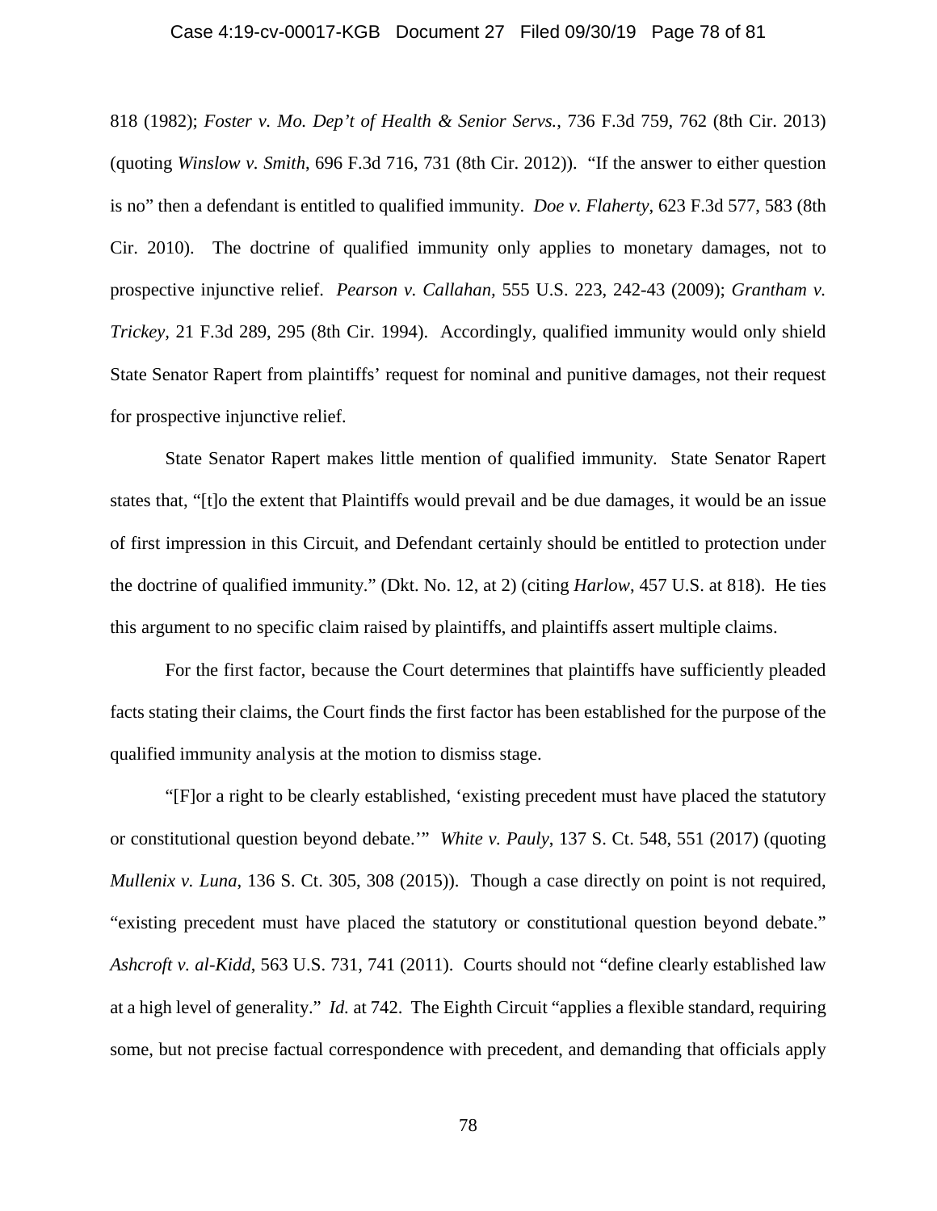818 (1982); *Foster v. Mo. Dep't of Health & Senior Servs.*, 736 F.3d 759, 762 (8th Cir. 2013) (quoting *Winslow v. Smith*, 696 F.3d 716, 731 (8th Cir. 2012)). "If the answer to either question is no" then a defendant is entitled to qualified immunity. *Doe v. Flaherty*, 623 F.3d 577, 583 (8th Cir. 2010). The doctrine of qualified immunity only applies to monetary damages, not to prospective injunctive relief. *Pearson v. Callahan*, 555 U.S. 223, 242-43 (2009); *Grantham v. Trickey*, 21 F.3d 289, 295 (8th Cir. 1994). Accordingly, qualified immunity would only shield State Senator Rapert from plaintiffs' request for nominal and punitive damages, not their request for prospective injunctive relief.

State Senator Rapert makes little mention of qualified immunity. State Senator Rapert states that, "[t]o the extent that Plaintiffs would prevail and be due damages, it would be an issue of first impression in this Circuit, and Defendant certainly should be entitled to protection under the doctrine of qualified immunity." (Dkt. No. 12, at 2) (citing *Harlow*, 457 U.S. at 818). He ties this argument to no specific claim raised by plaintiffs, and plaintiffs assert multiple claims.

For the first factor, because the Court determines that plaintiffs have sufficiently pleaded facts stating their claims, the Court finds the first factor has been established for the purpose of the qualified immunity analysis at the motion to dismiss stage.

"[F]or a right to be clearly established, 'existing precedent must have placed the statutory or constitutional question beyond debate.'" *White v. Pauly*, 137 S. Ct. 548, 551 (2017) (quoting *Mullenix v. Luna*, 136 S. Ct. 305, 308 (2015)). Though a case directly on point is not required, "existing precedent must have placed the statutory or constitutional question beyond debate." *Ashcroft v. al-Kidd*, 563 U.S. 731, 741 (2011). Courts should not "define clearly established law at a high level of generality." *Id.* at 742. The Eighth Circuit "applies a flexible standard, requiring some, but not precise factual correspondence with precedent, and demanding that officials apply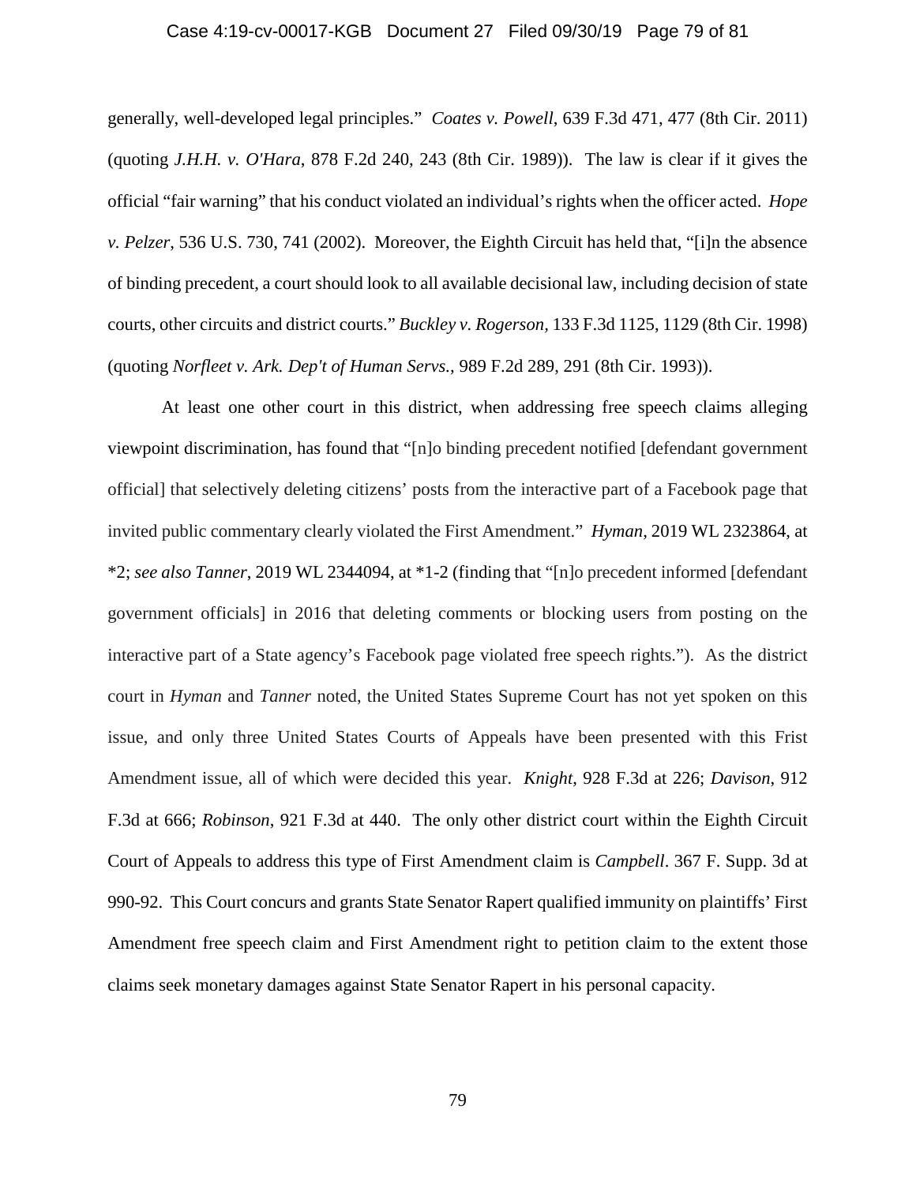generally, well-developed legal principles." *Coates v. Powell*, 639 F.3d 471, 477 (8th Cir. 2011) (quoting *J.H.H. v. O'Hara*, 878 F.2d 240, 243 (8th Cir. 1989)). The law is clear if it gives the official "fair warning" that his conduct violated an individual's rights when the officer acted. *Hope v. Pelzer*, 536 U.S. 730, 741 (2002). Moreover, the Eighth Circuit has held that, "[i]n the absence of binding precedent, a court should look to all available decisional law, including decision of state courts, other circuits and district courts." *Buckley v. Rogerson*, 133 F.3d 1125, 1129 (8th Cir. 1998) (quoting *Norfleet v. Ark. Dep't of Human Servs.*, 989 F.2d 289, 291 (8th Cir. 1993)).

At least one other court in this district, when addressing free speech claims alleging viewpoint discrimination, has found that "[n]o binding precedent notified [defendant government official] that selectively deleting citizens' posts from the interactive part of a Facebook page that invited public commentary clearly violated the First Amendment." *Hyman*, 2019 WL 2323864, at *2; *see also Tanner*, 2019 WL 2344094, at *1-2 (finding that "[n]o precedent informed [defendant government officials] in 2016 that deleting comments or blocking users from posting on the interactive part of a State agency's Facebook page violated free speech rights."). As the district court in *Hyman* and *Tanner* noted, the United States Supreme Court has not yet spoken on this issue, and only three United States Courts of Appeals have been presented with this Frist Amendment issue, all of which were decided this year. *Knight*, 928 F.3d at 226; *Davison*, 912 F.3d at 666; *Robinson*, 921 F.3d at 440. The only other district court within the Eighth Circuit Court of Appeals to address this type of First Amendment claim is *Campbell*. 367 F. Supp. 3d at 990-92. This Court concurs and grants State Senator Rapert qualified immunity on plaintiffs' First Amendment free speech claim and First Amendment right to petition claim to the extent those claims seek monetary damages against State Senator Rapert in his personal capacity.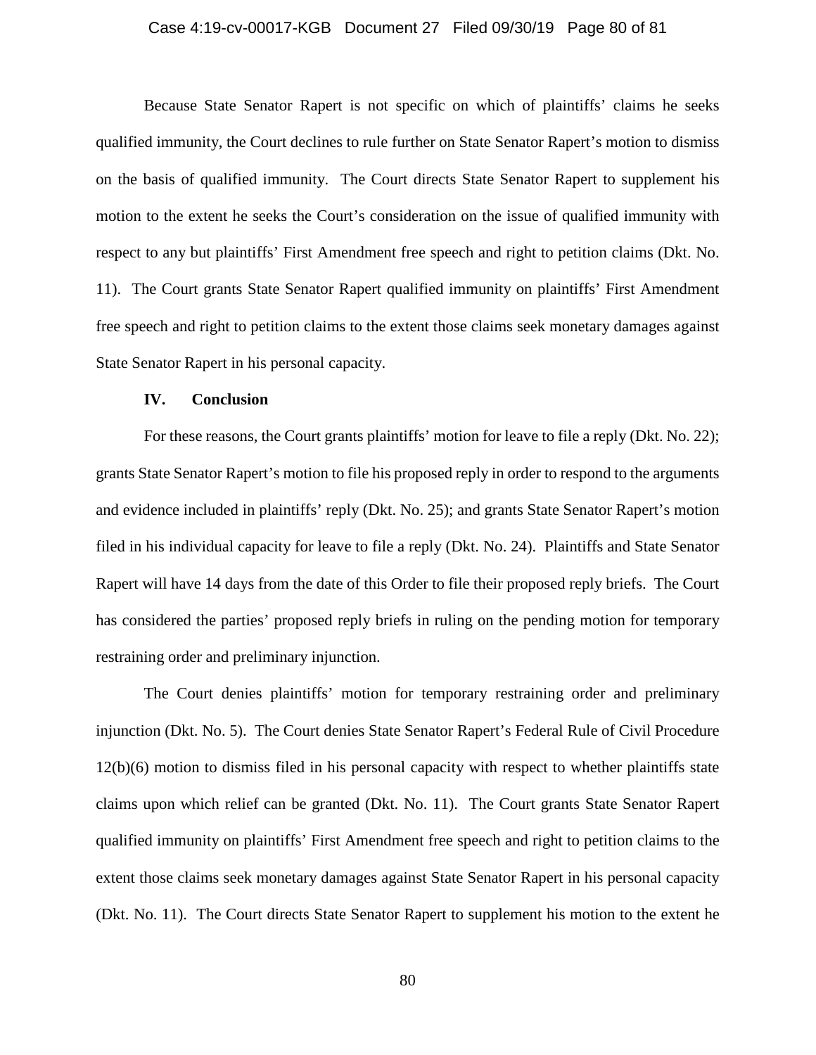Because State Senator Rapert is not specific on which of plaintiffs' claims he seeks qualified immunity, the Court declines to rule further on State Senator Rapert's motion to dismiss on the basis of qualified immunity. The Court directs State Senator Rapert to supplement his motion to the extent he seeks the Court's consideration on the issue of qualified immunity with respect to any but plaintiffs' First Amendment free speech and right to petition claims (Dkt. No. 11). The Court grants State Senator Rapert qualified immunity on plaintiffs' First Amendment free speech and right to petition claims to the extent those claims seek monetary damages against State Senator Rapert in his personal capacity.

## IV. Conclusion

For these reasons, the Court grants plaintiffs' motion for leave to file a reply (Dkt. No. 22); grants State Senator Rapert's motion to file his proposed reply in order to respond to the arguments and evidence included in plaintiffs' reply (Dkt. No. 25); and grants State Senator Rapert's motion filed in his individual capacity for leave to file a reply (Dkt. No. 24). Plaintiffs and State Senator Rapert will have 14 days from the date of this Order to file their proposed reply briefs. The Court has considered the parties' proposed reply briefs in ruling on the pending motion for temporary restraining order and preliminary injunction.

The Court denies plaintiffs' motion for temporary restraining order and preliminary injunction (Dkt. No. 5). The Court denies State Senator Rapert's Federal Rule of Civil Procedure 12(b)(6) motion to dismiss filed in his personal capacity with respect to whether plaintiffs state claims upon which relief can be granted (Dkt. No. 11). The Court grants State Senator Rapert qualified immunity on plaintiffs' First Amendment free speech and right to petition claims to the extent those claims seek monetary damages against State Senator Rapert in his personal capacity (Dkt. No. 11). The Court directs State Senator Rapert to supplement his motion to the extent he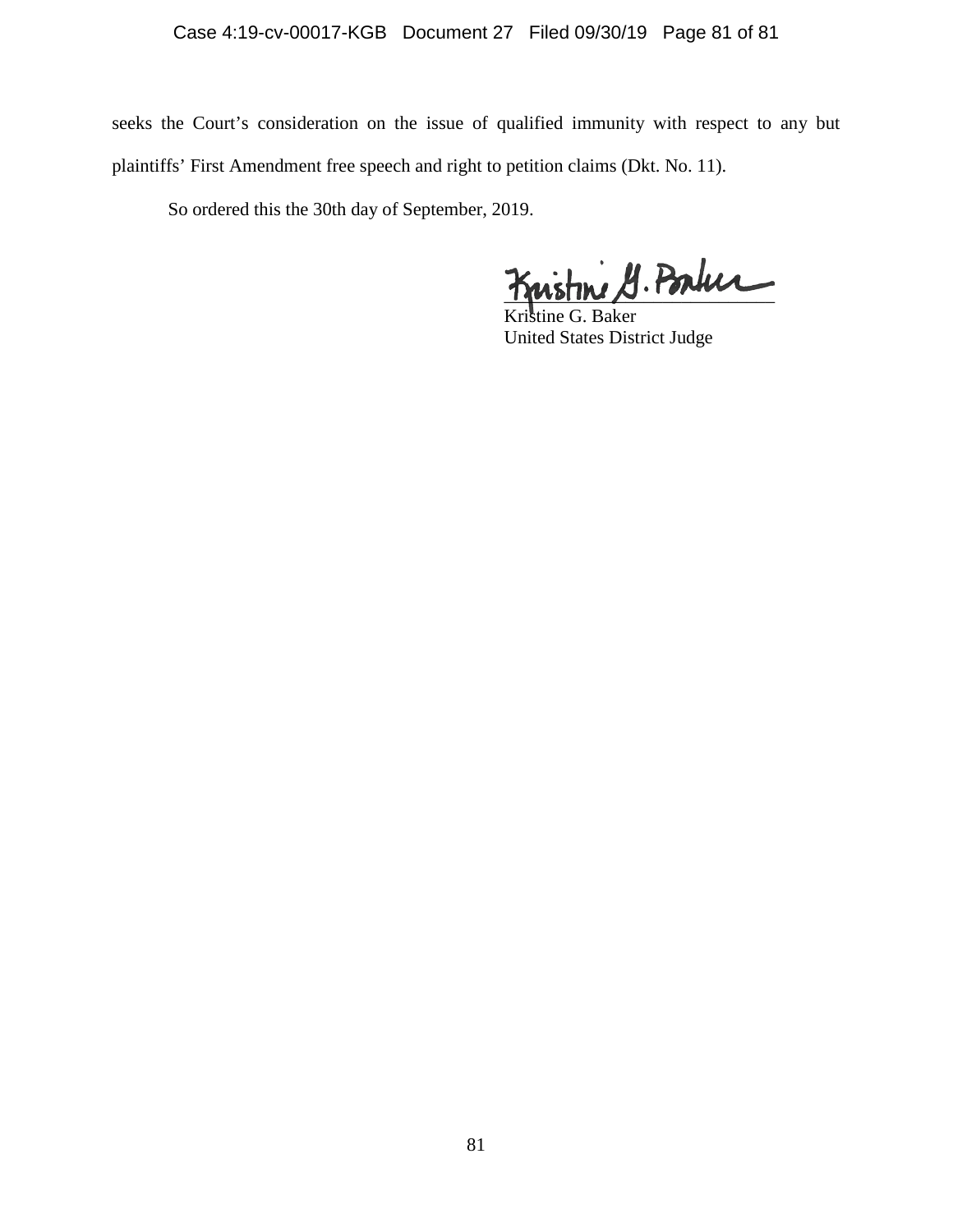seeks the Court's consideration on the issue of qualified immunity with respect to any but plaintiffs' First Amendment free speech and right to petition claims (Dkt. No. 11).

So ordered this the 30th day of September, 2019.

Kristine G. Baker
United States District Judge